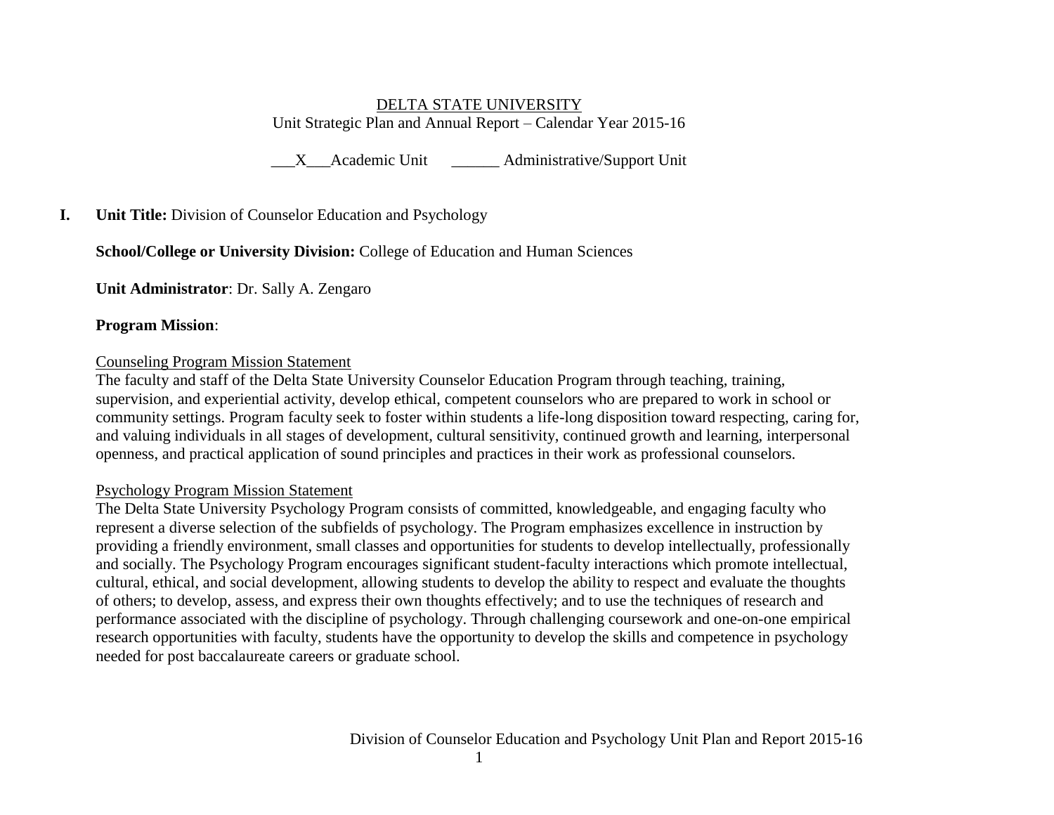DELTA STATE UNIVERSITY

Unit Strategic Plan and Annual Report – Calendar Year 2015-16

___X___Academic Unit ______ Administrative/Support Unit

**I. Unit Title:** Division of Counselor Education and Psychology

**School/College or University Division:** College of Education and Human Sciences

**Unit Administrator**: Dr. Sally A. Zengaro

**Program Mission**:

Counseling Program Mission Statement

The faculty and staff of the Delta State University Counselor Education Program through teaching, training, supervision, and experiential activity, develop ethical, competent counselors who are prepared to work in school or community settings. Program faculty seek to foster within students a life-long disposition toward respecting, caring for, and valuing individuals in all stages of development, cultural sensitivity, continued growth and learning, interpersonal openness, and practical application of sound principles and practices in their work as professional counselors.

Psychology Program Mission Statement

The Delta State University Psychology Program consists of committed, knowledgeable, and engaging faculty who represent a diverse selection of the subfields of psychology. The Program emphasizes excellence in instruction by providing a friendly environment, small classes and opportunities for students to develop intellectually, professionally and socially. The Psychology Program encourages significant student-faculty interactions which promote intellectual, cultural, ethical, and social development, allowing students to develop the ability to respect and evaluate the thoughts of others; to develop, assess, and express their own thoughts effectively; and to use the techniques of research and performance associated with the discipline of psychology. Through challenging coursework and one-on-one empirical research opportunities with faculty, students have the opportunity to develop the skills and competence in psychology needed for post baccalaureate careers or graduate school.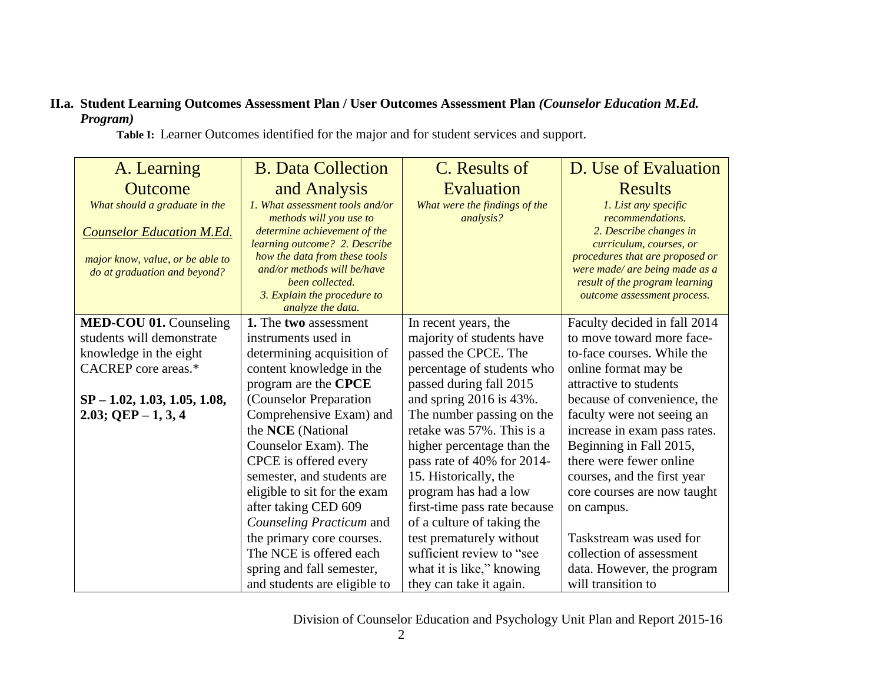**II.a. Student Learning Outcomes Assessment Plan / User Outcomes Assessment Plan *(Counselor Education M.Ed. Program)***

**Table I:** Learner Outcomes identified for the major and for student services and support.

| A. Learning Outcome<br>*What should a graduate in the* *Counselor Education M.Ed.* *major know, value, or be able to do at graduation and beyond?* | B. Data Collection and Analysis<br>*1. What assessment tools and/or methods will you use to determine achievement of the learning outcome? 2. Describe how the data from these tools and/or methods will be/have been collected. 3. Explain the procedure to analyze the data.* | C. Results of Evaluation<br>*What were the findings of the analysis?* | D. Use of Evaluation Results<br>*1. List any specific recommendations. 2. Describe changes in curriculum, courses, or procedures that are proposed or were made/ are being made as a result of the program learning outcome assessment process.* |
|---|---|---|---|
| **MED-COU 01.** Counseling students will demonstrate knowledge in the eight CACREP core areas.*<br><br>**SP – 1.02, 1.03, 1.05, 1.08, 2.03; QEP – 1, 3, 4** | **1.** The **two** assessment instruments used in determining acquisition of content knowledge in the program are the **CPCE** (Counselor Preparation Comprehensive Exam) and the **NCE** (National Counselor Exam). The CPCE is offered every semester, and students are eligible to sit for the exam after taking CED 609 *Counseling Practicum* and the primary core courses. The NCE is offered each spring and fall semester, and students are eligible to | In recent years, the majority of students have passed the CPCE. The percentage of students who passed during fall 2015 and spring 2016 is 43%. The number passing on the retake was 57%. This is a higher percentage than the pass rate of 40% for 2014-15. Historically, the program has had a low first-time pass rate because of a culture of taking the test prematurely without sufficient review to "see what it is like," knowing they can take it again. | Faculty decided in fall 2014 to move toward more face-to-face courses. While the online format may be attractive to students because of convenience, the faculty were not seeing an increase in exam pass rates. Beginning in Fall 2015, there were fewer online courses, and the first year core courses are now taught on campus.<br><br>Taskstream was used for collection of assessment data. However, the program will transition to |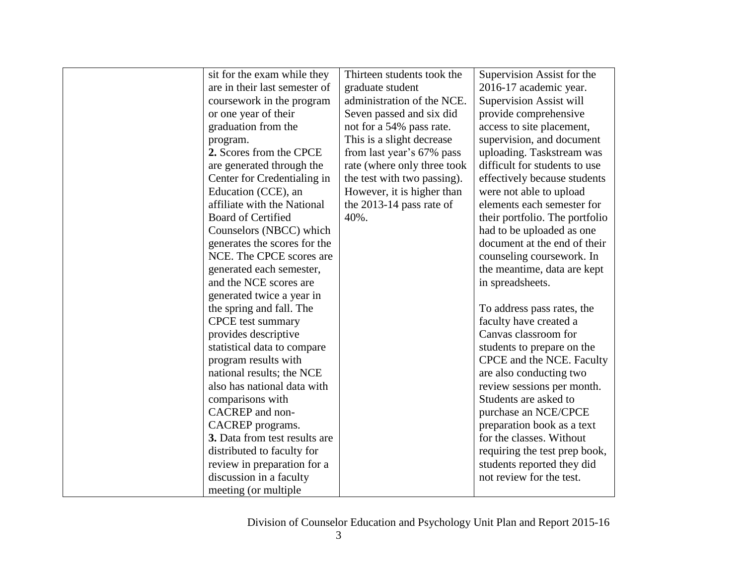| | | | |
|---|---|---|---|
| | sit for the exam while they are in their last semester of coursework in the program or one year of their graduation from the program.<br>**2.** Scores from the CPCE are generated through the Center for Credentialing in Education (CCE), an affiliate with the National Board of Certified Counselors (NBCC) which generates the scores for the NCE. The CPCE scores are generated each semester, and the NCE scores are generated twice a year in the spring and fall. The CPCE test summary provides descriptive statistical data to compare program results with national results; the NCE also has national data with comparisons with CACREP and non-CACREP programs.<br>**3.** Data from test results are distributed to faculty for review in preparation for a discussion in a faculty meeting (or multiple | Thirteen students took the graduate student administration of the NCE. Seven passed and six did not for a 54% pass rate. This is a slight decrease from last year's 67% pass rate (where only three took the test with two passing). However, it is higher than the 2013-14 pass rate of 40%. | Supervision Assist for the 2016-17 academic year. Supervision Assist will provide comprehensive access to site placement, supervision, and document uploading. Taskstream was difficult for students to use effectively because students were not able to upload elements each semester for their portfolio. The portfolio had to be uploaded as one document at the end of their counseling coursework. In the meantime, data are kept in spreadsheets.<br><br>To address pass rates, the faculty have created a Canvas classroom for students to prepare on the CPCE and the NCE. Faculty are also conducting two review sessions per month. Students are asked to purchase an NCE/CPCE preparation book as a text for the classes. Without requiring the test prep book, students reported they did not review for the test. |

Division of Counselor Education and Psychology Unit Plan and Report 2015-16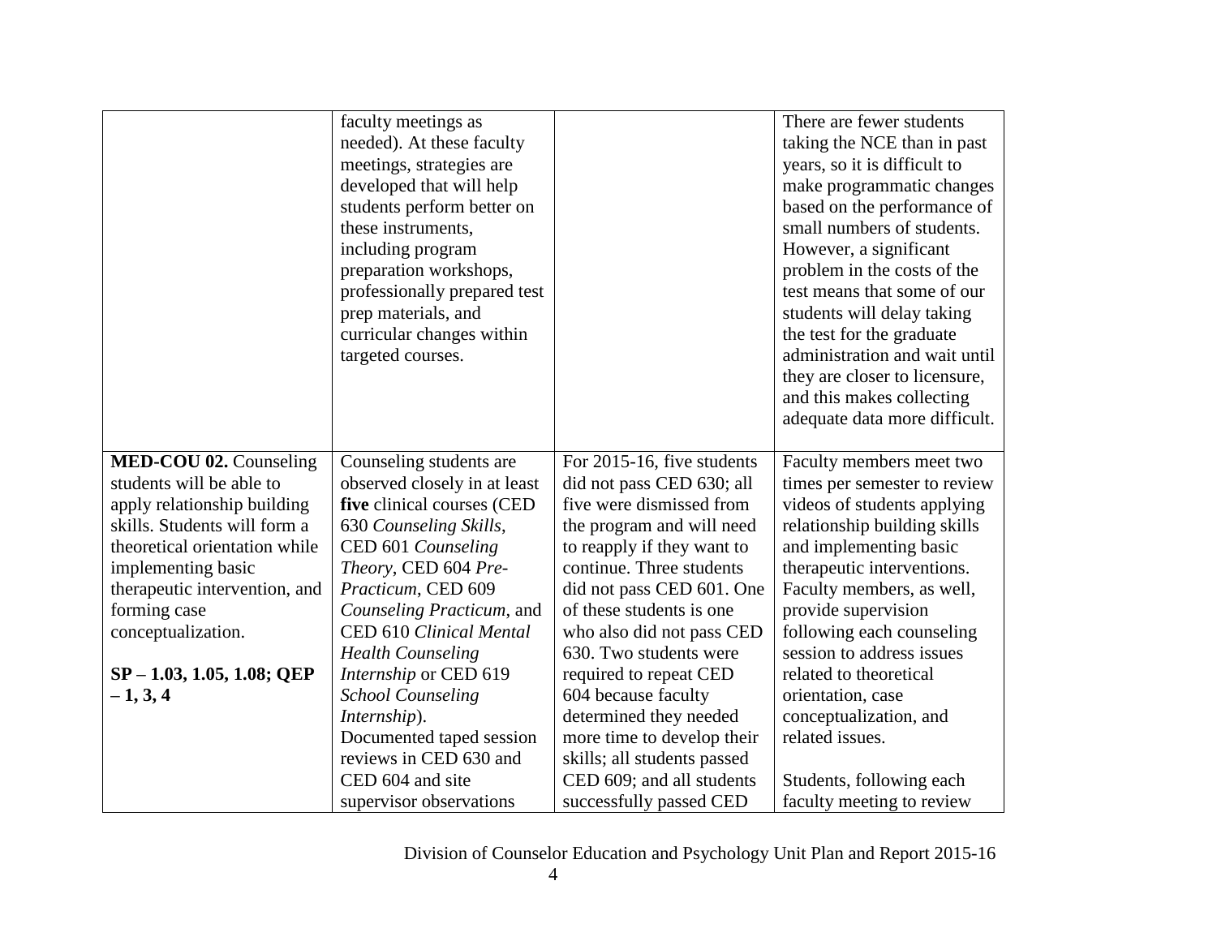| | | | |
|---|---|---|---|
| | faculty meetings as needed). At these faculty meetings, strategies are developed that will help students perform better on these instruments, including program preparation workshops, professionally prepared test prep materials, and curricular changes within targeted courses. | | There are fewer students taking the NCE than in past years, so it is difficult to make programmatic changes based on the performance of small numbers of students. However, a significant problem in the costs of the test means that some of our students will delay taking the test for the graduate administration and wait until they are closer to licensure, and this makes collecting adequate data more difficult. |
| **MED-COU 02.** Counseling students will be able to apply relationship building skills. Students will form a theoretical orientation while implementing basic therapeutic intervention, and forming case conceptualization.<br><br>**SP – 1.03, 1.05, 1.08; QEP – 1, 3, 4** | Counseling students are observed closely in at least **five** clinical courses (CED 630 *Counseling Skills*, CED 601 *Counseling Theory*, CED 604 *Pre-Practicum*, CED 609 *Counseling Practicum*, and CED 610 *Clinical Mental Health Counseling Internship* or CED 619 *School Counseling Internship*). Documented taped session reviews in CED 630 and CED 604 and site supervisor observations | For 2015-16, five students did not pass CED 630; all five were dismissed from the program and will need to reapply if they want to continue. Three students did not pass CED 601. One of these students is one who also did not pass CED 630. Two students were required to repeat CED 604 because faculty determined they needed more time to develop their skills; all students passed CED 609; and all students successfully passed CED | Faculty members meet two times per semester to review videos of students applying relationship building skills and implementing basic therapeutic interventions. Faculty members, as well, provide supervision following each counseling session to address issues related to theoretical orientation, case conceptualization, and related issues.<br><br>Students, following each faculty meeting to review |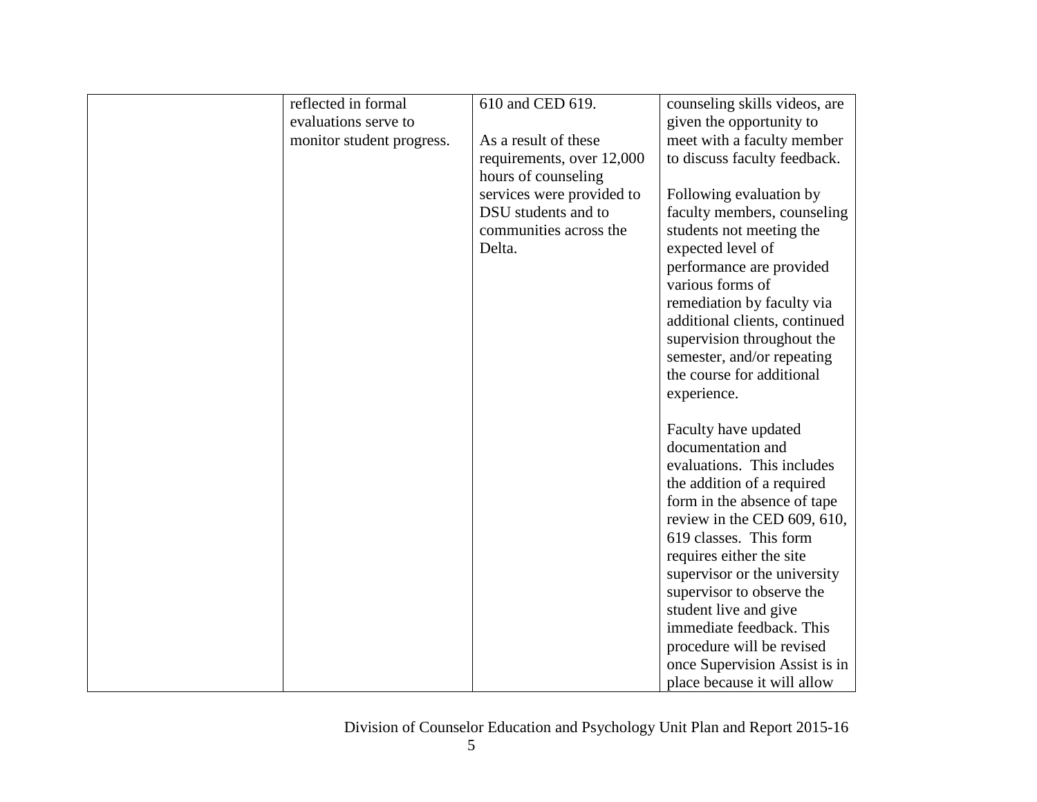| | | | |
|---|---|---|---|
| | reflected in formal evaluations serve to monitor student progress. | 610 and CED 619.<br><br>As a result of these requirements, over 12,000 hours of counseling services were provided to DSU students and to communities across the Delta. | counseling skills videos, are given the opportunity to meet with a faculty member to discuss faculty feedback.<br><br>Following evaluation by faculty members, counseling students not meeting the expected level of performance are provided various forms of remediation by faculty via additional clients, continued supervision throughout the semester, and/or repeating the course for additional experience.<br><br>Faculty have updated documentation and evaluations. This includes the addition of a required form in the absence of tape review in the CED 609, 610, 619 classes. This form requires either the site supervisor or the university supervisor to observe the student live and give immediate feedback. This procedure will be revised once Supervision Assist is in place because it will allow |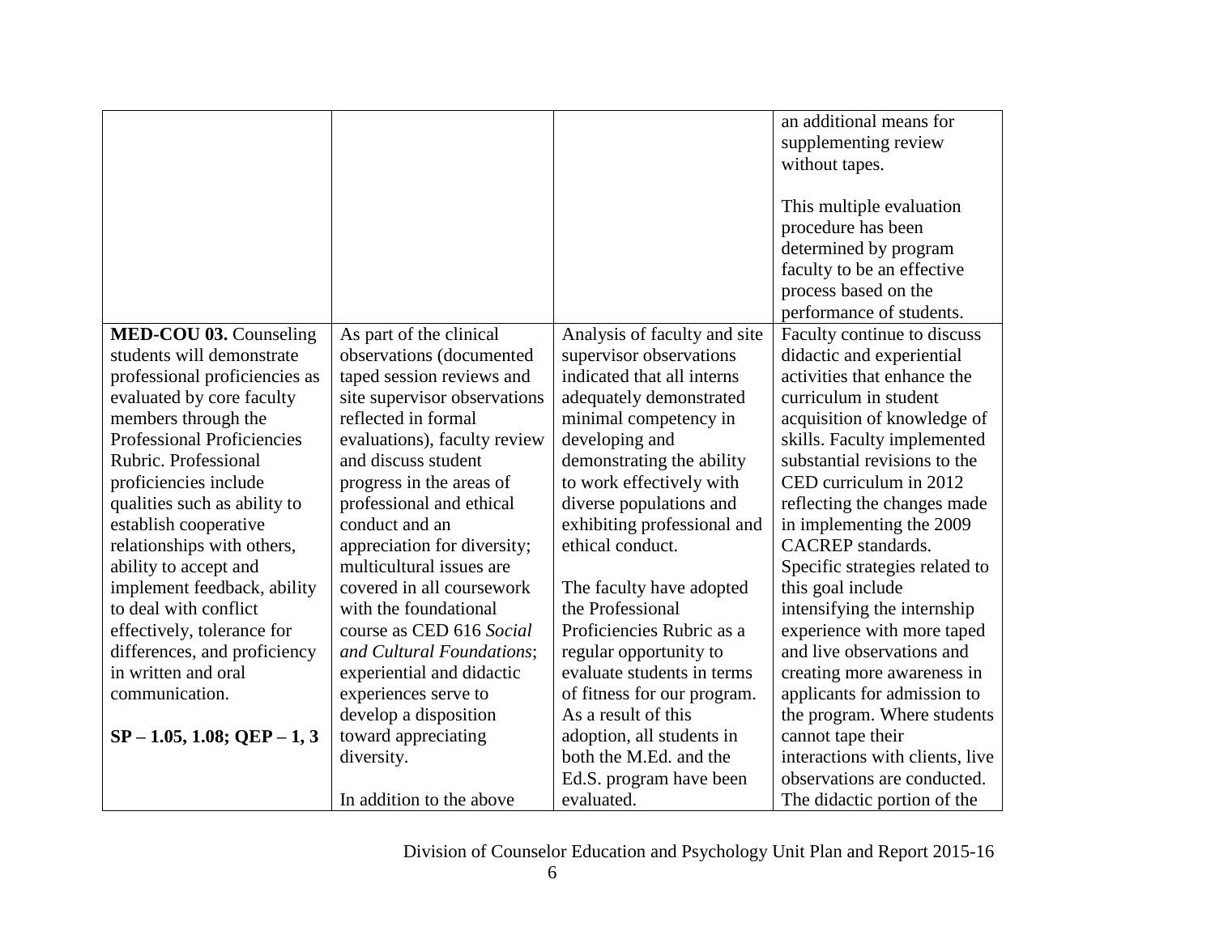| | | | |
|---|---|---|---|
| | | | an additional means for supplementing review without tapes.<br><br>This multiple evaluation procedure has been determined by program faculty to be an effective process based on the performance of students. |
| **MED-COU 03.** Counseling students will demonstrate professional proficiencies as evaluated by core faculty members through the Professional Proficiencies Rubric. Professional proficiencies include qualities such as ability to establish cooperative relationships with others, ability to accept and implement feedback, ability to deal with conflict effectively, tolerance for differences, and proficiency in written and oral communication.<br><br>**SP – 1.05, 1.08; QEP – 1, 3** | As part of the clinical observations (documented taped session reviews and site supervisor observations reflected in formal evaluations), faculty review and discuss student progress in the areas of professional and ethical conduct and an appreciation for diversity; multicultural issues are covered in all coursework with the foundational course as CED 616 *Social and Cultural Foundations*; experiential and didactic experiences serve to develop a disposition toward appreciating diversity.<br><br>In addition to the above | Analysis of faculty and site supervisor observations indicated that all interns adequately demonstrated minimal competency in developing and demonstrating the ability to work effectively with diverse populations and exhibiting professional and ethical conduct.<br><br>The faculty have adopted the Professional Proficiencies Rubric as a regular opportunity to evaluate students in terms of fitness for our program. As a result of this adoption, all students in both the M.Ed. and the Ed.S. program have been evaluated. | Faculty continue to discuss didactic and experiential activities that enhance the curriculum in student acquisition of knowledge of skills. Faculty implemented substantial revisions to the CED curriculum in 2012 reflecting the changes made in implementing the 2009 CACREP standards. Specific strategies related to this goal include intensifying the internship experience with more taped and live observations and creating more awareness in applicants for admission to the program. Where students cannot tape their interactions with clients, live observations are conducted. The didactic portion of the |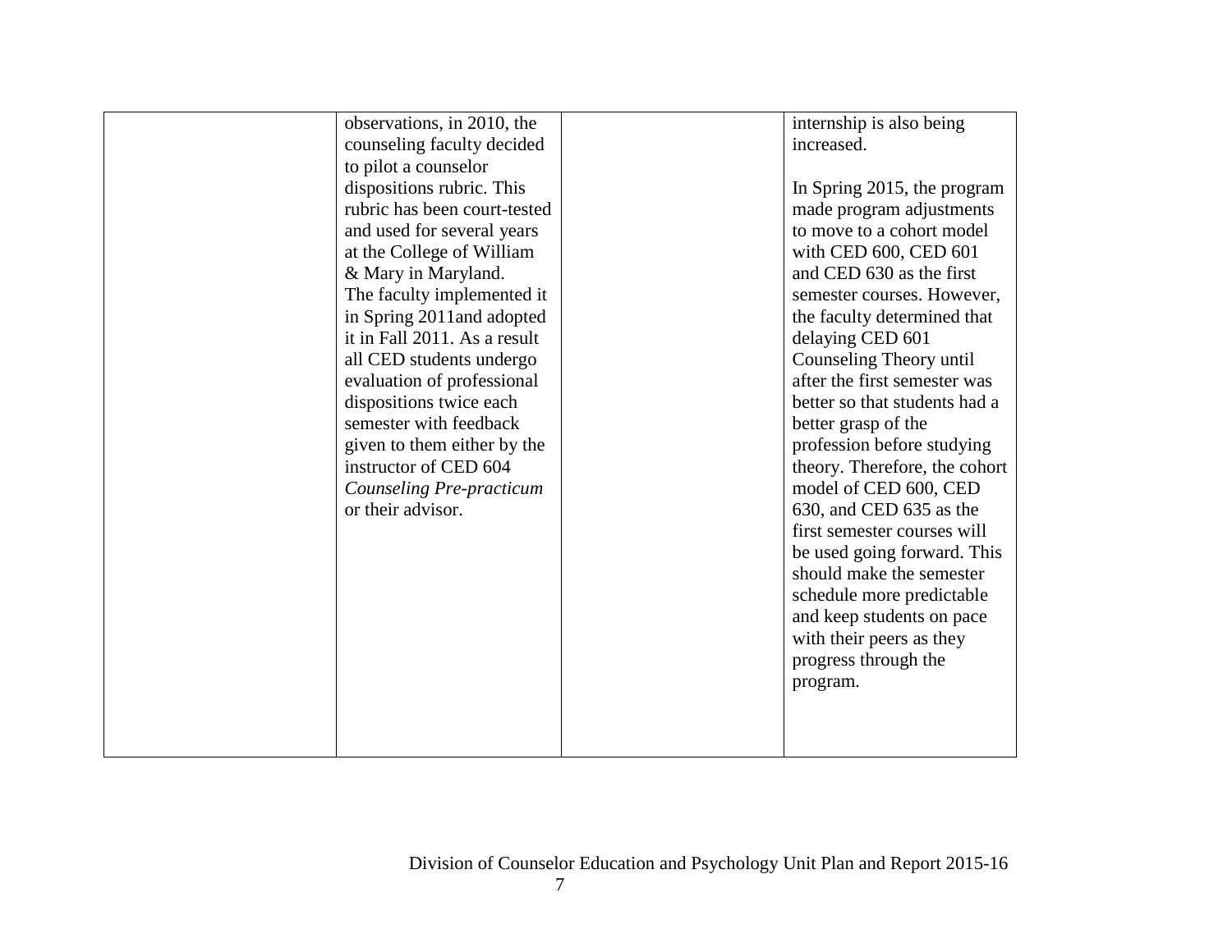|  | observations, in 2010, the counseling faculty decided to pilot a counselor dispositions rubric. This rubric has been court-tested and used for several years at the College of William & Mary in Maryland. The faculty implemented it in Spring 2011and adopted it in Fall 2011. As a result all CED students undergo evaluation of professional dispositions twice each semester with feedback given to them either by the instructor of CED 604 *Counseling Pre-practicum* or their advisor. |  | internship is also being increased.<br><br>In Spring 2015, the program made program adjustments to move to a cohort model with CED 600, CED 601 and CED 630 as the first semester courses. However, the faculty determined that delaying CED 601 Counseling Theory until after the first semester was better so that students had a better grasp of the profession before studying theory. Therefore, the cohort model of CED 600, CED 630, and CED 635 as the first semester courses will be used going forward. This should make the semester schedule more predictable and keep students on pace with their peers as they progress through the program. |
|---|---|---|---|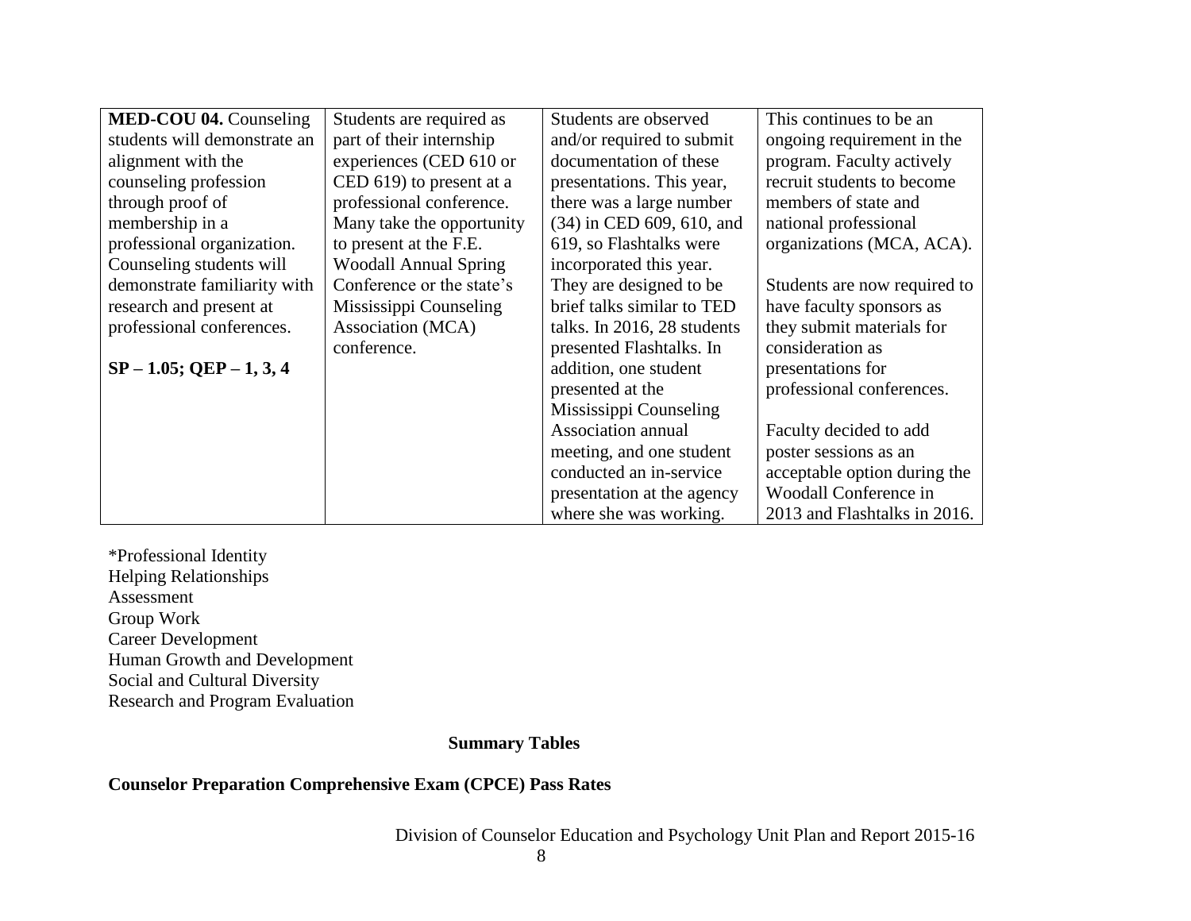| **MED-COU 04.** Counseling students will demonstrate an alignment with the counseling profession through proof of membership in a professional organization. Counseling students will demonstrate familiarity with research and present at professional conferences.<br><br>**SP – 1.05; QEP – 1, 3, 4** | Students are required as part of their internship experiences (CED 610 or CED 619) to present at a professional conference. Many take the opportunity to present at the F.E. Woodall Annual Spring Conference or the state's Mississippi Counseling Association (MCA) conference. | Students are observed and/or required to submit documentation of these presentations. This year, there was a large number (34) in CED 609, 610, and 619, so Flashtalks were incorporated this year. They are designed to be brief talks similar to TED talks. In 2016, 28 students presented Flashtalks. In addition, one student presented at the Mississippi Counseling Association annual meeting, and one student conducted an in-service presentation at the agency where she was working. | This continues to be an ongoing requirement in the program. Faculty actively recruit students to become members of state and national professional organizations (MCA, ACA).<br><br>Students are now required to have faculty sponsors as they submit materials for consideration as presentations for professional conferences.<br><br>Faculty decided to add poster sessions as an acceptable option during the Woodall Conference in 2013 and Flashtalks in 2016. |
|---|---|---|---|

*Professional Identity
Helping Relationships
Assessment
Group Work
Career Development
Human Growth and Development
Social and Cultural Diversity
Research and Program Evaluation

**Summary Tables**

**Counselor Preparation Comprehensive Exam (CPCE) Pass Rates**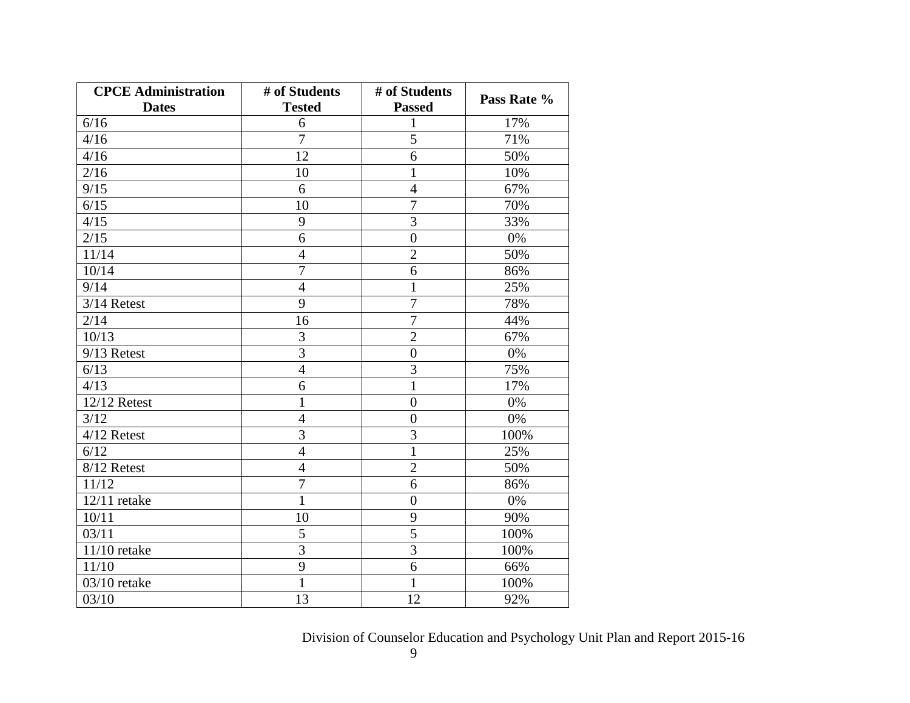| CPCE Administration Dates | # of Students Tested | # of Students Passed | Pass Rate % |
|---|---|---|---|
| 6/16 | 6 | 1 | 17% |
| 4/16 | 7 | 5 | 71% |
| 4/16 | 12 | 6 | 50% |
| 2/16 | 10 | 1 | 10% |
| 9/15 | 6 | 4 | 67% |
| 6/15 | 10 | 7 | 70% |
| 4/15 | 9 | 3 | 33% |
| 2/15 | 6 | 0 | 0% |
| 11/14 | 4 | 2 | 50% |
| 10/14 | 7 | 6 | 86% |
| 9/14 | 4 | 1 | 25% |
| 3/14 Retest | 9 | 7 | 78% |
| 2/14 | 16 | 7 | 44% |
| 10/13 | 3 | 2 | 67% |
| 9/13 Retest | 3 | 0 | 0% |
| 6/13 | 4 | 3 | 75% |
| 4/13 | 6 | 1 | 17% |
| 12/12 Retest | 1 | 0 | 0% |
| 3/12 | 4 | 0 | 0% |
| 4/12 Retest | 3 | 3 | 100% |
| 6/12 | 4 | 1 | 25% |
| 8/12 Retest | 4 | 2 | 50% |
| 11/12 | 7 | 6 | 86% |
| 12/11 retake | 1 | 0 | 0% |
| 10/11 | 10 | 9 | 90% |
| 03/11 | 5 | 5 | 100% |
| 11/10 retake | 3 | 3 | 100% |
| 11/10 | 9 | 6 | 66% |
| 03/10 retake | 1 | 1 | 100% |
| 03/10 | 13 | 12 | 92% |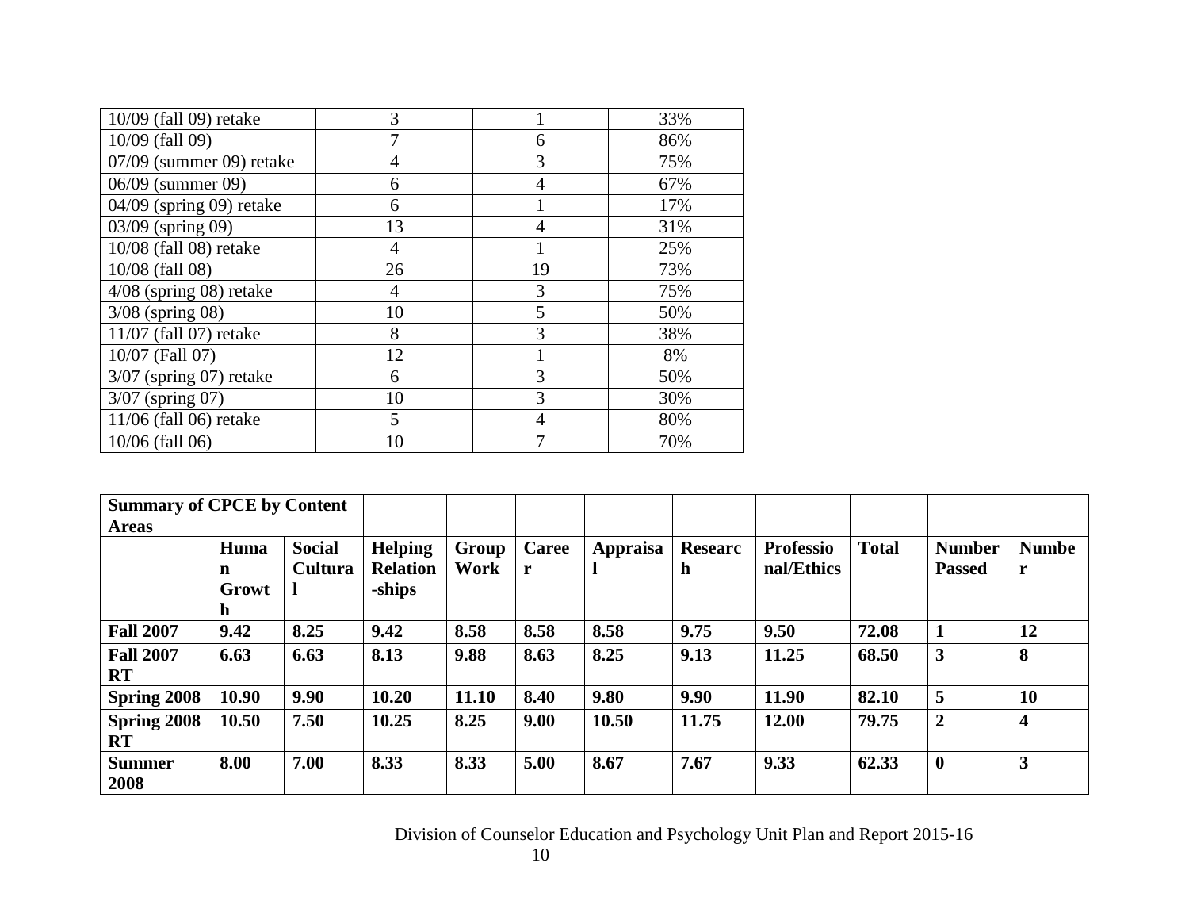| | | | |
|---|---|---|---|
| 10/09 (fall 09) retake | 3 | 1 | 33% |
| 10/09 (fall 09) | 7 | 6 | 86% |
| 07/09 (summer 09) retake | 4 | 3 | 75% |
| 06/09 (summer 09) | 6 | 4 | 67% |
| 04/09 (spring 09) retake | 6 | 1 | 17% |
| 03/09 (spring 09) | 13 | 4 | 31% |
| 10/08 (fall 08) retake | 4 | 1 | 25% |
| 10/08 (fall 08) | 26 | 19 | 73% |
| 4/08 (spring 08) retake | 4 | 3 | 75% |
| 3/08 (spring 08) | 10 | 5 | 50% |
| 11/07 (fall 07) retake | 8 | 3 | 38% |
| 10/07 (Fall 07) | 12 | 1 | 8% |
| 3/07 (spring 07) retake | 6 | 3 | 50% |
| 3/07 (spring 07) | 10 | 3 | 30% |
| 11/06 (fall 06) retake | 5 | 4 | 80% |
| 10/06 (fall 06) | 10 | 7 | 70% |

| **Summary of CPCE by Content Areas** | | | | | | | | | | | |
|---|---|---|---|---|---|---|---|---|---|---|---|
| | **Human Growth** | **Social Cultural** | **Helping Relation-ships** | **Group Work** | **Career** | **Appraisal** | **Research** | **Professional/Ethics** | **Total** | **Number Passed** | **Number** |
| **Fall 2007** | **9.42** | **8.25** | **9.42** | **8.58** | **8.58** | **8.58** | **9.75** | **9.50** | **72.08** | **1** | **12** |
| **Fall 2007 RT** | **6.63** | **6.63** | **8.13** | **9.88** | **8.63** | **8.25** | **9.13** | **11.25** | **68.50** | **3** | **8** |
| **Spring 2008** | **10.90** | **9.90** | **10.20** | **11.10** | **8.40** | **9.80** | **9.90** | **11.90** | **82.10** | **5** | **10** |
| **Spring 2008 RT** | **10.50** | **7.50** | **10.25** | **8.25** | **9.00** | **10.50** | **11.75** | **12.00** | **79.75** | **2** | **4** |
| **Summer 2008** | **8.00** | **7.00** | **8.33** | **8.33** | **5.00** | **8.67** | **7.67** | **9.33** | **62.33** | **0** | **3** |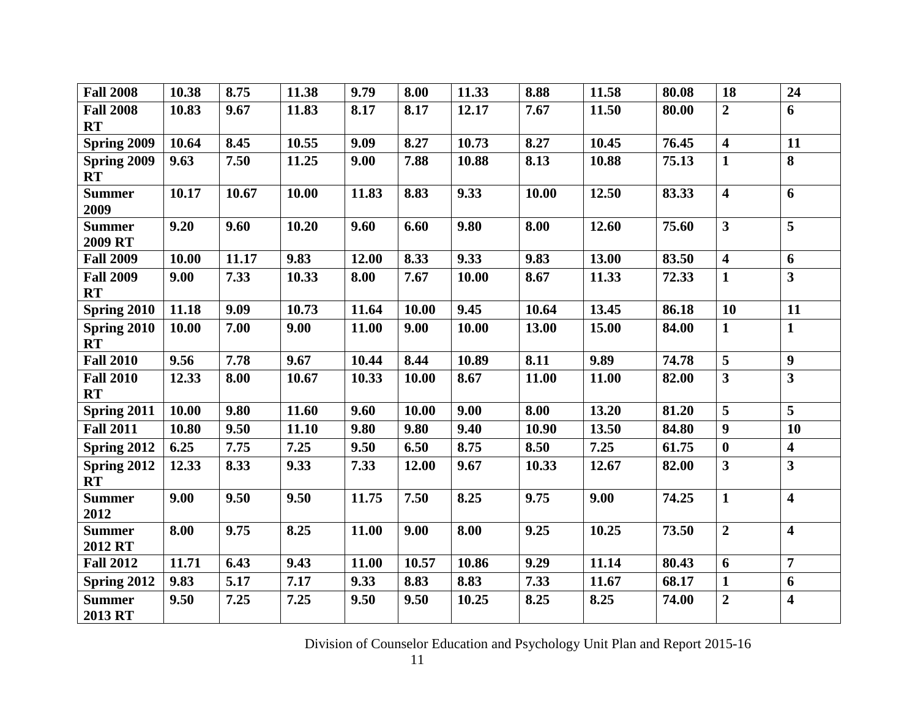| Fall 2008 | 10.38 | 8.75 | 11.38 | 9.79 | 8.00 | 11.33 | 8.88 | 11.58 | 80.08 | 18 | 24 |
|---|---|---|---|---|---|---|---|---|---|---|---|
| Fall 2008 RT | 10.83 | 9.67 | 11.83 | 8.17 | 8.17 | 12.17 | 7.67 | 11.50 | 80.00 | 2 | 6 |
| Spring 2009 | 10.64 | 8.45 | 10.55 | 9.09 | 8.27 | 10.73 | 8.27 | 10.45 | 76.45 | 4 | 11 |
| Spring 2009 RT | 9.63 | 7.50 | 11.25 | 9.00 | 7.88 | 10.88 | 8.13 | 10.88 | 75.13 | 1 | 8 |
| Summer 2009 | 10.17 | 10.67 | 10.00 | 11.83 | 8.83 | 9.33 | 10.00 | 12.50 | 83.33 | 4 | 6 |
| Summer 2009 RT | 9.20 | 9.60 | 10.20 | 9.60 | 6.60 | 9.80 | 8.00 | 12.60 | 75.60 | 3 | 5 |
| Fall 2009 | 10.00 | 11.17 | 9.83 | 12.00 | 8.33 | 9.33 | 9.83 | 13.00 | 83.50 | 4 | 6 |
| Fall 2009 RT | 9.00 | 7.33 | 10.33 | 8.00 | 7.67 | 10.00 | 8.67 | 11.33 | 72.33 | 1 | 3 |
| Spring 2010 | 11.18 | 9.09 | 10.73 | 11.64 | 10.00 | 9.45 | 10.64 | 13.45 | 86.18 | 10 | 11 |
| Spring 2010 RT | 10.00 | 7.00 | 9.00 | 11.00 | 9.00 | 10.00 | 13.00 | 15.00 | 84.00 | 1 | 1 |
| Fall 2010 | 9.56 | 7.78 | 9.67 | 10.44 | 8.44 | 10.89 | 8.11 | 9.89 | 74.78 | 5 | 9 |
| Fall 2010 RT | 12.33 | 8.00 | 10.67 | 10.33 | 10.00 | 8.67 | 11.00 | 11.00 | 82.00 | 3 | 3 |
| Spring 2011 | 10.00 | 9.80 | 11.60 | 9.60 | 10.00 | 9.00 | 8.00 | 13.20 | 81.20 | 5 | 5 |
| Fall 2011 | 10.80 | 9.50 | 11.10 | 9.80 | 9.80 | 9.40 | 10.90 | 13.50 | 84.80 | 9 | 10 |
| Spring 2012 | 6.25 | 7.75 | 7.25 | 9.50 | 6.50 | 8.75 | 8.50 | 7.25 | 61.75 | 0 | 4 |
| Spring 2012 RT | 12.33 | 8.33 | 9.33 | 7.33 | 12.00 | 9.67 | 10.33 | 12.67 | 82.00 | 3 | 3 |
| Summer 2012 | 9.00 | 9.50 | 9.50 | 11.75 | 7.50 | 8.25 | 9.75 | 9.00 | 74.25 | 1 | 4 |
| Summer 2012 RT | 8.00 | 9.75 | 8.25 | 11.00 | 9.00 | 8.00 | 9.25 | 10.25 | 73.50 | 2 | 4 |
| Fall 2012 | 11.71 | 6.43 | 9.43 | 11.00 | 10.57 | 10.86 | 9.29 | 11.14 | 80.43 | 6 | 7 |
| Spring 2012 | 9.83 | 5.17 | 7.17 | 9.33 | 8.83 | 8.83 | 7.33 | 11.67 | 68.17 | 1 | 6 |
| Summer 2013 RT | 9.50 | 7.25 | 7.25 | 9.50 | 9.50 | 10.25 | 8.25 | 8.25 | 74.00 | 2 | 4 |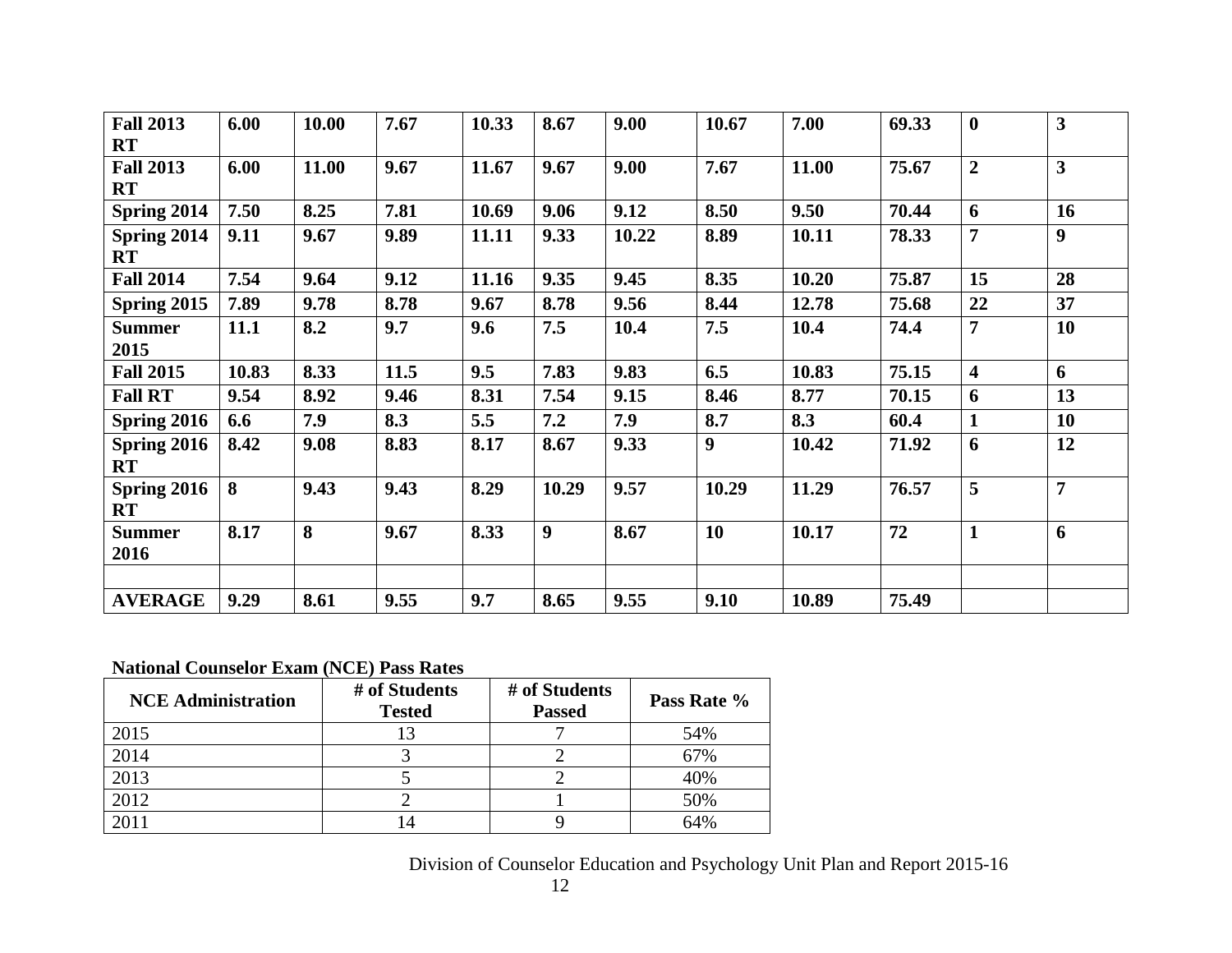| **Fall 2013 RT** | **6.00** | **10.00** | **7.67** | **10.33** | **8.67** | **9.00** | **10.67** | **7.00** | **69.33** | **0** | **3** |
|---|---|---|---|---|---|---|---|---|---|---|---|
| **Fall 2013 RT** | **6.00** | **11.00** | **9.67** | **11.67** | **9.67** | **9.00** | **7.67** | **11.00** | **75.67** | **2** | **3** |
| **Spring 2014** | **7.50** | **8.25** | **7.81** | **10.69** | **9.06** | **9.12** | **8.50** | **9.50** | **70.44** | **6** | **16** |
| **Spring 2014 RT** | **9.11** | **9.67** | **9.89** | **11.11** | **9.33** | **10.22** | **8.89** | **10.11** | **78.33** | **7** | **9** |
| **Fall 2014** | **7.54** | **9.64** | **9.12** | **11.16** | **9.35** | **9.45** | **8.35** | **10.20** | **75.87** | **15** | **28** |
| **Spring 2015** | **7.89** | **9.78** | **8.78** | **9.67** | **8.78** | **9.56** | **8.44** | **12.78** | **75.68** | **22** | **37** |
| **Summer 2015** | **11.1** | **8.2** | **9.7** | **9.6** | **7.5** | **10.4** | **7.5** | **10.4** | **74.4** | **7** | **10** |
| **Fall 2015** | **10.83** | **8.33** | **11.5** | **9.5** | **7.83** | **9.83** | **6.5** | **10.83** | **75.15** | **4** | **6** |
| **Fall RT** | **9.54** | **8.92** | **9.46** | **8.31** | **7.54** | **9.15** | **8.46** | **8.77** | **70.15** | **6** | **13** |
| **Spring 2016** | **6.6** | **7.9** | **8.3** | **5.5** | **7.2** | **7.9** | **8.7** | **8.3** | **60.4** | **1** | **10** |
| **Spring 2016 RT** | **8.42** | **9.08** | **8.83** | **8.17** | **8.67** | **9.33** | **9** | **10.42** | **71.92** | **6** | **12** |
| **Spring 2016 RT** | **8** | **9.43** | **9.43** | **8.29** | **10.29** | **9.57** | **10.29** | **11.29** | **76.57** | **5** | **7** |
| **Summer 2016** | **8.17** | **8** | **9.67** | **8.33** | **9** | **8.67** | **10** | **10.17** | **72** | **1** | **6** |
| | | | | | | | | | | | |
| **AVERAGE** | **9.29** | **8.61** | **9.55** | **9.7** | **8.65** | **9.55** | **9.10** | **10.89** | **75.49** | | |

**National Counselor Exam (NCE) Pass Rates**

| NCE Administration | # of Students Tested | # of Students Passed | Pass Rate % |
|---|---|---|---|
| 2015 | 13 | 7 | 54% |
| 2014 | 3 | 2 | 67% |
| 2013 | 5 | 2 | 40% |
| 2012 | 2 | 1 | 50% |
| 2011 | 14 | 9 | 64% |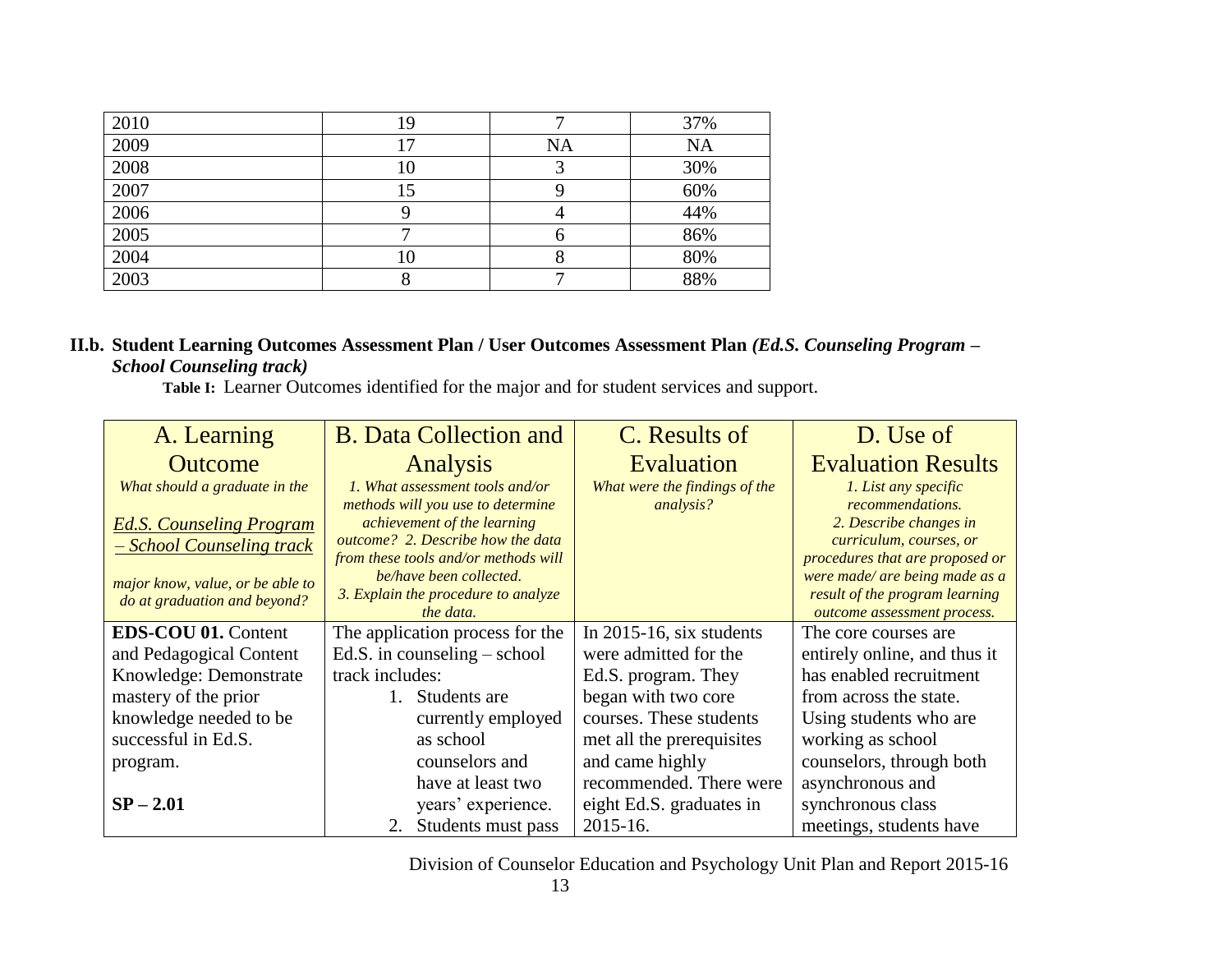| | | | |
|---|---|---|---|
| 2010 | 19 | 7 | 37% |
| 2009 | 17 | NA | NA |
| 2008 | 10 | 3 | 30% |
| 2007 | 15 | 9 | 60% |
| 2006 | 9 | 4 | 44% |
| 2005 | 7 | 6 | 86% |
| 2004 | 10 | 8 | 80% |
| 2003 | 8 | 7 | 88% |

### II.b. Student Learning Outcomes Assessment Plan / User Outcomes Assessment Plan *(Ed.S. Counseling Program – School Counseling track)*

**Table I:** Learner Outcomes identified for the major and for student services and support.

| A. Learning Outcome<br>*What should a graduate in the*<br>*Ed.S. Counseling Program – School Counseling track*<br>*major know, value, or be able to do at graduation and beyond?* | B. Data Collection and Analysis<br>*1. What assessment tools and/or methods will you use to determine achievement of the learning outcome? 2. Describe how the data from these tools and/or methods will be/have been collected.*<br>*3. Explain the procedure to analyze the data.* | C. Results of Evaluation<br>*What were the findings of the analysis?* | D. Use of Evaluation Results<br>*1. List any specific recommendations.*<br>*2. Describe changes in curriculum, courses, or procedures that are proposed or were made/ are being made as a result of the program learning outcome assessment process.* |
|---|---|---|---|
| **EDS-COU 01.** Content and Pedagogical Content Knowledge: Demonstrate mastery of the prior knowledge needed to be successful in Ed.S. program.<br><br>**SP – 2.01** | The application process for the Ed.S. in counseling – school track includes:<br>1. Students are currently employed as school counselors and have at least two years' experience.<br>2. Students must pass | In 2015-16, six students were admitted for the Ed.S. program. They began with two core courses. These students met all the prerequisites and came highly recommended. There were eight Ed.S. graduates in 2015-16. | The core courses are entirely online, and thus it has enabled recruitment from across the state. Using students who are working as school counselors, through both asynchronous and synchronous class meetings, students have |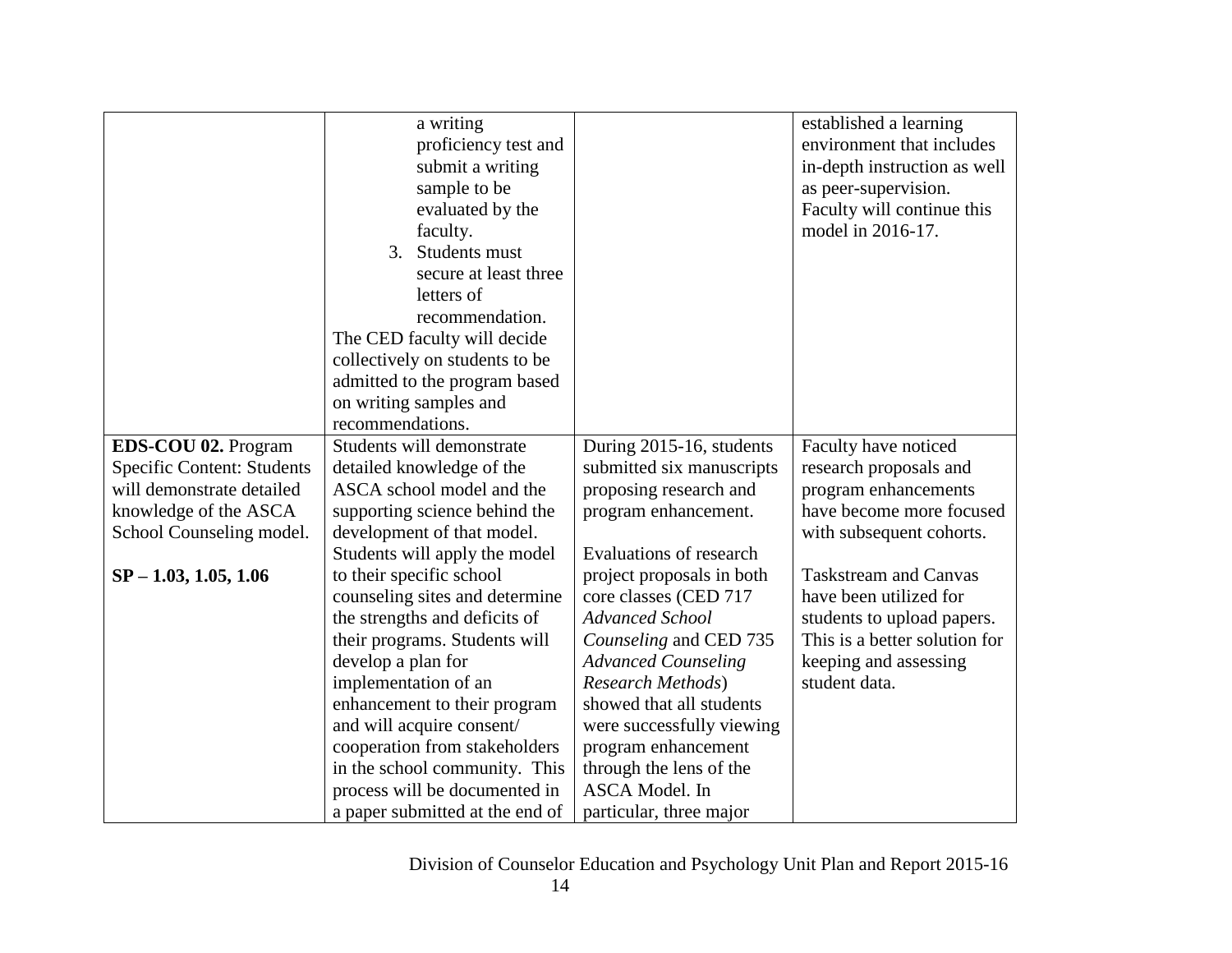| | | | |
|---|---|---|---|
| | 2. Students must take a writing proficiency test and submit a writing sample to be evaluated by the faculty.<br>3. Students must secure at least three letters of recommendation.<br>The CED faculty will decide collectively on students to be admitted to the program based on writing samples and recommendations. | | established a learning environment that includes in-depth instruction as well as peer-supervision. Faculty will continue this model in 2016-17. |
| **EDS-COU 02.** Program Specific Content: Students will demonstrate detailed knowledge of the ASCA School Counseling model.<br><br>**SP – 1.03, 1.05, 1.06** | Students will demonstrate detailed knowledge of the ASCA school model and the supporting science behind the development of that model. Students will apply the model to their specific school counseling sites and determine the strengths and deficits of their programs. Students will develop a plan for implementation of an enhancement to their program and will acquire consent/ cooperation from stakeholders in the school community. This process will be documented in a paper submitted at the end of | During 2015-16, students submitted six manuscripts proposing research and program enhancement.<br><br>Evaluations of research project proposals in both core classes (CED 717 *Advanced School Counseling* and CED 735 *Advanced Counseling Research Methods*) showed that all students were successfully viewing program enhancement through the lens of the ASCA Model. In particular, three major | Faculty have noticed research proposals and program enhancements have become more focused with subsequent cohorts.<br><br>Taskstream and Canvas have been utilized for students to upload papers. This is a better solution for keeping and assessing student data. |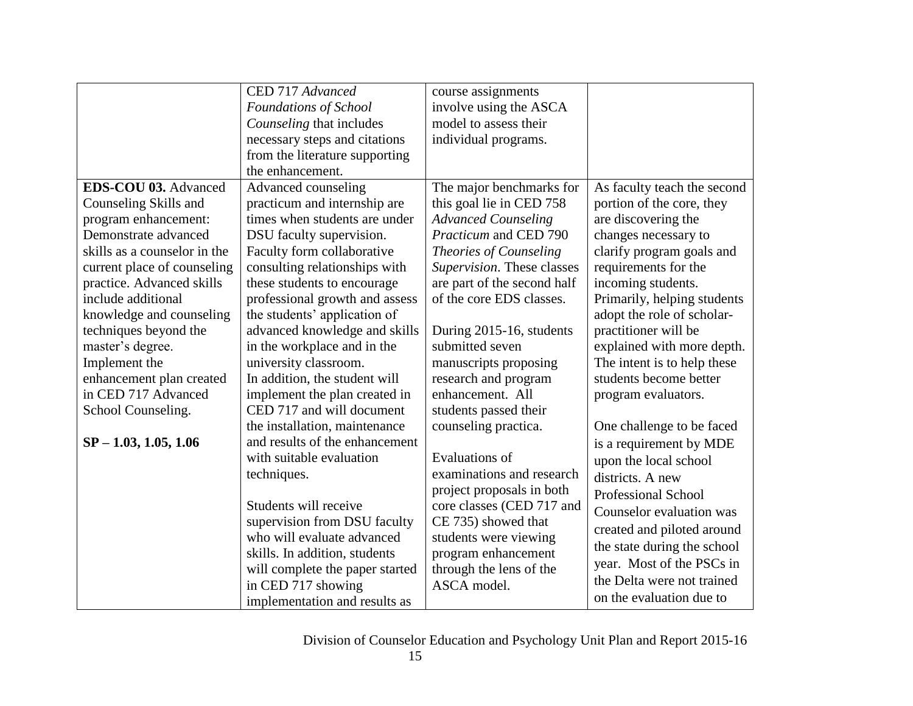| | | | |
|---|---|---|---|
| | CED 717 *Advanced Foundations of School Counseling* that includes necessary steps and citations from the literature supporting the enhancement. | course assignments involve using the ASCA model to assess their individual programs. | |
| **EDS-COU 03.** Advanced Counseling Skills and program enhancement: Demonstrate advanced skills as a counselor in the current place of counseling practice. Advanced skills include additional knowledge and counseling techniques beyond the master's degree. Implement the enhancement plan created in CED 717 Advanced School Counseling.<br><br>**SP – 1.03, 1.05, 1.06** | Advanced counseling practicum and internship are times when students are under DSU faculty supervision. Faculty form collaborative consulting relationships with these students to encourage professional growth and assess the students' application of advanced knowledge and skills in the workplace and in the university classroom.<br>In addition, the student will implement the plan created in CED 717 and will document the installation, maintenance and results of the enhancement with suitable evaluation techniques.<br><br>Students will receive supervision from DSU faculty who will evaluate advanced skills. In addition, students will complete the paper started in CED 717 showing implementation and results as | The major benchmarks for this goal lie in CED 758 *Advanced Counseling Practicum* and CED 790 *Theories of Counseling Supervision*. These classes are part of the second half of the core EDS classes.<br><br>During 2015-16, students submitted seven manuscripts proposing research and program enhancement. All students passed their counseling practica.<br><br>Evaluations of examinations and research project proposals in both core classes (CED 717 and CE 735) showed that students were viewing program enhancement through the lens of the ASCA model. | As faculty teach the second portion of the core, they are discovering the changes necessary to clarify program goals and requirements for the incoming students. Primarily, helping students adopt the role of scholar-practitioner will be explained with more depth. The intent is to help these students become better program evaluators.<br><br>One challenge to be faced is a requirement by MDE upon the local school districts. A new Professional School Counselor evaluation was created and piloted around the state during the school year. Most of the PSCs in the Delta were not trained on the evaluation due to |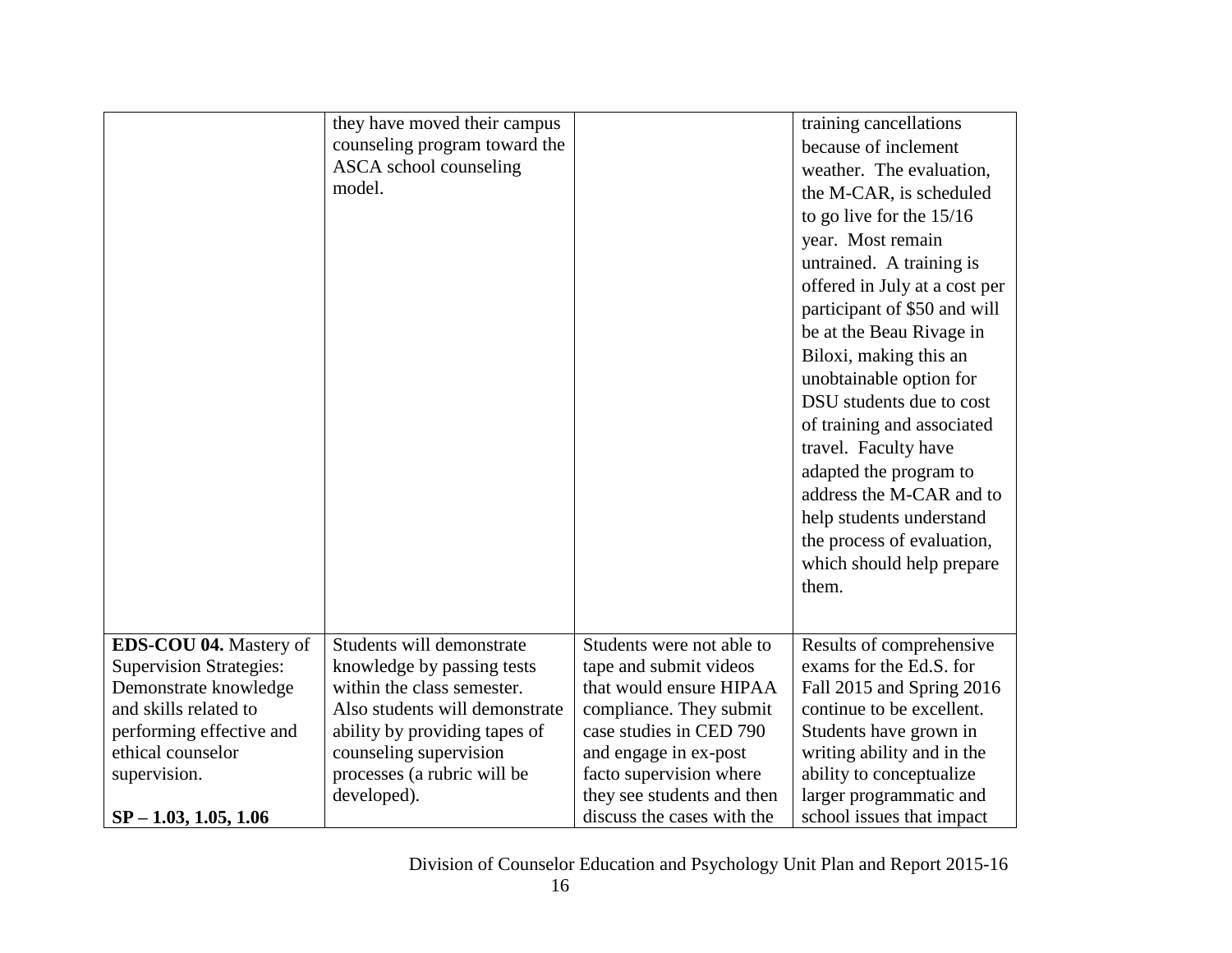| | | | |
|---|---|---|---|
| | they have moved their campus counseling program toward the ASCA school counseling model. | | training cancellations because of inclement weather. The evaluation, the M-CAR, is scheduled to go live for the 15/16 year. Most remain untrained. A training is offered in July at a cost per participant of $50 and will be at the Beau Rivage in Biloxi, making this an unobtainable option for DSU students due to cost of training and associated travel. Faculty have adapted the program to address the M-CAR and to help students understand the process of evaluation, which should help prepare them. |
| **EDS-COU 04.** Mastery of Supervision Strategies: Demonstrate knowledge and skills related to performing effective and ethical counselor supervision.<br><br>**SP – 1.03, 1.05, 1.06** | Students will demonstrate knowledge by passing tests within the class semester. Also students will demonstrate ability by providing tapes of counseling supervision processes (a rubric will be developed). | Students were not able to tape and submit videos that would ensure HIPAA compliance. They submit case studies in CED 790 and engage in ex-post facto supervision where they see students and then discuss the cases with the | Results of comprehensive exams for the Ed.S. for Fall 2015 and Spring 2016 continue to be excellent. Students have grown in writing ability and in the ability to conceptualize larger programmatic and school issues that impact |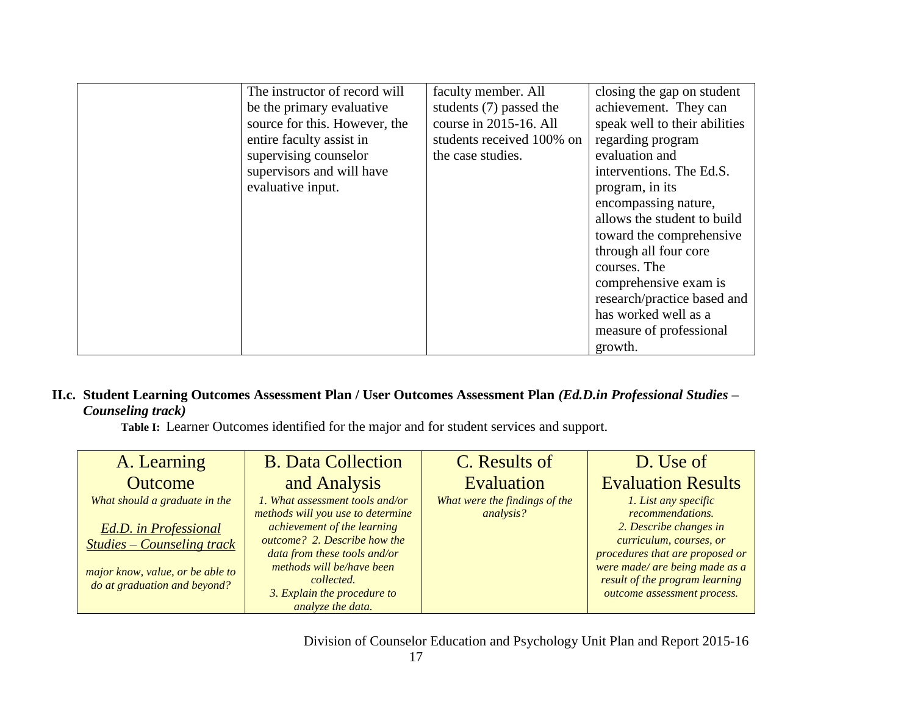|  | The instructor of record will be the primary evaluative source for this. However, the entire faculty assist in supervising counselor supervisors and will have evaluative input. | faculty member. All students (7) passed the course in 2015-16. All students received 100% on the case studies. | closing the gap on student achievement. They can speak well to their abilities regarding program evaluation and interventions. The Ed.S. program, in its encompassing nature, allows the student to build toward the comprehensive through all four core courses. The comprehensive exam is research/practice based and has worked well as a measure of professional growth. |
|---|---|---|---|

**II.c. Student Learning Outcomes Assessment Plan / User Outcomes Assessment Plan *(Ed.D.in Professional Studies – Counseling track)***

**Table I:** Learner Outcomes identified for the major and for student services and support.

| A. Learning Outcome<br>*What should a graduate in the*<br>*Ed.D. in Professional Studies – Counseling track*<br>*major know, value, or be able to do at graduation and beyond?* | B. Data Collection and Analysis<br>*1. What assessment tools and/or methods will you use to determine achievement of the learning outcome? 2. Describe how the data from these tools and/or methods will be/have been collected.*<br>*3. Explain the procedure to analyze the data.* | C. Results of Evaluation<br>*What were the findings of the analysis?* | D. Use of Evaluation Results<br>*1. List any specific recommendations.*<br>*2. Describe changes in curriculum, courses, or procedures that are proposed or were made/ are being made as a result of the program learning outcome assessment process.* |
|---|---|---|---|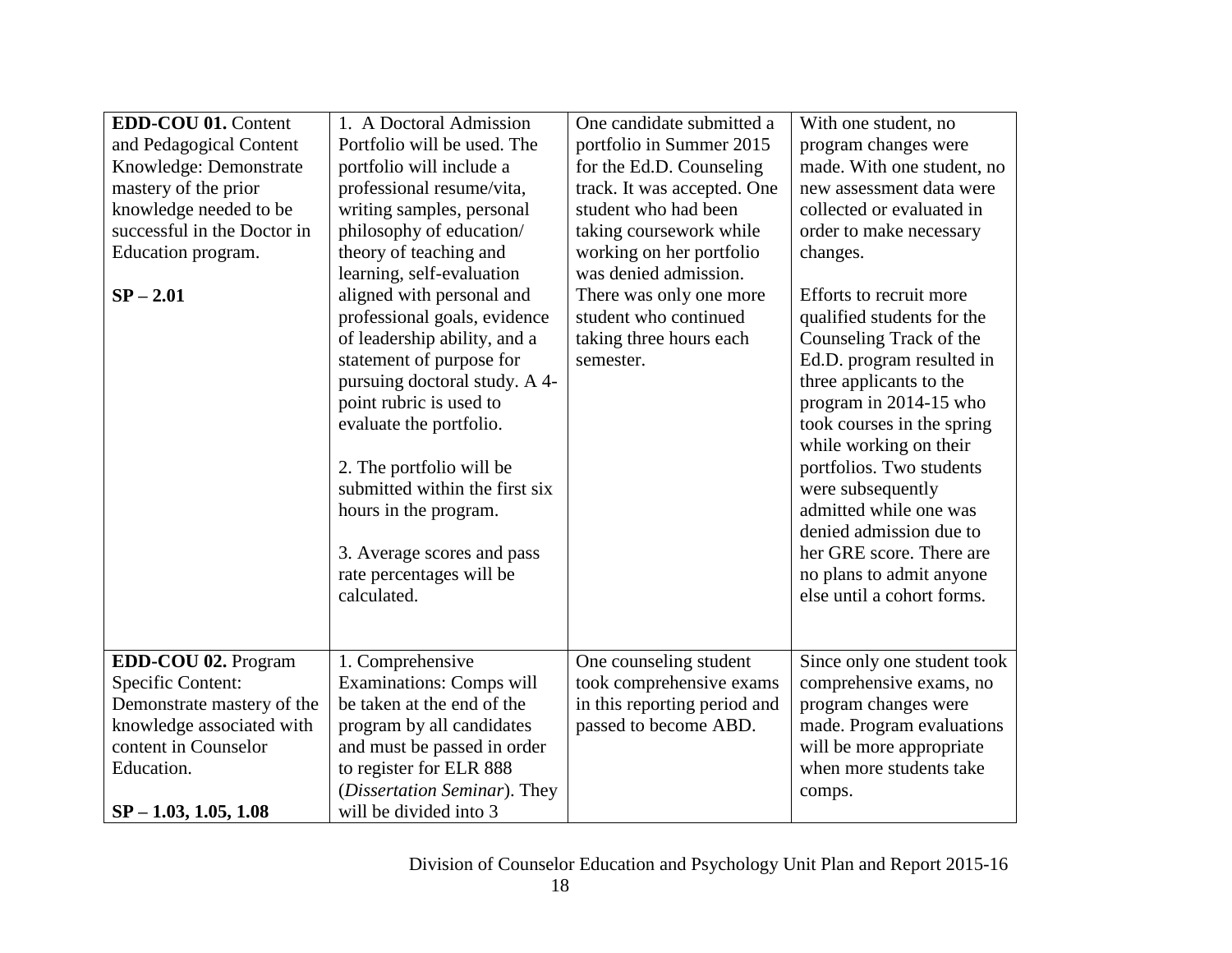| | | | |
|---|---|---|---|
| **EDD-COU 01.** Content and Pedagogical Content Knowledge: Demonstrate mastery of the prior knowledge needed to be successful in the Doctor in Education program.<br><br>**SP – 2.01** | 1. A Doctoral Admission Portfolio will be used. The portfolio will include a professional resume/vita, writing samples, personal philosophy of education/ theory of teaching and learning, self-evaluation aligned with personal and professional goals, evidence of leadership ability, and a statement of purpose for pursuing doctoral study. A 4-point rubric is used to evaluate the portfolio.<br><br>2. The portfolio will be submitted within the first six hours in the program.<br><br>3. Average scores and pass rate percentages will be calculated. | One candidate submitted a portfolio in Summer 2015 for the Ed.D. Counseling track. It was accepted. One student who had been taking coursework while working on her portfolio was denied admission. There was only one more student who continued taking three hours each semester. | With one student, no program changes were made. With one student, no new assessment data were collected or evaluated in order to make necessary changes.<br><br>Efforts to recruit more qualified students for the Counseling Track of the Ed.D. program resulted in three applicants to the program in 2014-15 who took courses in the spring while working on their portfolios. Two students were subsequently admitted while one was denied admission due to her GRE score. There are no plans to admit anyone else until a cohort forms. |
| **EDD-COU 02.** Program Specific Content: Demonstrate mastery of the knowledge associated with content in Counselor Education.<br><br>**SP – 1.03, 1.05, 1.08** | 1. Comprehensive Examinations: Comps will be taken at the end of the program by all candidates and must be passed in order to register for ELR 888 (*Dissertation Seminar*). They will be divided into 3 | One counseling student took comprehensive exams in this reporting period and passed to become ABD. | Since only one student took comprehensive exams, no program changes were made. Program evaluations will be more appropriate when more students take comps. |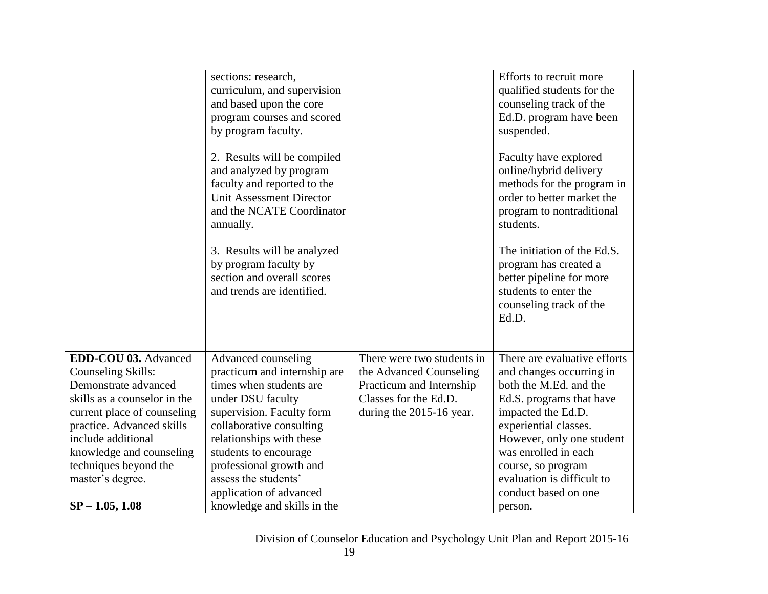| | | | |
|---|---|---|---|
| | sections: research, curriculum, and supervision and based upon the core program courses and scored by program faculty.<br><br>2. Results will be compiled and analyzed by program faculty and reported to the Unit Assessment Director and the NCATE Coordinator annually.<br><br>3. Results will be analyzed by program faculty by section and overall scores and trends are identified. | | Efforts to recruit more qualified students for the counseling track of the Ed.D. program have been suspended.<br><br>Faculty have explored online/hybrid delivery methods for the program in order to better market the program to nontraditional students.<br><br>The initiation of the Ed.S. program has created a better pipeline for more students to enter the counseling track of the Ed.D. |
| **EDD-COU 03.** Advanced Counseling Skills: Demonstrate advanced skills as a counselor in the current place of counseling practice. Advanced skills include additional knowledge and counseling techniques beyond the master's degree.<br><br>**SP – 1.05, 1.08** | Advanced counseling practicum and internship are times when students are under DSU faculty supervision. Faculty form collaborative consulting relationships with these students to encourage professional growth and assess the students' application of advanced knowledge and skills in the | There were two students in the Advanced Counseling Practicum and Internship Classes for the Ed.D. during the 2015-16 year. | There are evaluative efforts and changes occurring in both the M.Ed. and the Ed.S. programs that have impacted the Ed.D. experiential classes. However, only one student was enrolled in each course, so program evaluation is difficult to conduct based on one person. |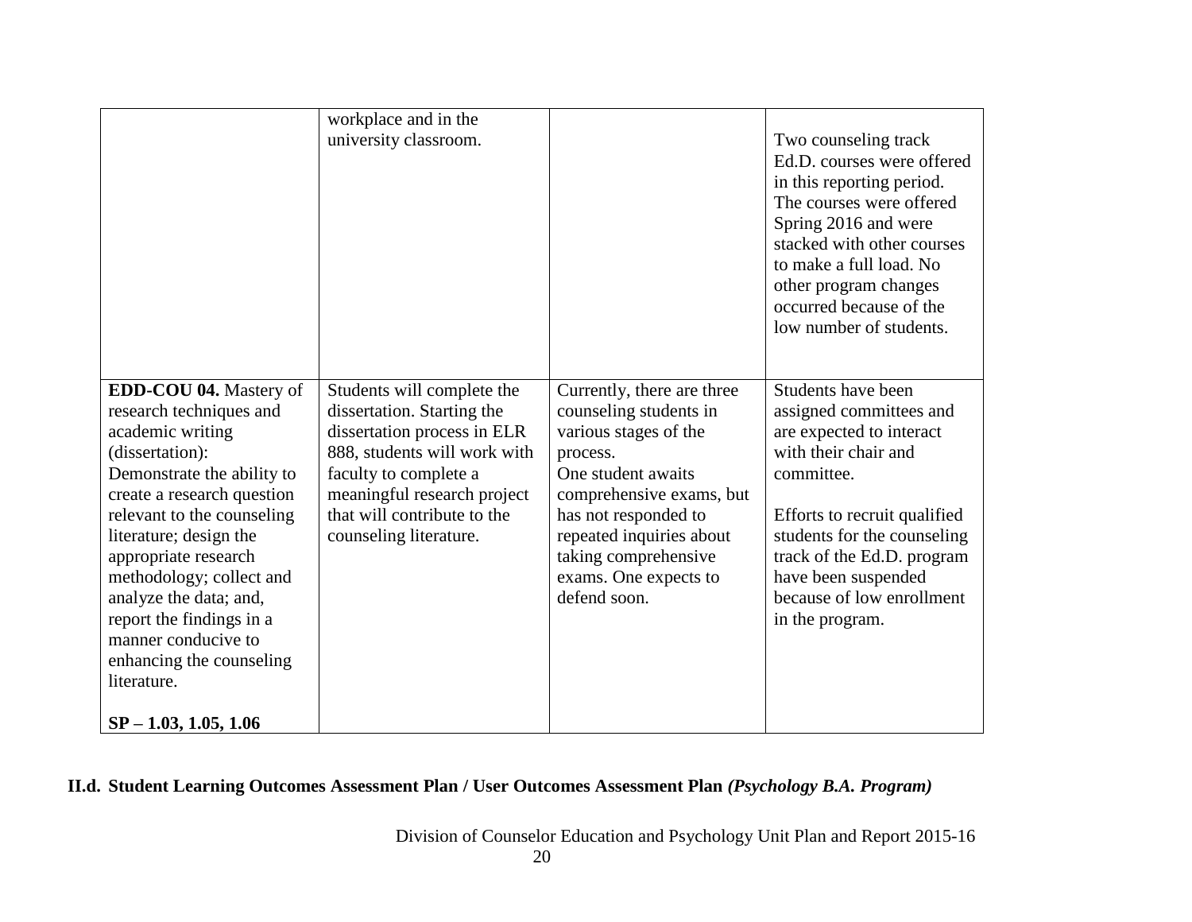| | | | |
|---|---|---|---|
| | workplace and in the university classroom. | | Two counseling track Ed.D. courses were offered in this reporting period. The courses were offered Spring 2016 and were stacked with other courses to make a full load. No other program changes occurred because of the low number of students. |
| **EDD-COU 04.** Mastery of research techniques and academic writing (dissertation): Demonstrate the ability to create a research question relevant to the counseling literature; design the appropriate research methodology; collect and analyze the data; and, report the findings in a manner conducive to enhancing the counseling literature.<br><br>**SP – 1.03, 1.05, 1.06** | Students will complete the dissertation. Starting the dissertation process in ELR 888, students will work with faculty to complete a meaningful research project that will contribute to the counseling literature. | Currently, there are three counseling students in various stages of the process.<br>One student awaits comprehensive exams, but has not responded to repeated inquiries about taking comprehensive exams. One expects to defend soon. | Students have been assigned committees and are expected to interact with their chair and committee.<br><br>Efforts to recruit qualified students for the counseling track of the Ed.D. program have been suspended because of low enrollment in the program. |

**II.d. Student Learning Outcomes Assessment Plan / User Outcomes Assessment Plan *(Psychology B.A. Program)***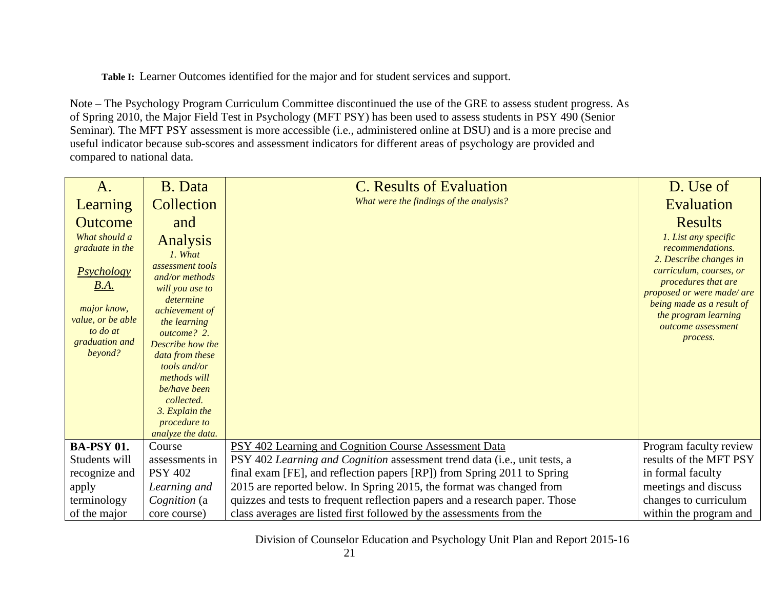**Table I:** Learner Outcomes identified for the major and for student services and support.

Note – The Psychology Program Curriculum Committee discontinued the use of the GRE to assess student progress. As of Spring 2010, the Major Field Test in Psychology (MFT PSY) has been used to assess students in PSY 490 (Senior Seminar). The MFT PSY assessment is more accessible (i.e., administered online at DSU) and is a more precise and useful indicator because sub-scores and assessment indicators for different areas of psychology are provided and compared to national data.

| A. Learning Outcome<br>*What should a graduate in the* <u>*Psychology B.A.*</u> *major know, value, or be able to do at graduation and beyond?* | B. Data Collection and Analysis<br>*1. What assessment tools and/or methods will you use to determine achievement of the learning outcome? 2. Describe how the data from these tools and/or methods will be/have been collected. 3. Explain the procedure to analyze the data.* | C. Results of Evaluation<br>*What were the findings of the analysis?* | D. Use of Evaluation Results<br>*1. List any specific recommendations. 2. Describe changes in curriculum, courses, or procedures that are proposed or were made/ are being made as a result of the program learning outcome assessment process.* |
|---|---|---|---|
| **BA-PSY 01.** Students will recognize and apply terminology of the major | Course assessments in PSY 402 *Learning and Cognition* (a core course) | <u>PSY 402 Learning and Cognition Course Assessment Data</u><br>PSY 402 *Learning and Cognition* assessment trend data (i.e., unit tests, a final exam [FE], and reflection papers [RP]) from Spring 2011 to Spring 2015 are reported below. In Spring 2015, the format was changed from quizzes and tests to frequent reflection papers and a research paper. Those class averages are listed first followed by the assessments from the | Program faculty review results of the MFT PSY in formal faculty meetings and discuss changes to curriculum within the program and |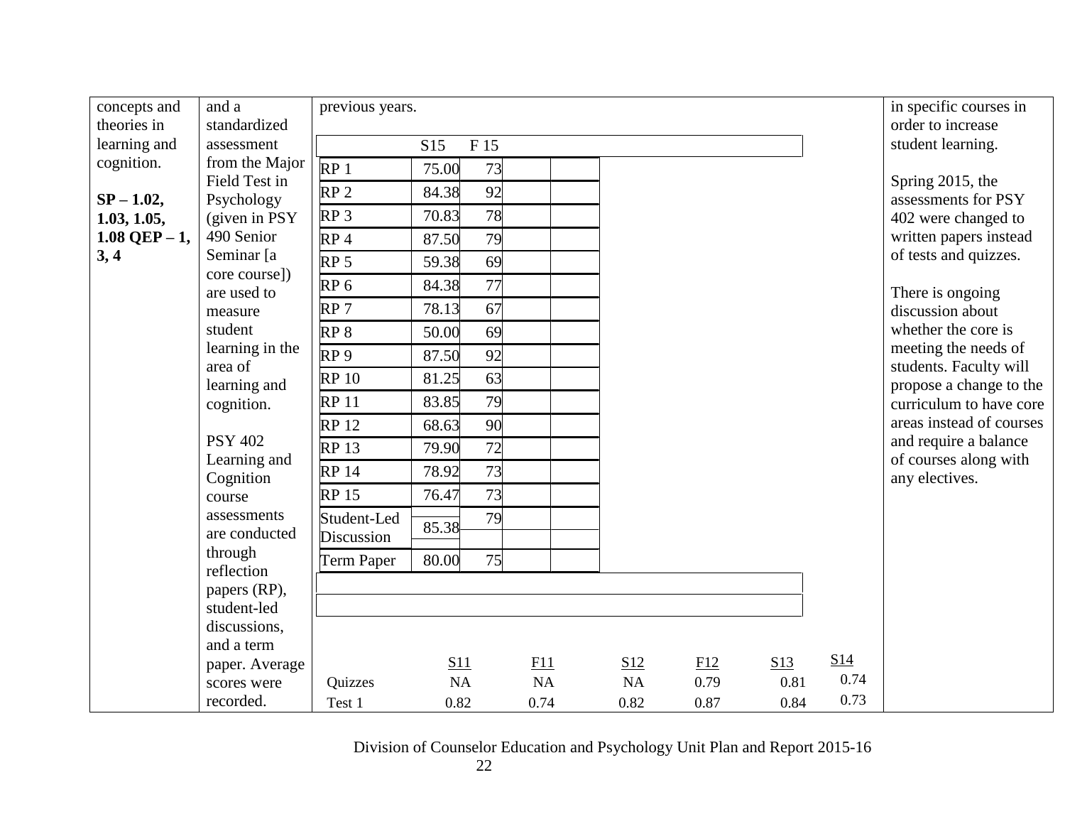| concepts and theories in learning and cognition.<br><br>**SP – 1.02, 1.03, 1.05, 1.08 QEP – 1, 3, 4** | and a standardized assessment from the Major Field Test in Psychology (given in PSY 490 Senior Seminar [a core course]) are used to measure student learning in the area of learning and cognition.<br><br>PSY 402 Learning and Cognition course assessments are conducted through reflection papers (RP), student-led discussions, and a term paper. Average scores were recorded. | previous years. | in specific courses in order to increase student learning.<br><br>Spring 2015, the assessments for PSY 402 were changed to written papers instead of tests and quizzes.<br><br>There is ongoing discussion about whether the core is meeting the needs of students. Faculty will propose a change to the curriculum to have core areas instead of courses and require a balance of courses along with any electives. |
|---|---|---|---|

| | S15 | F 15 |
|---|---|---|
| RP 1 | 75.00 | 73 |
| RP 2 | 84.38 | 92 |
| RP 3 | 70.83 | 78 |
| RP 4 | 87.50 | 79 |
| RP 5 | 59.38 | 69 |
| RP 6 | 84.38 | 77 |
| RP 7 | 78.13 | 67 |
| RP 8 | 50.00 | 69 |
| RP 9 | 87.50 | 92 |
| RP 10 | 81.25 | 63 |
| RP 11 | 83.85 | 79 |
| RP 12 | 68.63 | 90 |
| RP 13 | 79.90 | 72 |
| RP 14 | 78.92 | 73 |
| RP 15 | 76.47 | 73 |
| Student-Led Discussion | 85.38 | 79 |
| Term Paper | 80.00 | 75 |

| | S11 | F11 | S12 | F12 | S13 | S14 |
|---|---|---|---|---|---|---|
| Quizzes | NA | NA | NA | 0.79 | 0.81 | 0.74 |
| Test 1 | 0.82 | 0.74 | 0.82 | 0.87 | 0.84 | 0.73 |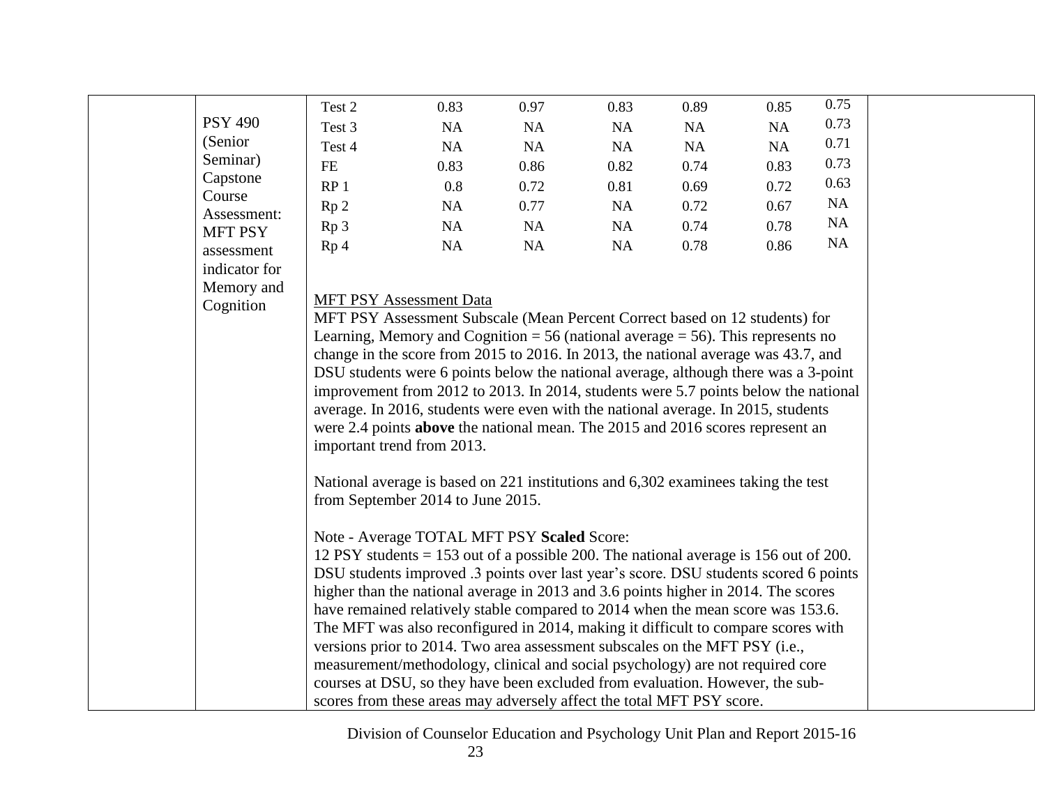| | | | | | | | | | |
|---|---|---|---|---|---|---|---|---|---|
| | PSY 490 (Senior Seminar) Capstone Course Assessment: MFT PSY assessment indicator for Memory and Cognition | Test 2 | 0.83 | 0.97 | 0.83 | 0.89 | 0.85 | 0.75 | |
| | | Test 3 | NA | NA | NA | NA | NA | 0.73 | |
| | | Test 4 | NA | NA | NA | NA | NA | 0.71 | |
| | | FE | 0.83 | 0.86 | 0.82 | 0.74 | 0.83 | 0.73 | |
| | | RP 1 | 0.8 | 0.72 | 0.81 | 0.69 | 0.72 | 0.63 | |
| | | Rp 2 | NA | 0.77 | NA | 0.72 | 0.67 | NA | |
| | | Rp 3 | NA | NA | NA | 0.74 | 0.78 | NA | |
| | | Rp 4 | NA | NA | NA | 0.78 | 0.86 | NA | |

MFT PSY Assessment Data

MFT PSY Assessment Subscale (Mean Percent Correct based on 12 students) for Learning, Memory and Cognition = 56 (national average = 56). This represents no change in the score from 2015 to 2016. In 2013, the national average was 43.7, and DSU students were 6 points below the national average, although there was a 3-point improvement from 2012 to 2013. In 2014, students were 5.7 points below the national average. In 2016, students were even with the national average. In 2015, students were 2.4 points **above** the national mean. The 2015 and 2016 scores represent an important trend from 2013.

National average is based on 221 institutions and 6,302 examinees taking the test from September 2014 to June 2015.

Note - Average TOTAL MFT PSY **Scaled** Score:
12 PSY students = 153 out of a possible 200. The national average is 156 out of 200. DSU students improved .3 points over last year's score. DSU students scored 6 points higher than the national average in 2013 and 3.6 points higher in 2014. The scores have remained relatively stable compared to 2014 when the mean score was 153.6. The MFT was also reconfigured in 2014, making it difficult to compare scores with versions prior to 2014. Two area assessment subscales on the MFT PSY (i.e., measurement/methodology, clinical and social psychology) are not required core courses at DSU, so they have been excluded from evaluation. However, the sub-scores from these areas may adversely affect the total MFT PSY score.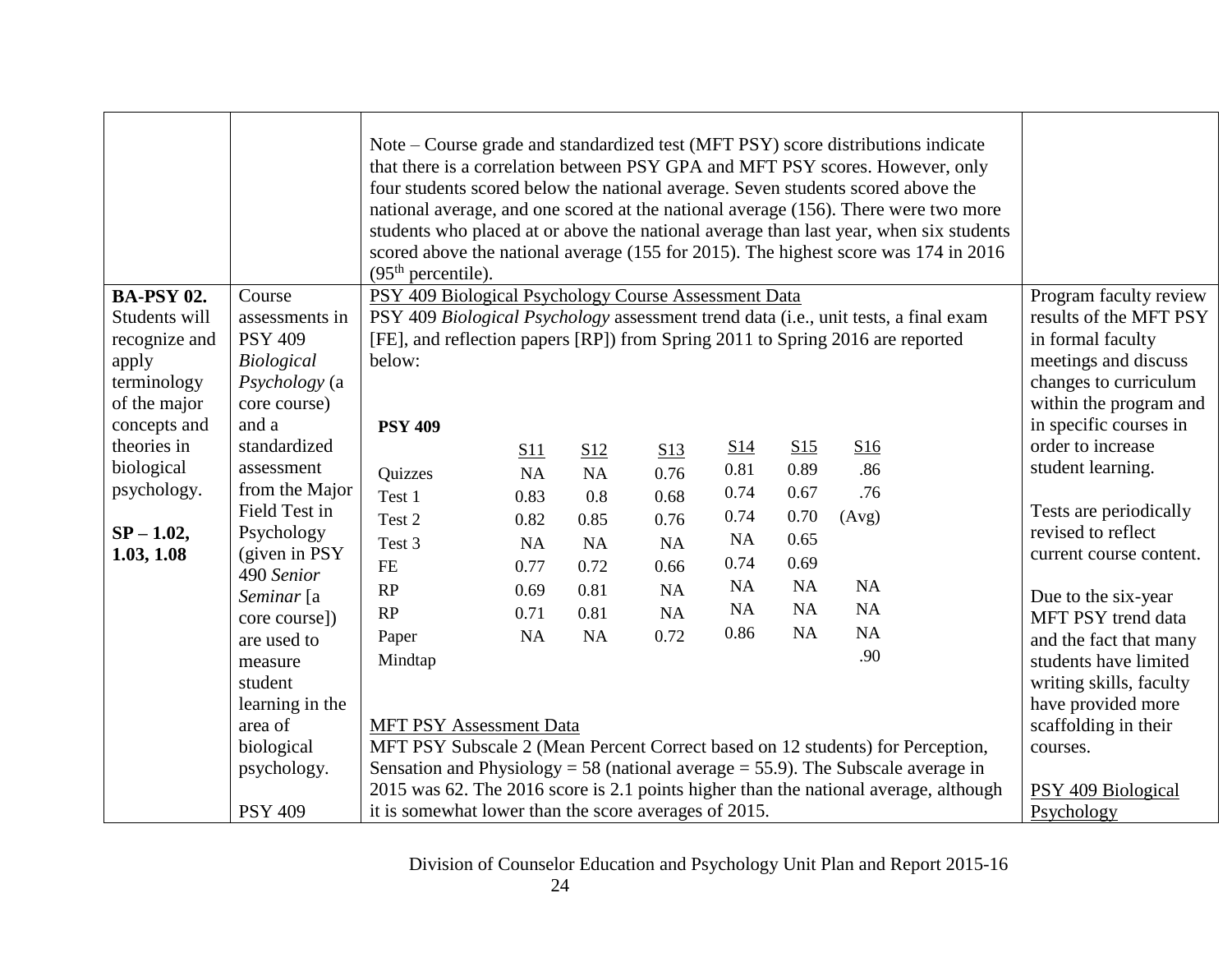| | | | |
|---|---|---|---|
| | | Note – Course grade and standardized test (MFT PSY) score distributions indicate that there is a correlation between PSY GPA and MFT PSY scores. However, only four students scored below the national average. Seven students scored above the national average, and one scored at the national average (156). There were two more students who placed at or above the national average than last year, when six students scored above the national average (155 for 2015). The highest score was 174 in 2016 (95th percentile). | |
| **BA-PSY 02.** Students will recognize and apply terminology of the major concepts and theories in biological psychology.<br><br>**SP – 1.02, 1.03, 1.08** | Course assessments in PSY 409 *Biological Psychology* (a core course) and a standardized assessment from the Major Field Test in Psychology (given in PSY 490 *Senior Seminar* [a core course]) are used to measure student learning in the area of biological psychology.<br><br>PSY 409 | PSY 409 Biological Psychology Course Assessment Data<br>PSY 409 *Biological Psychology* assessment trend data (i.e., unit tests, a final exam [FE], and reflection papers [RP]) from Spring 2011 to Spring 2016 are reported below:<br><br>**PSY 409**<br>(see table below)<br><br>MFT PSY Assessment Data<br>MFT PSY Subscale 2 (Mean Percent Correct based on 12 students) for Perception, Sensation and Physiology = 58 (national average = 55.9). The Subscale average in 2015 was 62. The 2016 score is 2.1 points higher than the national average, although it is somewhat lower than the score averages of 2015. | Program faculty review results of the MFT PSY in formal faculty meetings and discuss changes to curriculum within the program and in specific courses in order to increase student learning.<br><br>Tests are periodically revised to reflect current course content.<br><br>Due to the six-year MFT PSY trend data and the fact that many students have limited writing skills, faculty have provided more scaffolding in their courses.<br><br>PSY 409 Biological Psychology |

**PSY 409**

| | S11 | S12 | S13 | S14 | S15 | S16 |
|---|---|---|---|---|---|---|
| Quizzes | NA | NA | 0.76 | 0.81 | 0.89 | .86 |
| Test 1 | 0.83 | 0.8 | 0.68 | 0.74 | 0.67 | .76 |
| Test 2 | 0.82 | 0.85 | 0.76 | 0.74 | 0.70 | (Avg) |
| Test 3 | NA | NA | NA | NA | 0.65 | |
| FE | 0.77 | 0.72 | 0.66 | 0.74 | 0.69 | |
| RP | 0.69 | 0.81 | NA | NA | NA | NA |
| RP | 0.71 | 0.81 | NA | NA | NA | NA |
| Paper | NA | NA | 0.72 | 0.86 | NA | NA |
| Mindtap | | | | | | .90 |

Division of Counselor Education and Psychology Unit Plan and Report 2015-16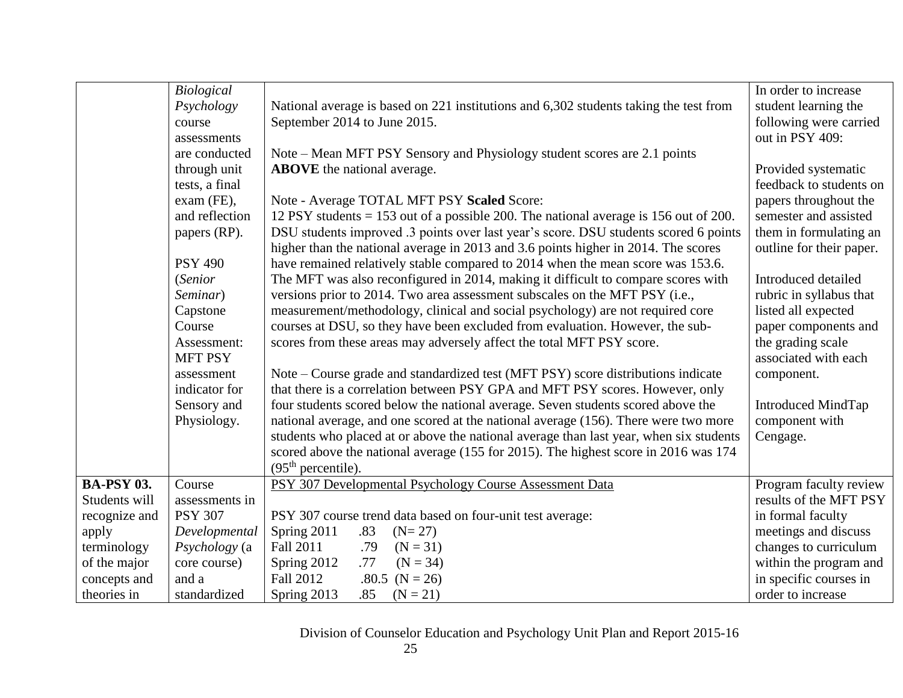| | | | |
|---|---|---|---|
| | *Biological Psychology* course assessments are conducted through unit tests, a final exam (FE), and reflection papers (RP).<br><br>PSY 490 (*Senior Seminar*) Capstone Course Assessment: MFT PSY assessment indicator for Sensory and Physiology. | National average is based on 221 institutions and 6,302 students taking the test from September 2014 to June 2015.<br><br>Note – Mean MFT PSY Sensory and Physiology student scores are 2.1 points **ABOVE** the national average.<br><br>Note - Average TOTAL MFT PSY **Scaled** Score:<br>12 PSY students = 153 out of a possible 200. The national average is 156 out of 200. DSU students improved .3 points over last year's score. DSU students scored 6 points higher than the national average in 2013 and 3.6 points higher in 2014. The scores have remained relatively stable compared to 2014 when the mean score was 153.6. The MFT was also reconfigured in 2014, making it difficult to compare scores with versions prior to 2014. Two area assessment subscales on the MFT PSY (i.e., measurement/methodology, clinical and social psychology) are not required core courses at DSU, so they have been excluded from evaluation. However, the sub-scores from these areas may adversely affect the total MFT PSY score.<br><br>Note – Course grade and standardized test (MFT PSY) score distributions indicate that there is a correlation between PSY GPA and MFT PSY scores. However, only four students scored below the national average. Seven students scored above the national average, and one scored at the national average (156). There were two more students who placed at or above the national average than last year, when six students scored above the national average (155 for 2015). The highest score in 2016 was 174 (95th percentile). | In order to increase student learning the following were carried out in PSY 409:<br><br>Provided systematic feedback to students on papers throughout the semester and assisted them in formulating an outline for their paper.<br><br>Introduced detailed rubric in syllabus that listed all expected paper components and the grading scale associated with each component.<br><br>Introduced MindTap component with Cengage. |
| **BA-PSY 03.** Students will recognize and apply terminology of the major concepts and theories in | Course assessments in PSY 307 *Developmental Psychology* (a core course) and a standardized | <u>PSY 307 Developmental Psychology Course Assessment Data</u><br><br>PSY 307 course trend data based on four-unit test average:<br>Spring 2011 .83 (N= 27)<br>Fall 2011 .79 (N = 31)<br>Spring 2012 .77 (N = 34)<br>Fall 2012 .80.5 (N = 26)<br>Spring 2013 .85 (N = 21) | Program faculty review results of the MFT PSY in formal faculty meetings and discuss changes to curriculum within the program and in specific courses in order to increase |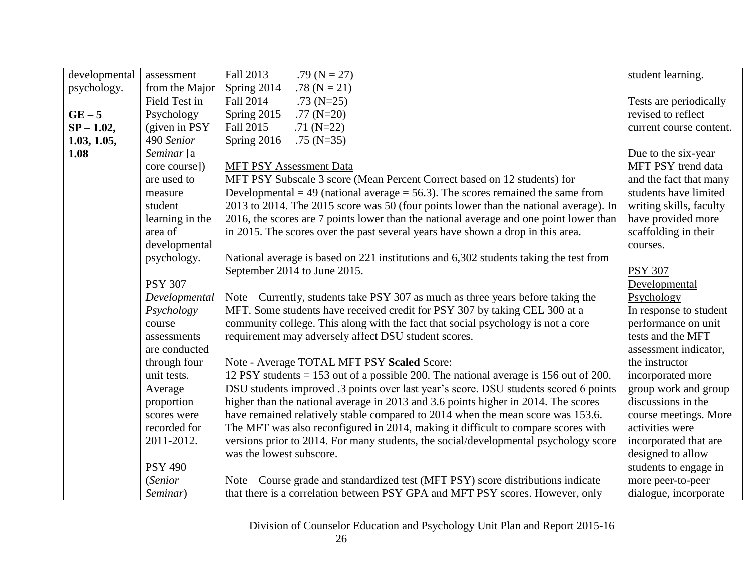| | | | |
|---|---|---|---|
| developmental psychology.<br><br>**GE – 5**<br>**SP – 1.02, 1.03, 1.05, 1.08** | assessment from the Major Field Test in Psychology (given in PSY 490 *Senior Seminar* [a core course]) are used to measure student learning in the area of developmental psychology.<br><br>PSY 307 *Developmental Psychology* course assessments are conducted through four unit tests. Average proportion scores were recorded for 2011-2012.<br><br>PSY 490 (*Senior Seminar*) | Fall 2013 .79 (N = 27)<br>Spring 2014 .78 (N = 21)<br>Fall 2014 .73 (N=25)<br>Spring 2015 .77 (N=20)<br>Fall 2015 .71 (N=22)<br>Spring 2016 .75 (N=35)<br><br><u>MFT PSY Assessment Data</u><br>MFT PSY Subscale 3 score (Mean Percent Correct based on 12 students) for Developmental = 49 (national average = 56.3). The scores remained the same from 2013 to 2014. The 2015 score was 50 (four points lower than the national average). In 2016, the scores are 7 points lower than the national average and one point lower than in 2015. The scores over the past several years have shown a drop in this area.<br><br>National average is based on 221 institutions and 6,302 students taking the test from September 2014 to June 2015.<br><br>Note – Currently, students take PSY 307 as much as three years before taking the MFT. Some students have received credit for PSY 307 by taking CEL 300 at a community college. This along with the fact that social psychology is not a core requirement may adversely affect DSU student scores.<br><br>Note - Average TOTAL MFT PSY **Scaled** Score:<br>12 PSY students = 153 out of a possible 200. The national average is 156 out of 200. DSU students improved .3 points over last year's score. DSU students scored 6 points higher than the national average in 2013 and 3.6 points higher in 2014. The scores have remained relatively stable compared to 2014 when the mean score was 153.6. The MFT was also reconfigured in 2014, making it difficult to compare scores with versions prior to 2014. For many students, the social/developmental psychology score was the lowest subscore.<br><br>Note – Course grade and standardized test (MFT PSY) score distributions indicate that there is a correlation between PSY GPA and MFT PSY scores. However, only | student learning.<br><br>Tests are periodically revised to reflect current course content.<br><br>Due to the six-year MFT PSY trend data and the fact that many students have limited writing skills, faculty have provided more scaffolding in their courses.<br><br><u>PSY 307 Developmental Psychology</u><br>In response to student performance on unit tests and the MFT assessment indicator, the instructor incorporated more group work and group discussions in the course meetings. More activities were incorporated that are designed to allow students to engage in more peer-to-peer dialogue, incorporate |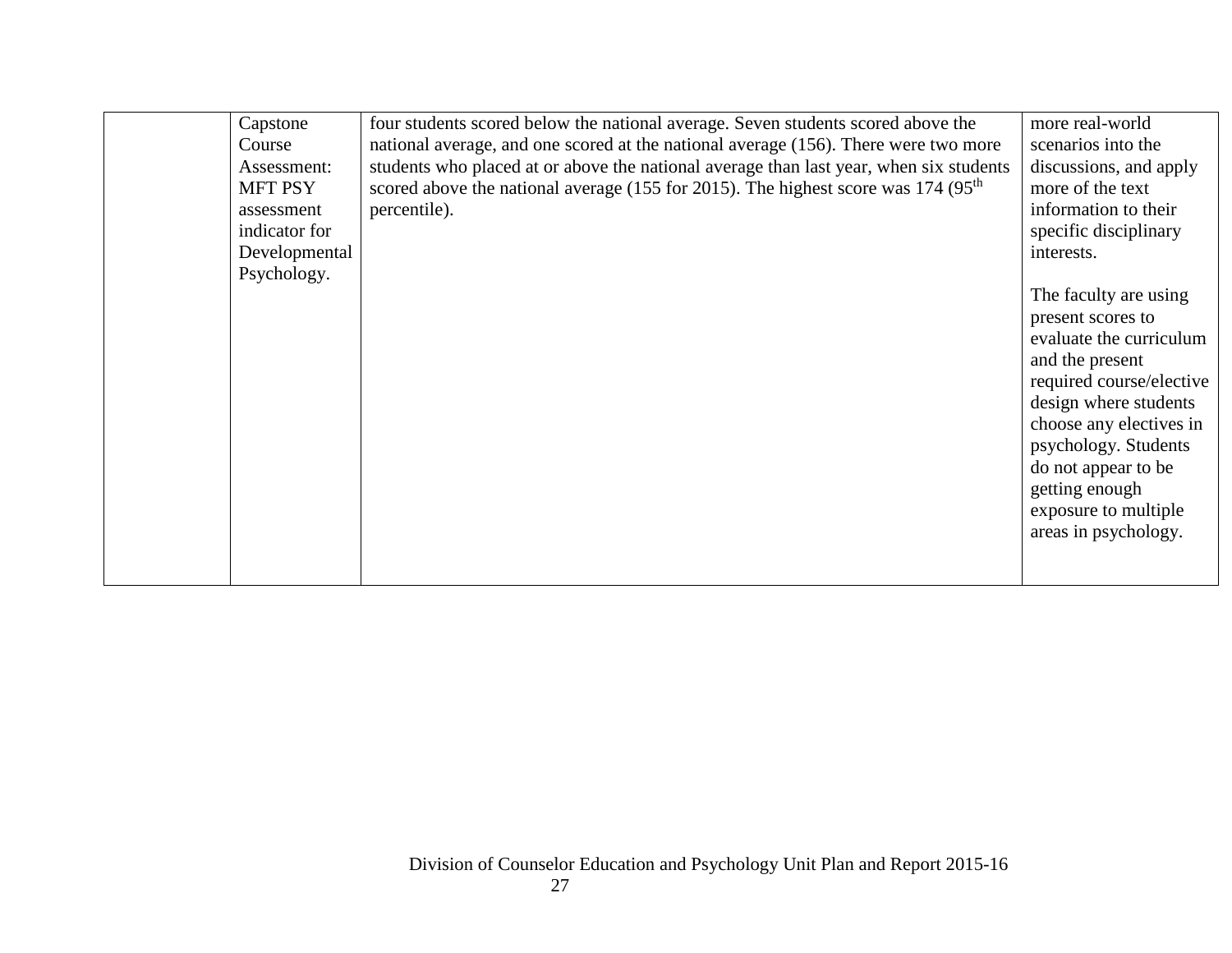|  |  |  |  |
|---|---|---|---|
|  | Capstone Course Assessment: MFT PSY assessment indicator for Developmental Psychology. | four students scored below the national average. Seven students scored above the national average, and one scored at the national average (156). There were two more students who placed at or above the national average than last year, when six students scored above the national average (155 for 2015). The highest score was 174 (95th percentile). | more real-world scenarios into the discussions, and apply more of the text information to their specific disciplinary interests.<br><br>The faculty are using present scores to evaluate the curriculum and the present required course/elective design where students choose any electives in psychology. Students do not appear to be getting enough exposure to multiple areas in psychology. |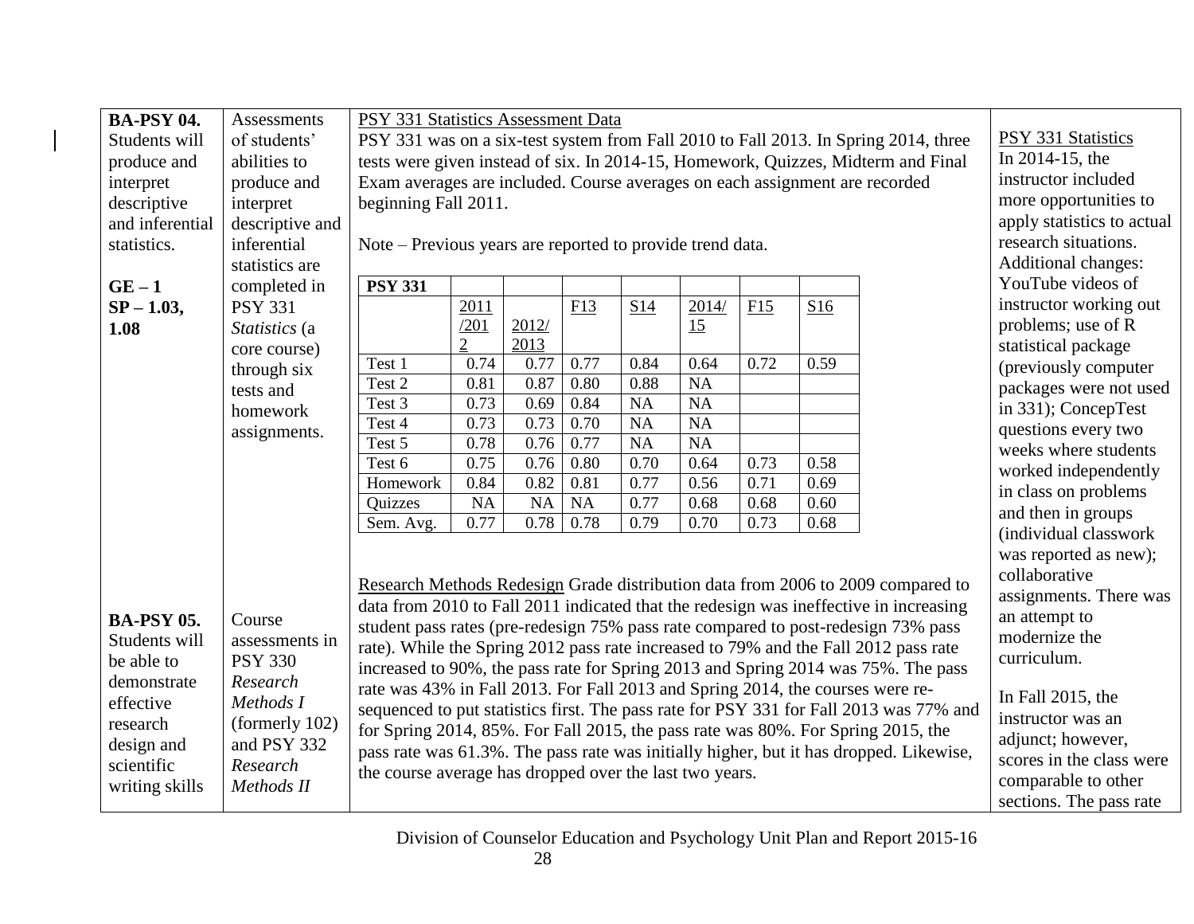| | | | |
|---|---|---|---|
| **BA-PSY 04.** Students will produce and interpret descriptive and inferential statistics.<br><br>**GE – 1**<br>**SP – 1.03, 1.08** | Assessments of students' abilities to produce and interpret descriptive and inferential statistics are completed in PSY 331 *Statistics* (a core course) through six tests and homework assignments. | PSY 331 Statistics Assessment Data<br>PSY 331 was on a six-test system from Fall 2010 to Fall 2013. In Spring 2014, three tests were given instead of six. In 2014-15, Homework, Quizzes, Midterm and Final Exam averages are included. Course averages on each assignment are recorded beginning Fall 2011.<br><br>Note – Previous years are reported to provide trend data. (see PSY 331 table below) | PSY 331 Statistics<br>In 2014-15, the instructor included more opportunities to apply statistics to actual research situations. Additional changes: YouTube videos of instructor working out problems; use of R statistical package (previously computer packages were not used in 331); ConcepTest questions every two weeks where students worked independently in class on problems and then in groups (individual classwork was reported as new); collaborative assignments. There was an attempt to modernize the curriculum.<br><br>In Fall 2015, the instructor was an adjunct; however, scores in the class were comparable to other sections. The pass rate |
| **BA-PSY 05.** Students will be able to demonstrate effective research design and scientific writing skills | Course assessments in PSY 330 *Research Methods I* (formerly 102) and PSY 332 *Research Methods II* | Research Methods Redesign Grade distribution data from 2006 to 2009 compared to data from 2010 to Fall 2011 indicated that the redesign was ineffective in increasing student pass rates (pre-redesign 75% pass rate compared to post-redesign 73% pass rate). While the Spring 2012 pass rate increased to 79% and the Fall 2012 pass rate increased to 90%, the pass rate for Spring 2013 and Spring 2014 was 75%. The pass rate was 43% in Fall 2013. For Fall 2013 and Spring 2014, the courses were re-sequenced to put statistics first. The pass rate for PSY 331 for Fall 2013 was 77% and for Spring 2014, 85%. For Fall 2015, the pass rate was 80%. For Spring 2015, the pass rate was 61.3%. The pass rate was initially higher, but it has dropped. Likewise, the course average has dropped over the last two years. | |

| **PSY 331** | | | | | | | |
|---|---|---|---|---|---|---|---|
| | 2011/2012 | 2012/2013 | F13 | S14 | 2014/15 | F15 | S16 |
| Test 1 | 0.74 | 0.77 | 0.77 | 0.84 | 0.64 | 0.72 | 0.59 |
| Test 2 | 0.81 | 0.87 | 0.80 | 0.88 | NA | | |
| Test 3 | 0.73 | 0.69 | 0.84 | NA | NA | | |
| Test 4 | 0.73 | 0.73 | 0.70 | NA | NA | | |
| Test 5 | 0.78 | 0.76 | 0.77 | NA | NA | | |
| Test 6 | 0.75 | 0.76 | 0.80 | 0.70 | 0.64 | 0.73 | 0.58 |
| Homework | 0.84 | 0.82 | 0.81 | 0.77 | 0.56 | 0.71 | 0.69 |
| Quizzes | NA | NA | NA | 0.77 | 0.68 | 0.68 | 0.60 |
| Sem. Avg. | 0.77 | 0.78 | 0.78 | 0.79 | 0.70 | 0.73 | 0.68 |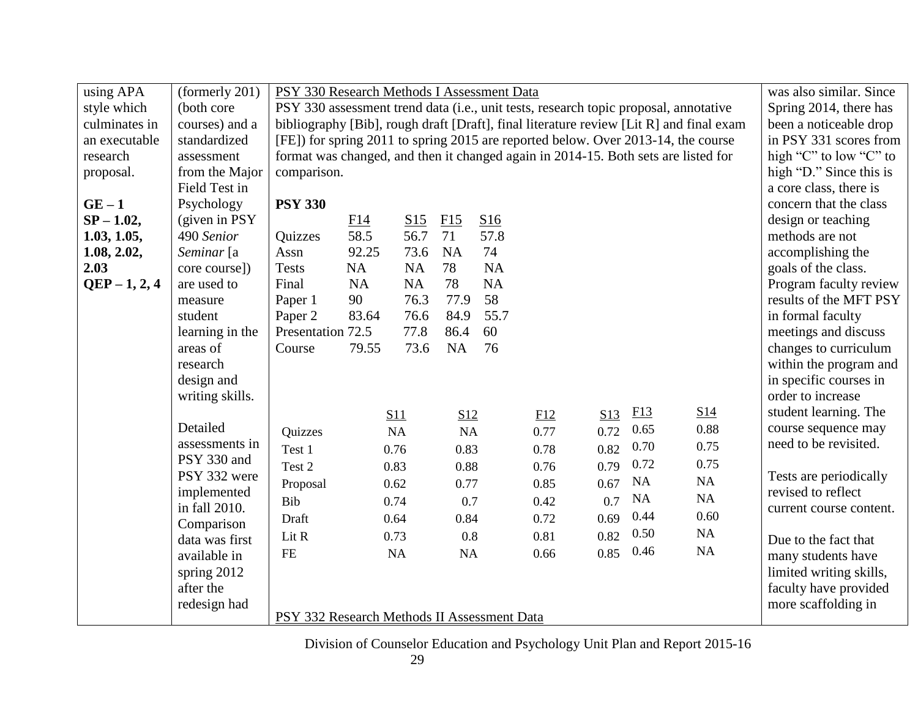| | | | |
|---|---|---|---|
| using APA style which culminates in an executable research proposal.<br><br>**GE – 1**<br>**SP – 1.02, 1.03, 1.05, 1.08, 2.02, 2.03**<br>**QEP – 1, 2, 4** | (formerly 201) (both core courses) and a standardized assessment from the Major Field Test in Psychology (given in PSY 490 *Senior Seminar* [a core course]) are used to measure student learning in the areas of research design and writing skills.<br><br>Detailed assessments in PSY 330 and PSY 332 were implemented in fall 2010. Comparison data was first available in spring 2012 after the redesign had | PSY 330 Research Methods I Assessment Data<br>PSY 330 assessment trend data (i.e., unit tests, research topic proposal, annotative bibliography [Bib], rough draft [Draft], final literature review [Lit R] and final exam [FE]) for spring 2011 to spring 2015 are reported below. Over 2013-14, the course format was changed, and then it changed again in 2014-15. Both sets are listed for comparison.<br><br>**PSY 330** (see tables below)<br><br>PSY 332 Research Methods II Assessment Data | was also similar. Since Spring 2014, there has been a noticeable drop in PSY 331 scores from high "C" to low "C" to high "D." Since this is a core class, there is concern that the class design or teaching methods are not accomplishing the goals of the class. Program faculty review results of the MFT PSY in formal faculty meetings and discuss changes to curriculum within the program and in specific courses in order to increase student learning. The course sequence may need to be revisited.<br><br>Tests are periodically revised to reflect current course content.<br><br>Due to the fact that many students have limited writing skills, faculty have provided more scaffolding in |

**PSY 330**

| | F14 | S15 | F15 | S16 |
|---|---|---|---|---|
| Quizzes | 58.5 | 56.7 | 71 | 57.8 |
| Assn | 92.25 | 73.6 | NA | 74 |
| Tests | NA | NA | 78 | NA |
| Final | NA | NA | 78 | NA |
| Paper 1 | 90 | 76.3 | 77.9 | 58 |
| Paper 2 | 83.64 | 76.6 | 84.9 | 55.7 |
| Presentation | 72.5 | 77.8 | 86.4 | 60 |
| Course | 79.55 | 73.6 | NA | 76 |

| | S11 | S12 | F12 | S13 | F13 | S14 |
|---|---|---|---|---|---|---|
| Quizzes | NA | NA | 0.77 | 0.72 | 0.65 | 0.88 |
| Test 1 | 0.76 | 0.83 | 0.78 | 0.82 | 0.70 | 0.75 |
| Test 2 | 0.83 | 0.88 | 0.76 | 0.79 | 0.72 | 0.75 |
| Proposal | 0.62 | 0.77 | 0.85 | 0.67 | NA | NA |
| Bib | 0.74 | 0.7 | 0.42 | 0.7 | NA | NA |
| Draft | 0.64 | 0.84 | 0.72 | 0.69 | 0.44 | 0.60 |
| Lit R | 0.73 | 0.8 | 0.81 | 0.82 | 0.50 | NA |
| FE | NA | NA | 0.66 | 0.85 | 0.46 | NA |

Division of Counselor Education and Psychology Unit Plan and Report 2015-16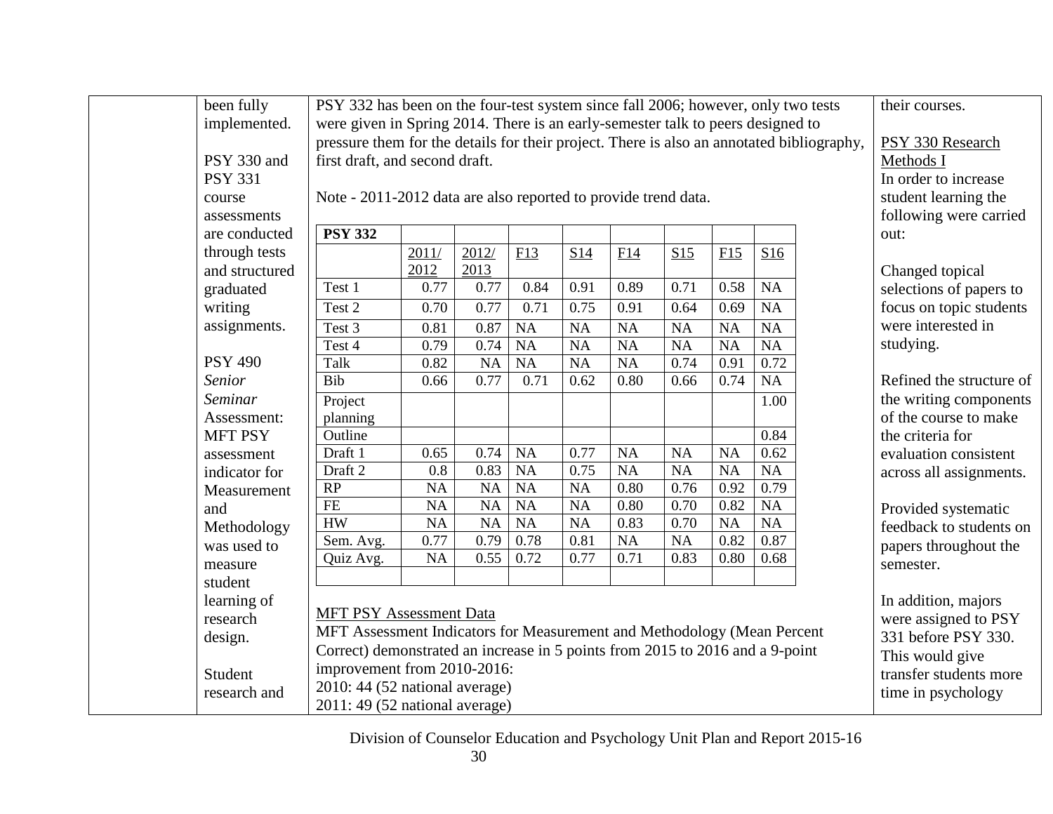| | | | |
|---|---|---|---|
| | been fully implemented.<br><br>PSY 330 and PSY 331 course assessments are conducted through tests and structured graduated writing assignments.<br><br>PSY 490 *Senior Seminar* Assessment: MFT PSY assessment indicator for Measurement and Methodology was used to measure student learning of research design.<br><br>Student research and | PSY 332 has been on the four-test system since fall 2006; however, only two tests were given in Spring 2014. There is an early-semester talk to peers designed to pressure them for the details for their project. There is also an annotated bibliography, first draft, and second draft.<br><br>Note - 2011-2012 data are also reported to provide trend data.<br><br>(see PSY 332 table below)<br><br>MFT PSY Assessment Data<br>MFT Assessment Indicators for Measurement and Methodology (Mean Percent Correct) demonstrated an increase in 5 points from 2015 to 2016 and a 9-point improvement from 2010-2016:<br>2010: 44 (52 national average)<br>2011: 49 (52 national average) | their courses.<br><br>PSY 330 Research Methods I<br>In order to increase student learning the following were carried out:<br><br>Changed topical selections of papers to focus on topic students were interested in studying.<br><br>Refined the structure of the writing components of the course to make the criteria for evaluation consistent across all assignments.<br><br>Provided systematic feedback to students on papers throughout the semester.<br><br>In addition, majors were assigned to PSY 331 before PSY 330. This would give transfer students more time in psychology |

| **PSY 332** | | | | | | | | |
|---|---|---|---|---|---|---|---|---|
| | 2011/ 2012 | 2012/ 2013 | F13 | S14 | F14 | S15 | F15 | S16 |
| Test 1 | 0.77 | 0.77 | 0.84 | 0.91 | 0.89 | 0.71 | 0.58 | NA |
| Test 2 | 0.70 | 0.77 | 0.71 | 0.75 | 0.91 | 0.64 | 0.69 | NA |
| Test 3 | 0.81 | 0.87 | NA | NA | NA | NA | NA | NA |
| Test 4 | 0.79 | 0.74 | NA | NA | NA | NA | NA | NA |
| Talk | 0.82 | NA | NA | NA | NA | 0.74 | 0.91 | 0.72 |
| Bib | 0.66 | 0.77 | 0.71 | 0.62 | 0.80 | 0.66 | 0.74 | NA |
| Project planning | | | | | | | | 1.00 |
| Outline | | | | | | | | 0.84 |
| Draft 1 | 0.65 | 0.74 | NA | 0.77 | NA | NA | NA | 0.62 |
| Draft 2 | 0.8 | 0.83 | NA | 0.75 | NA | NA | NA | NA |
| RP | NA | NA | NA | NA | 0.80 | 0.76 | 0.92 | 0.79 |
| FE | NA | NA | NA | NA | 0.80 | 0.70 | 0.82 | NA |
| HW | NA | NA | NA | NA | 0.83 | 0.70 | NA | NA |
| Sem. Avg. | 0.77 | 0.79 | 0.78 | 0.81 | NA | NA | 0.82 | 0.87 |
| Quiz Avg. | NA | 0.55 | 0.72 | 0.77 | 0.71 | 0.83 | 0.80 | 0.68 |
| | | | | | | | | |

Division of Counselor Education and Psychology Unit Plan and Report 2015-16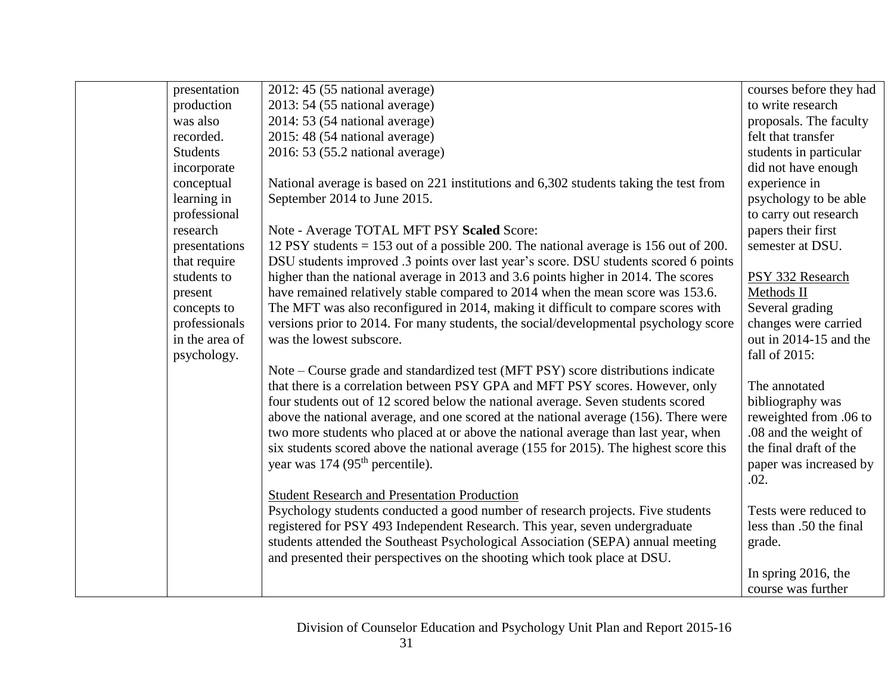| | | | |
|---|---|---|---|
| | presentation production was also recorded. Students incorporate conceptual learning in professional research presentations that require students to present concepts to professionals in the area of psychology. | 2012: 45 (55 national average)<br>2013: 54 (55 national average)<br>2014: 53 (54 national average)<br>2015: 48 (54 national average)<br>2016: 53 (55.2 national average)<br><br>National average is based on 221 institutions and 6,302 students taking the test from September 2014 to June 2015.<br><br>Note - Average TOTAL MFT PSY **Scaled** Score:<br>12 PSY students = 153 out of a possible 200. The national average is 156 out of 200. DSU students improved .3 points over last year's score. DSU students scored 6 points higher than the national average in 2013 and 3.6 points higher in 2014. The scores have remained relatively stable compared to 2014 when the mean score was 153.6. The MFT was also reconfigured in 2014, making it difficult to compare scores with versions prior to 2014. For many students, the social/developmental psychology score was the lowest subscore.<br><br>Note – Course grade and standardized test (MFT PSY) score distributions indicate that there is a correlation between PSY GPA and MFT PSY scores. However, only four students out of 12 scored below the national average. Seven students scored above the national average, and one scored at the national average (156). There were two more students who placed at or above the national average than last year, when six students scored above the national average (155 for 2015). The highest score this year was 174 (95th percentile).<br><br>Student Research and Presentation Production<br>Psychology students conducted a good number of research projects. Five students registered for PSY 493 Independent Research. This year, seven undergraduate students attended the Southeast Psychological Association (SEPA) annual meeting and presented their perspectives on the shooting which took place at DSU. | courses before they had to write research proposals. The faculty felt that transfer students in particular did not have enough experience in psychology to be able to carry out research papers their first semester at DSU.<br><br>PSY 332 Research Methods II<br>Several grading changes were carried out in 2014-15 and the fall of 2015:<br><br>The annotated bibliography was reweighted from .06 to .08 and the weight of the final draft of the paper was increased by .02.<br><br>Tests were reduced to less than .50 the final grade.<br><br>In spring 2016, the course was further |

Division of Counselor Education and Psychology Unit Plan and Report 2015-16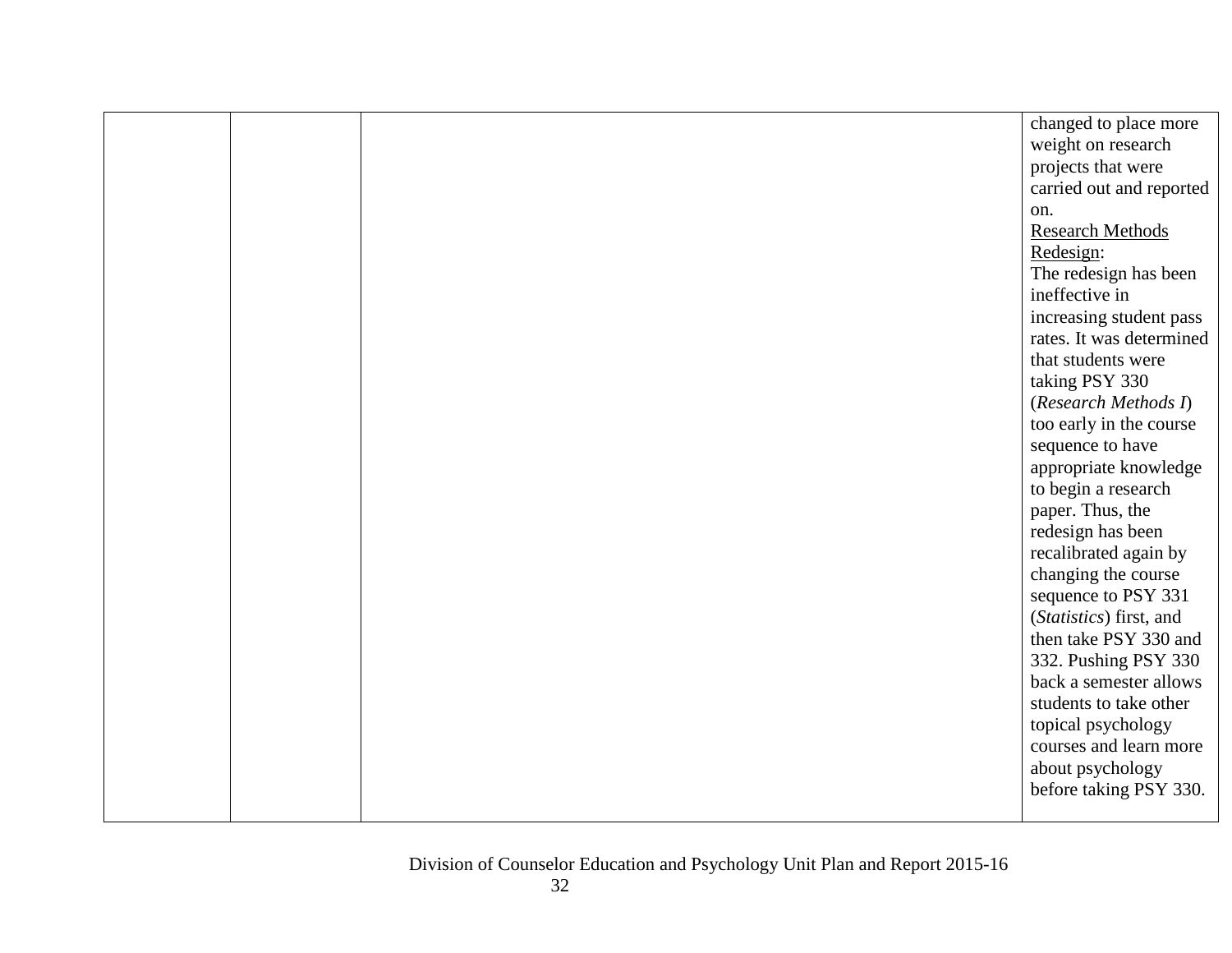| | | | |
|---|---|---|---|
| | | | changed to place more weight on research projects that were carried out and reported on.<br>Research Methods Redesign:<br>The redesign has been ineffective in increasing student pass rates. It was determined that students were taking PSY 330 (*Research Methods I*) too early in the course sequence to have appropriate knowledge to begin a research paper. Thus, the redesign has been recalibrated again by changing the course sequence to PSY 331 (*Statistics*) first, and then take PSY 330 and 332. Pushing PSY 330 back a semester allows students to take other topical psychology courses and learn more about psychology before taking PSY 330. |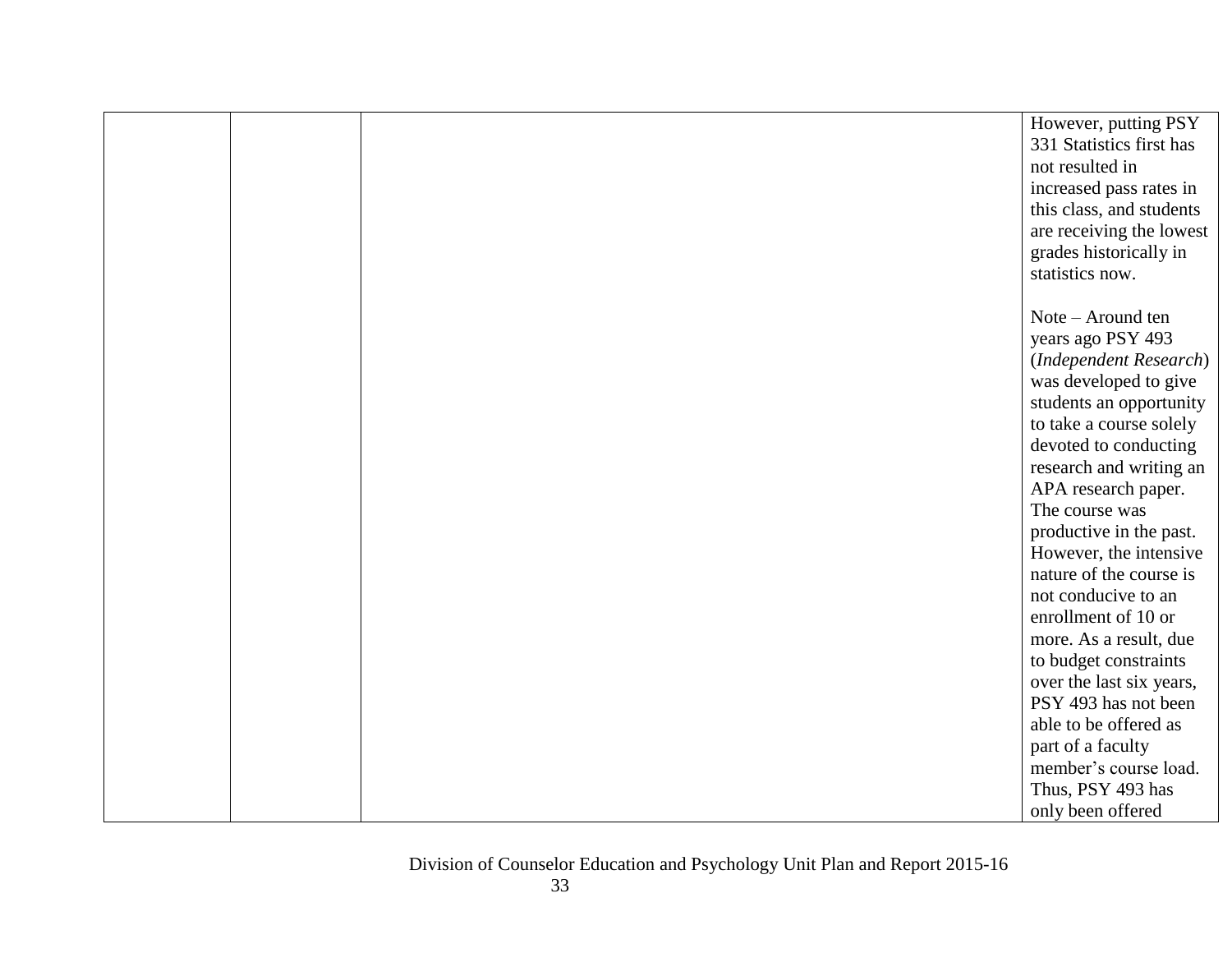| | | | |
|---|---|---|---|
| | | | However, putting PSY 331 Statistics first has not resulted in increased pass rates in this class, and students are receiving the lowest grades historically in statistics now.<br><br>Note – Around ten years ago PSY 493 (*Independent Research*) was developed to give students an opportunity to take a course solely devoted to conducting research and writing an APA research paper. The course was productive in the past. However, the intensive nature of the course is not conducive to an enrollment of 10 or more. As a result, due to budget constraints over the last six years, PSY 493 has not been able to be offered as part of a faculty member's course load. Thus, PSY 493 has only been offered |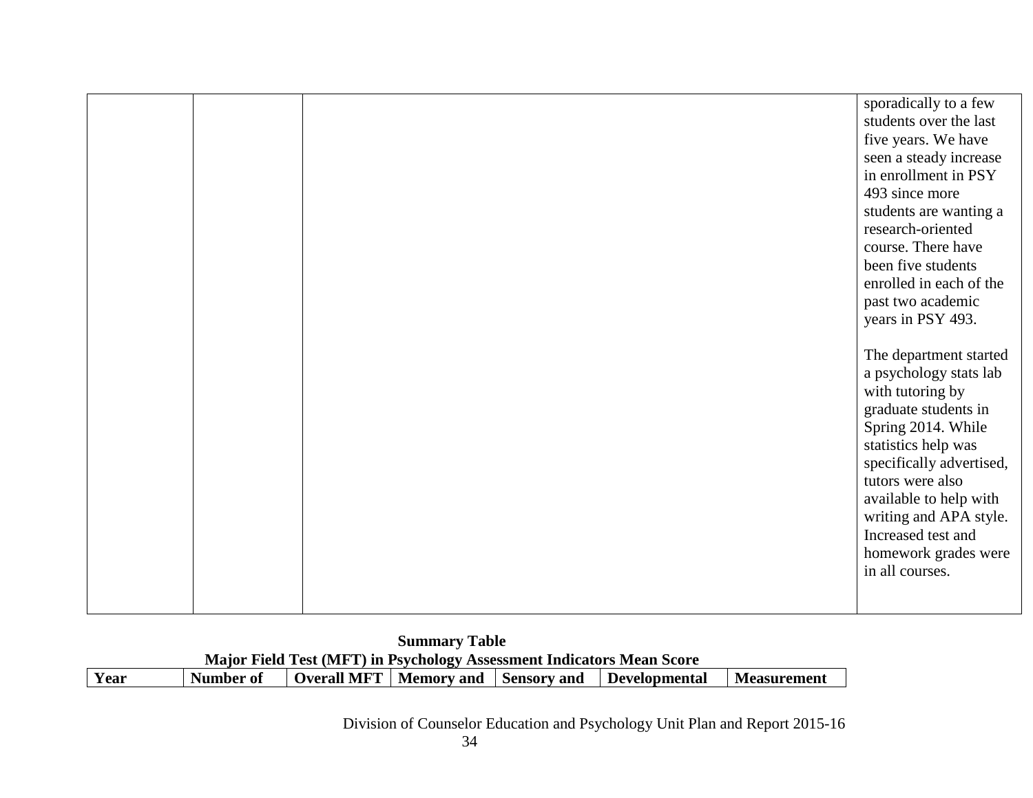| | | | sporadically to a few students over the last five years. We have seen a steady increase in enrollment in PSY 493 since more students are wanting a research-oriented course. There have been five students enrolled in each of the past two academic years in PSY 493.<br><br>The department started a psychology stats lab with tutoring by graduate students in Spring 2014. While statistics help was specifically advertised, tutors were also available to help with writing and APA style. Increased test and homework grades were in all courses. |
|---|---|---|---|

**Summary Table**

**Major Field Test (MFT) in Psychology Assessment Indicators Mean Score**

| Year | Number of | Overall MFT | Memory and | Sensory and | Developmental | Measurement |
|---|---|---|---|---|---|---|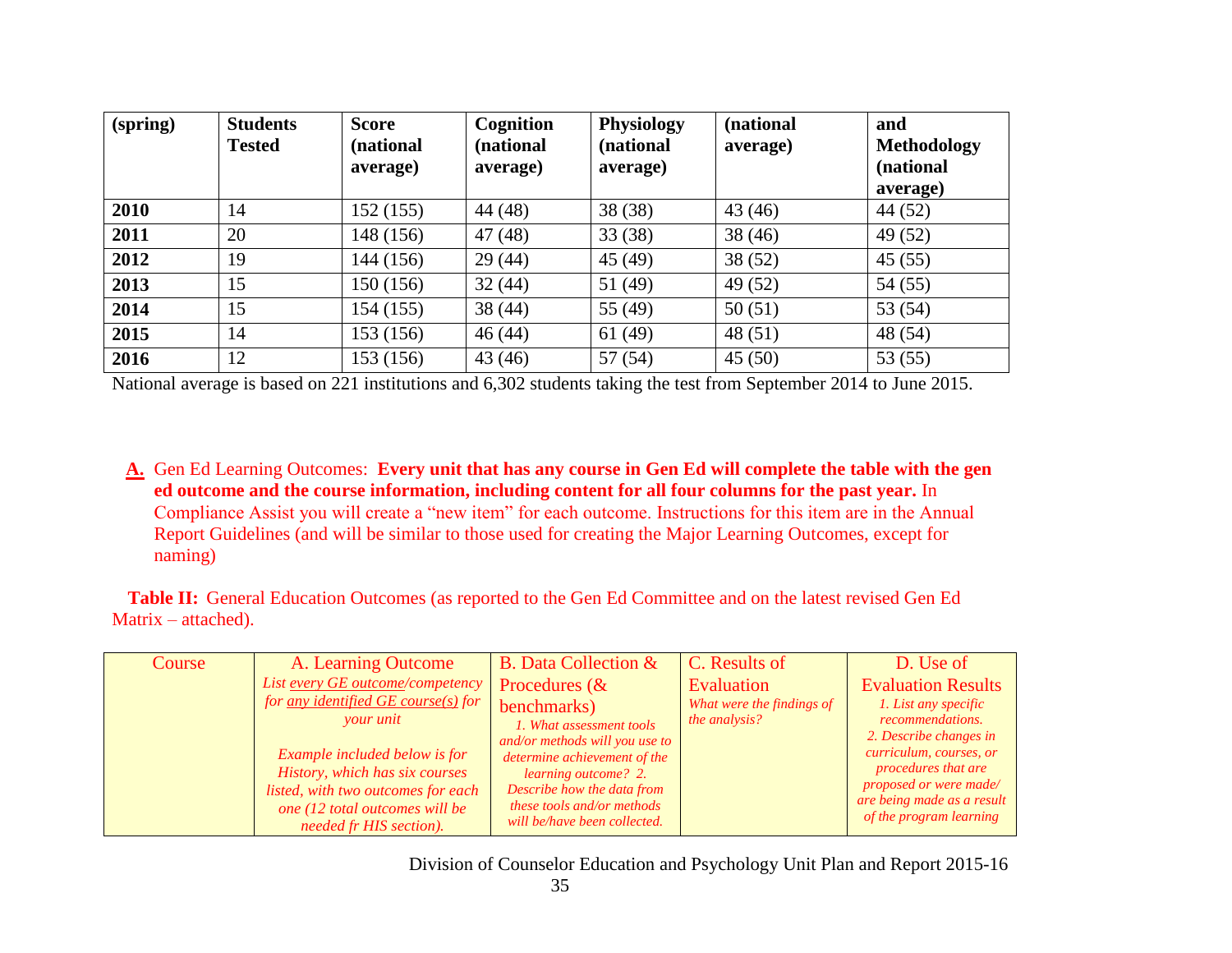| (spring) | Students Tested | Score (national average) | Cognition (national average) | Physiology (national average) | (national average) | and Methodology (national average) |
|---|---|---|---|---|---|---|
| **2010** | 14 | 152 (155) | 44 (48) | 38 (38) | 43 (46) | 44 (52) |
| **2011** | 20 | 148 (156) | 47 (48) | 33 (38) | 38 (46) | 49 (52) |
| **2012** | 19 | 144 (156) | 29 (44) | 45 (49) | 38 (52) | 45 (55) |
| **2013** | 15 | 150 (156) | 32 (44) | 51 (49) | 49 (52) | 54 (55) |
| **2014** | 15 | 154 (155) | 38 (44) | 55 (49) | 50 (51) | 53 (54) |
| **2015** | 14 | 153 (156) | 46 (44) | 61 (49) | 48 (51) | 48 (54) |
| **2016** | 12 | 153 (156) | 43 (46) | 57 (54) | 45 (50) | 53 (55) |

National average is based on 221 institutions and 6,302 students taking the test from September 2014 to June 2015.

**A.** Gen Ed Learning Outcomes: **Every unit that has any course in Gen Ed will complete the table with the gen ed outcome and the course information, including content for all four columns for the past year.** In Compliance Assist you will create a "new item" for each outcome. Instructions for this item are in the Annual Report Guidelines (and will be similar to those used for creating the Major Learning Outcomes, except for naming)

**Table II:** General Education Outcomes (as reported to the Gen Ed Committee and on the latest revised Gen Ed Matrix – attached).

| Course | A. Learning Outcome *List every GE outcome/competency for any identified GE course(s) for your unit* *Example included below is for History, which has six courses listed, with two outcomes for each one (12 total outcomes will be needed fr HIS section).* | B. Data Collection & Procedures (& benchmarks) *1. What assessment tools and/or methods will you use to determine achievement of the learning outcome? 2. Describe how the data from these tools and/or methods will be/have been collected.* | C. Results of Evaluation *What were the findings of the analysis?* | D. Use of Evaluation Results *1. List any specific recommendations.* *2. Describe changes in curriculum, courses, or procedures that are proposed or were made/ are being made as a result of the program learning* |
|---|---|---|---|---|

Division of Counselor Education and Psychology Unit Plan and Report 2015-16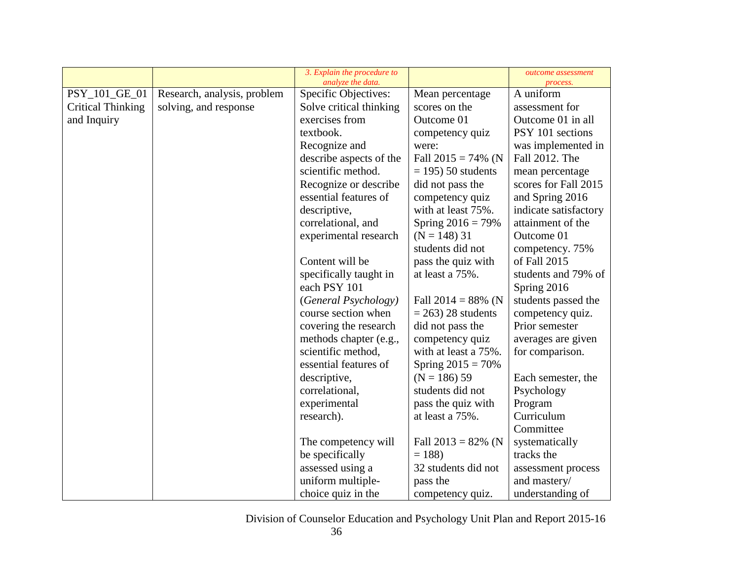| | | 3. Explain the procedure to analyze the data. | | outcome assessment process. |
|---|---|---|---|---|
| PSY_101_GE_01 Critical Thinking and Inquiry | Research, analysis, problem solving, and response | Specific Objectives: Solve critical thinking exercises from textbook. Recognize and describe aspects of the scientific method. Recognize or describe essential features of descriptive, correlational, and experimental research<br><br>Content will be specifically taught in each PSY 101 (*General Psychology)* course section when covering the research methods chapter (e.g., scientific method, essential features of descriptive, correlational, experimental research).<br><br>The competency will be specifically assessed using a uniform multiple-choice quiz in the | Mean percentage scores on the Outcome 01 competency quiz were: Fall 2015 = 74% (N = 195) 50 students did not pass the competency quiz with at least 75%. Spring 2016 = 79% (N = 148) 31 students did not pass the quiz with at least a 75%.<br><br>Fall 2014 = 88% (N = 263) 28 students did not pass the competency quiz with at least a 75%. Spring 2015 = 70% (N = 186) 59 students did not pass the quiz with at least a 75%.<br><br>Fall 2013 = 82% (N = 188) 32 students did not pass the competency quiz. | A uniform assessment for Outcome 01 in all PSY 101 sections was implemented in Fall 2012. The mean percentage scores for Fall 2015 and Spring 2016 indicate satisfactory attainment of the Outcome 01 competency. 75% of Fall 2015 students and 79% of Spring 2016 students passed the competency quiz. Prior semester averages are given for comparison.<br><br>Each semester, the Psychology Program Curriculum Committee systematically tracks the assessment process and mastery/ understanding of |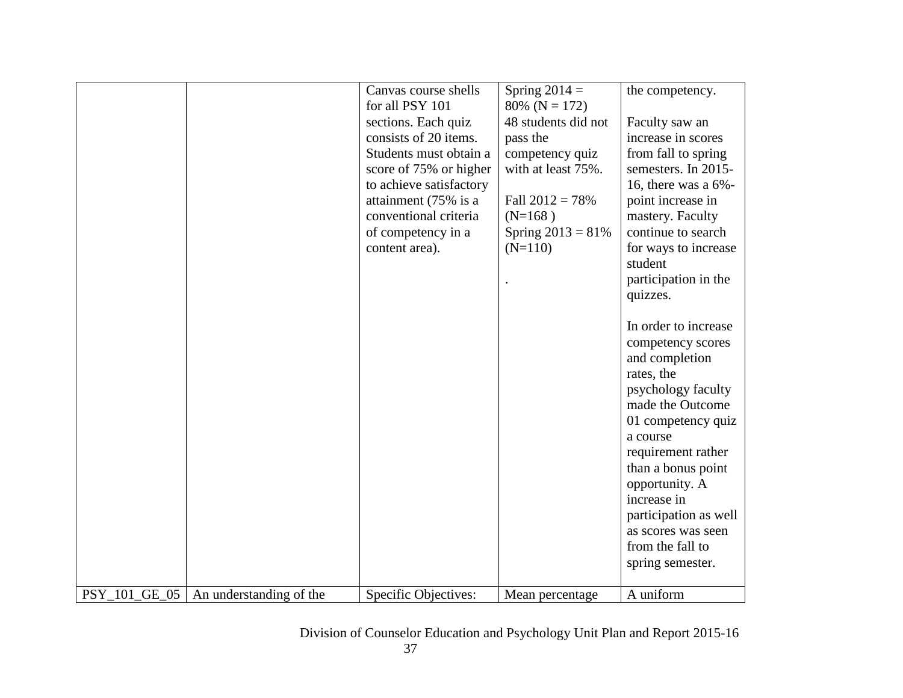| | | | | |
|---|---|---|---|---|
| | | Canvas course shells for all PSY 101 sections. Each quiz consists of 20 items. Students must obtain a score of 75% or higher to achieve satisfactory attainment (75% is a conventional criteria of competency in a content area). | Spring 2014 = 80% (N = 172) 48 students did not pass the competency quiz with at least 75%.<br><br>Fall 2012 = 78% (N=168 )<br>Spring 2013 = 81% (N=110)<br><br>. | the competency.<br><br>Faculty saw an increase in scores from fall to spring semesters. In 2015-16, there was a 6%-point increase in mastery. Faculty continue to search for ways to increase student participation in the quizzes.<br><br>In order to increase competency scores and completion rates, the psychology faculty made the Outcome 01 competency quiz a course requirement rather than a bonus point opportunity. A increase in participation as well as scores was seen from the fall to spring semester. |
| PSY_101_GE_05 | An understanding of the | Specific Objectives: | Mean percentage | A uniform |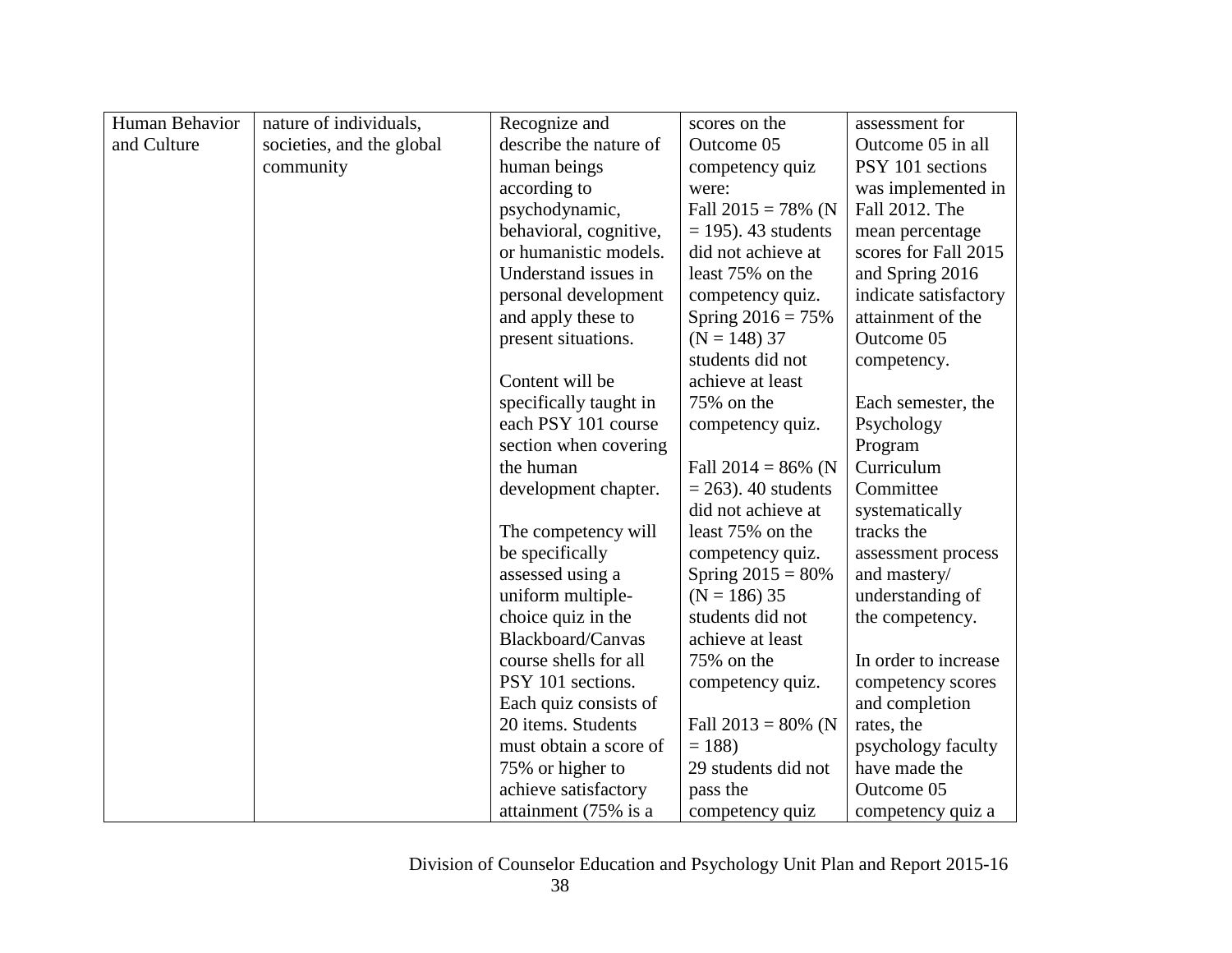| Human Behavior and Culture | nature of individuals, societies, and the global community | Recognize and describe the nature of human beings according to psychodynamic, behavioral, cognitive, or humanistic models. Understand issues in personal development and apply these to present situations.<br><br>Content will be specifically taught in each PSY 101 course section when covering the human development chapter.<br><br>The competency will be specifically assessed using a uniform multiple-choice quiz in the Blackboard/Canvas course shells for all PSY 101 sections. Each quiz consists of 20 items. Students must obtain a score of 75% or higher to achieve satisfactory attainment (75% is a | scores on the Outcome 05 competency quiz were:<br>Fall 2015 = 78% (N = 195). 43 students did not achieve at least 75% on the competency quiz.<br>Spring 2016 = 75% (N = 148) 37 students did not achieve at least 75% on the competency quiz.<br><br>Fall 2014 = 86% (N = 263). 40 students did not achieve at least 75% on the competency quiz.<br>Spring 2015 = 80% (N = 186) 35 students did not achieve at least 75% on the competency quiz.<br><br>Fall 2013 = 80% (N = 188)<br>29 students did not pass the competency quiz | assessment for Outcome 05 in all PSY 101 sections was implemented in Fall 2012. The mean percentage scores for Fall 2015 and Spring 2016 indicate satisfactory attainment of the Outcome 05 competency.<br><br>Each semester, the Psychology Program Curriculum Committee systematically tracks the assessment process and mastery/ understanding of the competency.<br><br>In order to increase competency scores and completion rates, the psychology faculty have made the Outcome 05 competency quiz a |
|---|---|---|---|---|

Division of Counselor Education and Psychology Unit Plan and Report 2015-16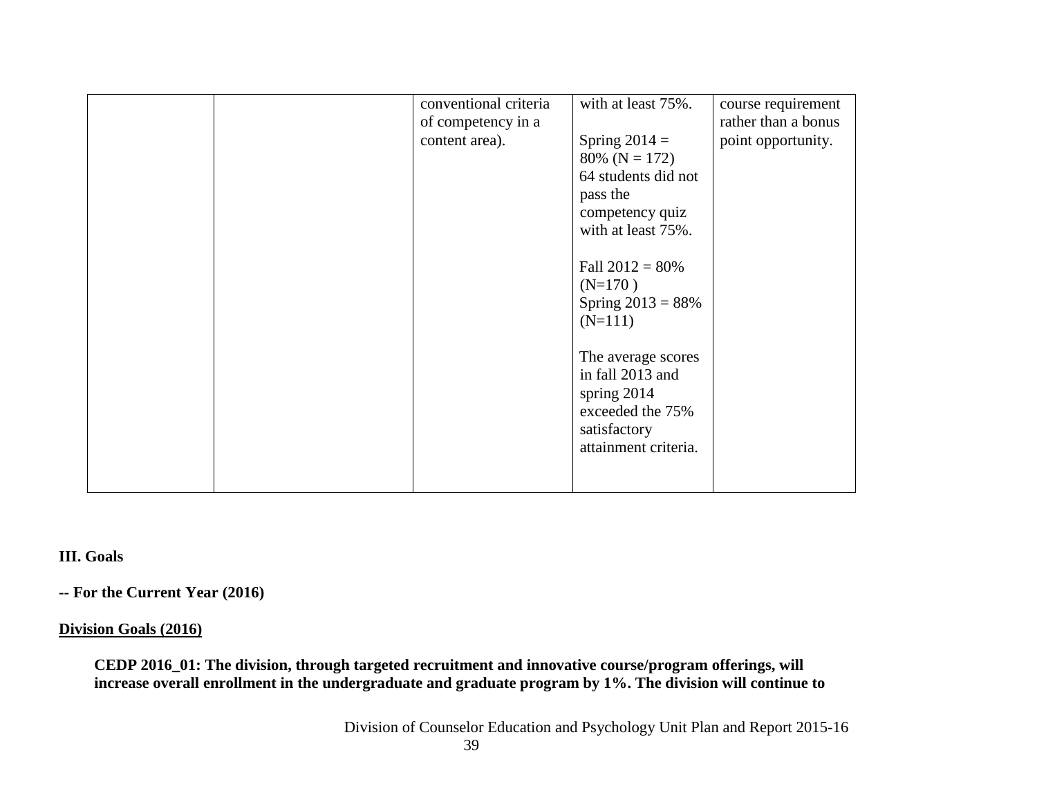| | | conventional criteria of competency in a content area). | with at least 75%.<br><br>Spring 2014 = 80% (N = 172)<br>64 students did not pass the competency quiz with at least 75%.<br><br>Fall 2012 = 80% (N=170 )<br>Spring 2013 = 88% (N=111)<br><br>The average scores in fall 2013 and spring 2014 exceeded the 75% satisfactory attainment criteria. | course requirement rather than a bonus point opportunity. |
|---|---|---|---|---|

**III. Goals**

**-- For the Current Year (2016)**

**Division Goals (2016)**

**CEDP 2016_01: The division, through targeted recruitment and innovative course/program offerings, will increase overall enrollment in the undergraduate and graduate program by 1%. The division will continue to**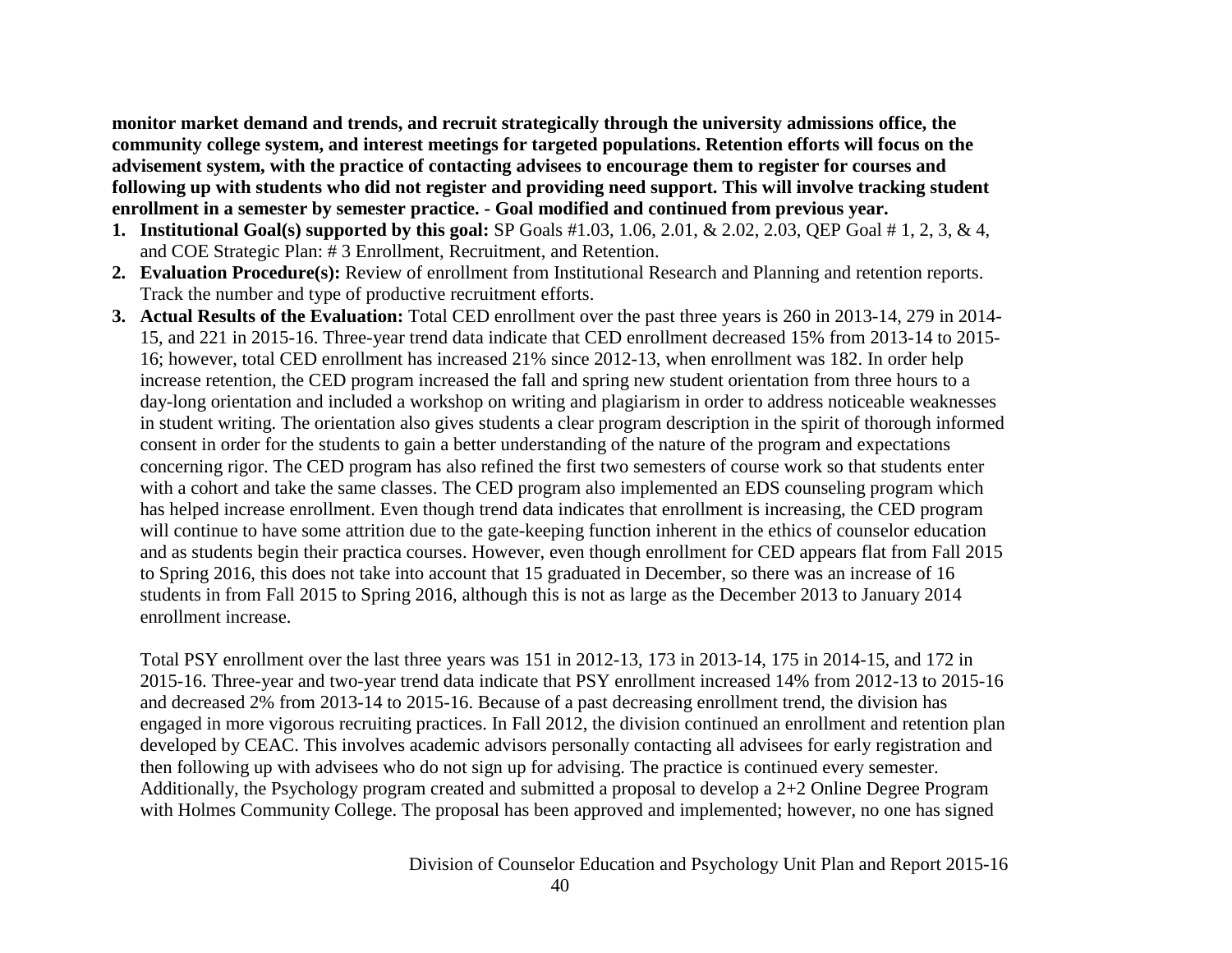**monitor market demand and trends, and recruit strategically through the university admissions office, the community college system, and interest meetings for targeted populations. Retention efforts will focus on the advisement system, with the practice of contacting advisees to encourage them to register for courses and following up with students who did not register and providing need support. This will involve tracking student enrollment in a semester by semester practice. - Goal modified and continued from previous year.**

1. **Institutional Goal(s) supported by this goal:** SP Goals #1.03, 1.06, 2.01, & 2.02, 2.03, QEP Goal # 1, 2, 3, & 4, and COE Strategic Plan: # 3 Enrollment, Recruitment, and Retention.
2. **Evaluation Procedure(s):** Review of enrollment from Institutional Research and Planning and retention reports. Track the number and type of productive recruitment efforts.
3. **Actual Results of the Evaluation:** Total CED enrollment over the past three years is 260 in 2013-14, 279 in 2014-15, and 221 in 2015-16. Three-year trend data indicate that CED enrollment decreased 15% from 2013-14 to 2015-16; however, total CED enrollment has increased 21% since 2012-13, when enrollment was 182. In order help increase retention, the CED program increased the fall and spring new student orientation from three hours to a day-long orientation and included a workshop on writing and plagiarism in order to address noticeable weaknesses in student writing. The orientation also gives students a clear program description in the spirit of thorough informed consent in order for the students to gain a better understanding of the nature of the program and expectations concerning rigor. The CED program has also refined the first two semesters of course work so that students enter with a cohort and take the same classes. The CED program also implemented an EDS counseling program which has helped increase enrollment. Even though trend data indicates that enrollment is increasing, the CED program will continue to have some attrition due to the gate-keeping function inherent in the ethics of counselor education and as students begin their practica courses. However, even though enrollment for CED appears flat from Fall 2015 to Spring 2016, this does not take into account that 15 graduated in December, so there was an increase of 16 students in from Fall 2015 to Spring 2016, although this is not as large as the December 2013 to January 2014 enrollment increase.

   Total PSY enrollment over the last three years was 151 in 2012-13, 173 in 2013-14, 175 in 2014-15, and 172 in 2015-16. Three-year and two-year trend data indicate that PSY enrollment increased 14% from 2012-13 to 2015-16 and decreased 2% from 2013-14 to 2015-16. Because of a past decreasing enrollment trend, the division has engaged in more vigorous recruiting practices. In Fall 2012, the division continued an enrollment and retention plan developed by CEAC. This involves academic advisors personally contacting all advisees for early registration and then following up with advisees who do not sign up for advising. The practice is continued every semester. Additionally, the Psychology program created and submitted a proposal to develop a 2+2 Online Degree Program with Holmes Community College. The proposal has been approved and implemented; however, no one has signed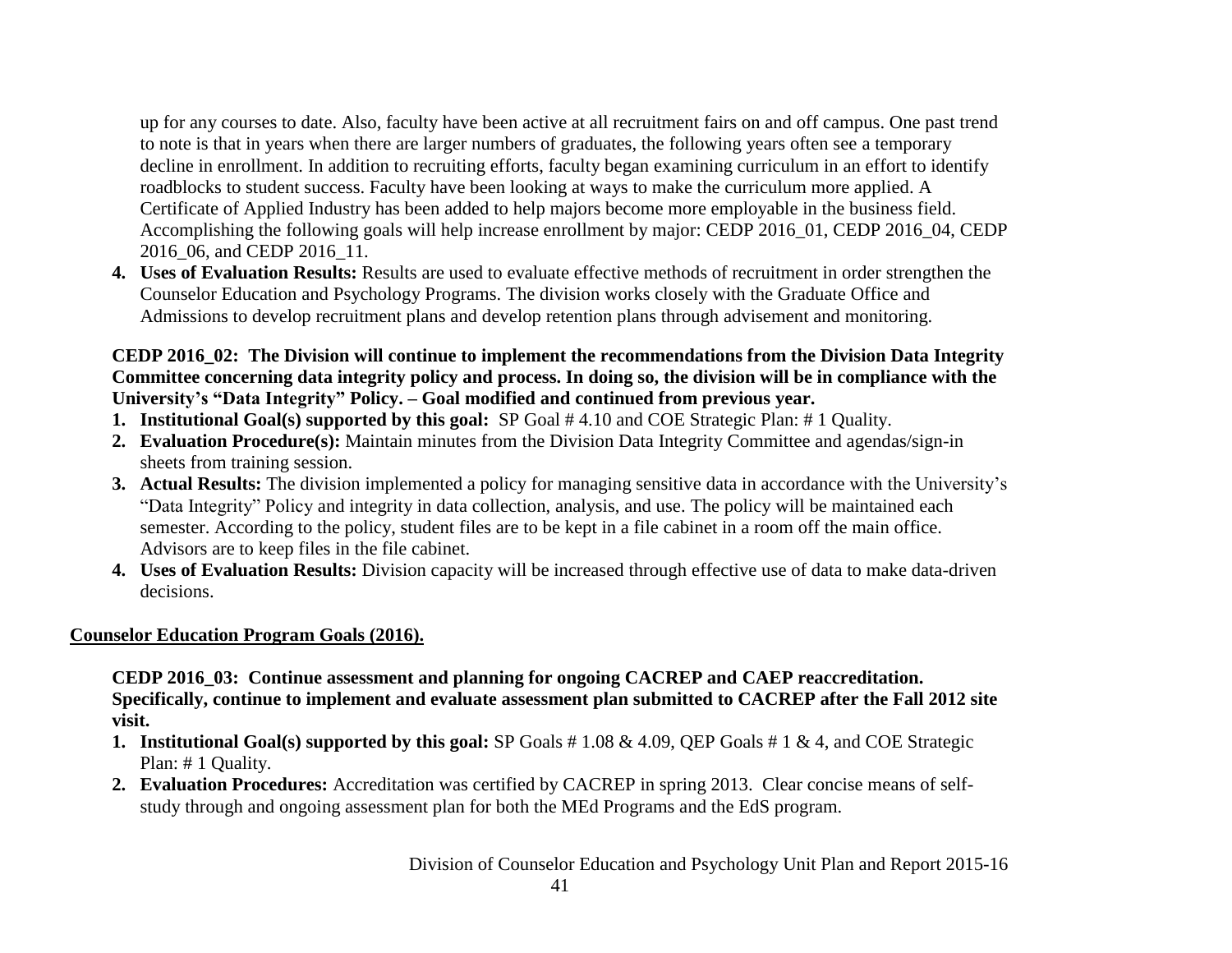up for any courses to date. Also, faculty have been active at all recruitment fairs on and off campus. One past trend to note is that in years when there are larger numbers of graduates, the following years often see a temporary decline in enrollment. In addition to recruiting efforts, faculty began examining curriculum in an effort to identify roadblocks to student success. Faculty have been looking at ways to make the curriculum more applied. A Certificate of Applied Industry has been added to help majors become more employable in the business field. Accomplishing the following goals will help increase enrollment by major: CEDP 2016_01, CEDP 2016_04, CEDP 2016_06, and CEDP 2016_11.

4. **Uses of Evaluation Results:** Results are used to evaluate effective methods of recruitment in order strengthen the Counselor Education and Psychology Programs. The division works closely with the Graduate Office and Admissions to develop recruitment plans and develop retention plans through advisement and monitoring.

**CEDP 2016_02: The Division will continue to implement the recommendations from the Division Data Integrity Committee concerning data integrity policy and process. In doing so, the division will be in compliance with the University's "Data Integrity" Policy. – Goal modified and continued from previous year.**

1. **Institutional Goal(s) supported by this goal:** SP Goal # 4.10 and COE Strategic Plan: # 1 Quality.
2. **Evaluation Procedure(s):** Maintain minutes from the Division Data Integrity Committee and agendas/sign-in sheets from training session.
3. **Actual Results:** The division implemented a policy for managing sensitive data in accordance with the University's "Data Integrity" Policy and integrity in data collection, analysis, and use. The policy will be maintained each semester. According to the policy, student files are to be kept in a file cabinet in a room off the main office. Advisors are to keep files in the file cabinet.
4. **Uses of Evaluation Results:** Division capacity will be increased through effective use of data to make data-driven decisions.

## Counselor Education Program Goals (2016).

**CEDP 2016_03: Continue assessment and planning for ongoing CACREP and CAEP reaccreditation. Specifically, continue to implement and evaluate assessment plan submitted to CACREP after the Fall 2012 site visit.**

1. **Institutional Goal(s) supported by this goal:** SP Goals # 1.08 & 4.09, QEP Goals # 1 & 4, and COE Strategic Plan: # 1 Quality.
2. **Evaluation Procedures:** Accreditation was certified by CACREP in spring 2013. Clear concise means of self-study through and ongoing assessment plan for both the MEd Programs and the EdS program.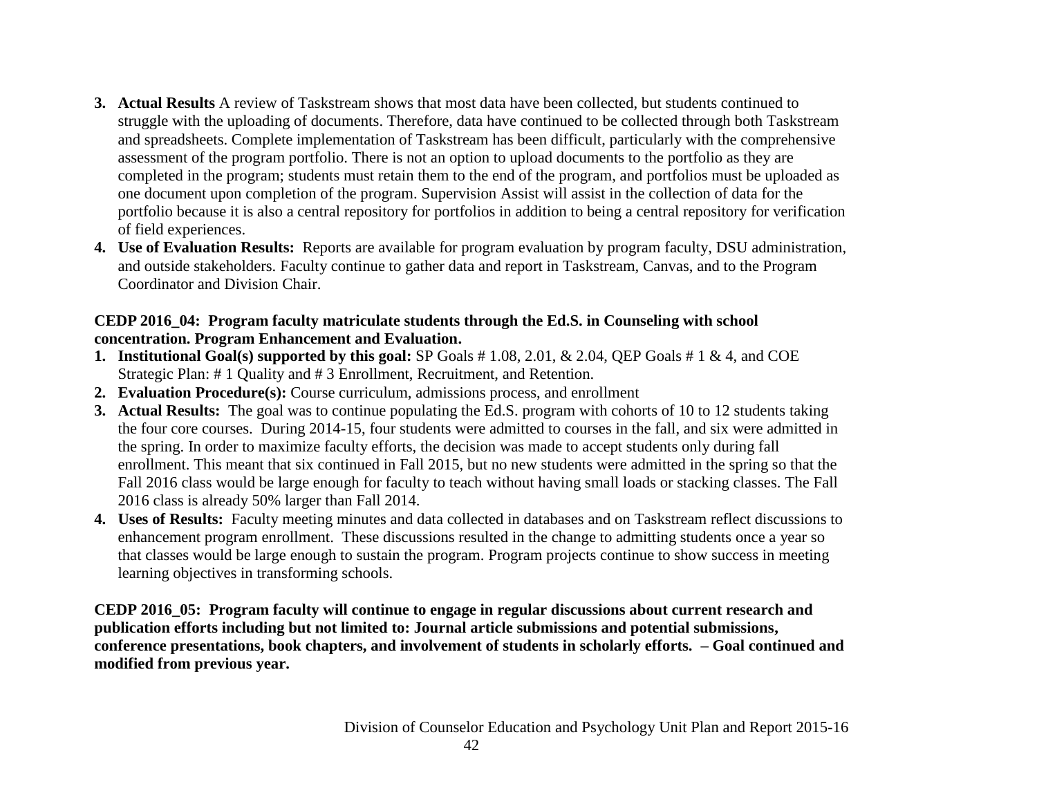3. **Actual Results** A review of Taskstream shows that most data have been collected, but students continued to struggle with the uploading of documents. Therefore, data have continued to be collected through both Taskstream and spreadsheets. Complete implementation of Taskstream has been difficult, particularly with the comprehensive assessment of the program portfolio. There is not an option to upload documents to the portfolio as they are completed in the program; students must retain them to the end of the program, and portfolios must be uploaded as one document upon completion of the program. Supervision Assist will assist in the collection of data for the portfolio because it is also a central repository for portfolios in addition to being a central repository for verification of field experiences.
4. **Use of Evaluation Results:** Reports are available for program evaluation by program faculty, DSU administration, and outside stakeholders. Faculty continue to gather data and report in Taskstream, Canvas, and to the Program Coordinator and Division Chair.

**CEDP 2016_04: Program faculty matriculate students through the Ed.S. in Counseling with school concentration. Program Enhancement and Evaluation.**

1. **Institutional Goal(s) supported by this goal:** SP Goals # 1.08, 2.01, & 2.04, QEP Goals # 1 & 4, and COE Strategic Plan: # 1 Quality and # 3 Enrollment, Recruitment, and Retention.
2. **Evaluation Procedure(s):** Course curriculum, admissions process, and enrollment
3. **Actual Results:** The goal was to continue populating the Ed.S. program with cohorts of 10 to 12 students taking the four core courses. During 2014-15, four students were admitted to courses in the fall, and six were admitted in the spring. In order to maximize faculty efforts, the decision was made to accept students only during fall enrollment. This meant that six continued in Fall 2015, but no new students were admitted in the spring so that the Fall 2016 class would be large enough for faculty to teach without having small loads or stacking classes. The Fall 2016 class is already 50% larger than Fall 2014.
4. **Uses of Results:** Faculty meeting minutes and data collected in databases and on Taskstream reflect discussions to enhancement program enrollment. These discussions resulted in the change to admitting students once a year so that classes would be large enough to sustain the program. Program projects continue to show success in meeting learning objectives in transforming schools.

**CEDP 2016_05: Program faculty will continue to engage in regular discussions about current research and publication efforts including but not limited to: Journal article submissions and potential submissions, conference presentations, book chapters, and involvement of students in scholarly efforts. – Goal continued and modified from previous year.**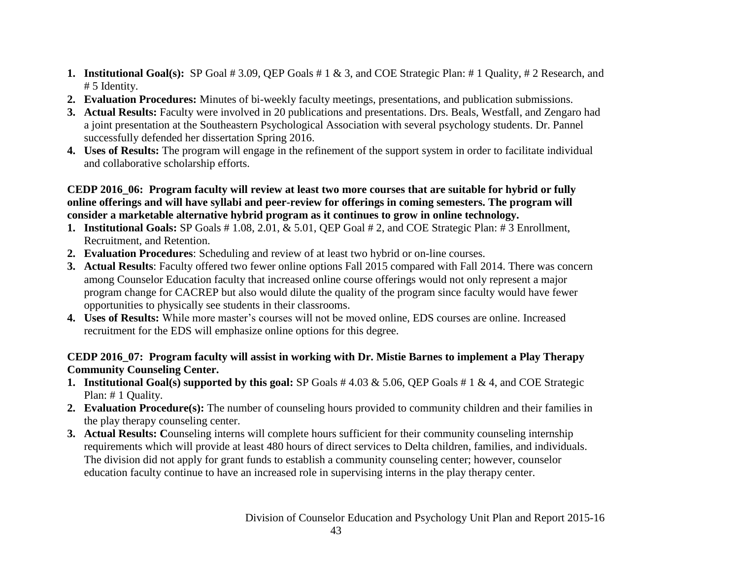1. **Institutional Goal(s):** SP Goal # 3.09, QEP Goals # 1 & 3, and COE Strategic Plan: # 1 Quality, # 2 Research, and # 5 Identity.
2. **Evaluation Procedures:** Minutes of bi-weekly faculty meetings, presentations, and publication submissions.
3. **Actual Results:** Faculty were involved in 20 publications and presentations. Drs. Beals, Westfall, and Zengaro had a joint presentation at the Southeastern Psychological Association with several psychology students. Dr. Pannel successfully defended her dissertation Spring 2016.
4. **Uses of Results:** The program will engage in the refinement of the support system in order to facilitate individual and collaborative scholarship efforts.

**CEDP 2016_06: Program faculty will review at least two more courses that are suitable for hybrid or fully online offerings and will have syllabi and peer-review for offerings in coming semesters. The program will consider a marketable alternative hybrid program as it continues to grow in online technology.**

1. **Institutional Goals:** SP Goals # 1.08, 2.01, & 5.01, QEP Goal # 2, and COE Strategic Plan: # 3 Enrollment, Recruitment, and Retention.
2. **Evaluation Procedures**: Scheduling and review of at least two hybrid or on-line courses.
3. **Actual Results**: Faculty offered two fewer online options Fall 2015 compared with Fall 2014. There was concern among Counselor Education faculty that increased online course offerings would not only represent a major program change for CACREP but also would dilute the quality of the program since faculty would have fewer opportunities to physically see students in their classrooms.
4. **Uses of Results:** While more master's courses will not be moved online, EDS courses are online. Increased recruitment for the EDS will emphasize online options for this degree.

**CEDP 2016_07: Program faculty will assist in working with Dr. Mistie Barnes to implement a Play Therapy Community Counseling Center.**

1. **Institutional Goal(s) supported by this goal:** SP Goals # 4.03 & 5.06, QEP Goals # 1 & 4, and COE Strategic Plan: # 1 Quality.
2. **Evaluation Procedure(s):** The number of counseling hours provided to community children and their families in the play therapy counseling center.
3. **Actual Results: C**ounseling interns will complete hours sufficient for their community counseling internship requirements which will provide at least 480 hours of direct services to Delta children, families, and individuals. The division did not apply for grant funds to establish a community counseling center; however, counselor education faculty continue to have an increased role in supervising interns in the play therapy center.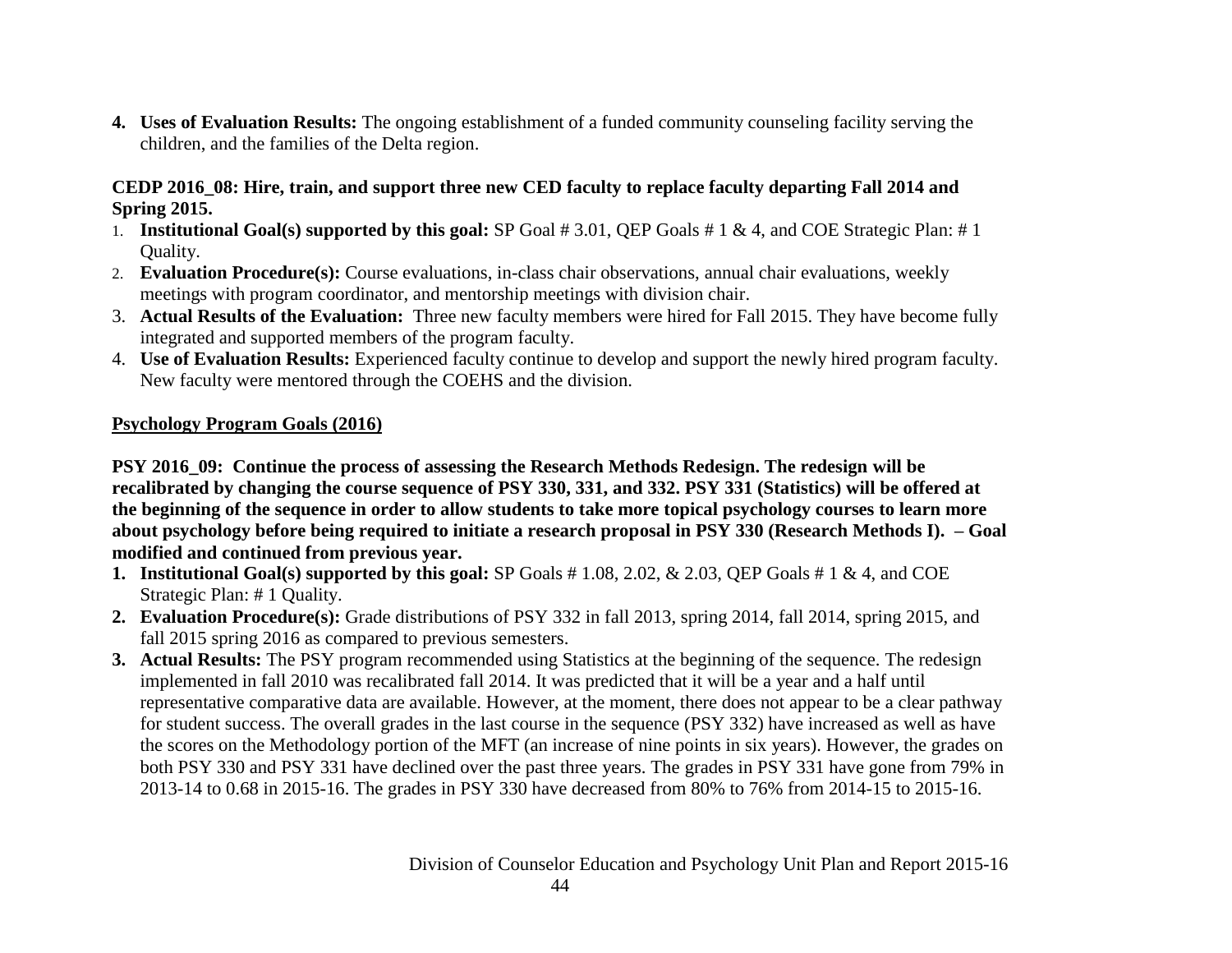4. **Uses of Evaluation Results:** The ongoing establishment of a funded community counseling facility serving the children, and the families of the Delta region.

**CEDP 2016_08: Hire, train, and support three new CED faculty to replace faculty departing Fall 2014 and Spring 2015.**

1. **Institutional Goal(s) supported by this goal:** SP Goal # 3.01, QEP Goals # 1 & 4, and COE Strategic Plan: # 1 Quality.
2. **Evaluation Procedure(s):** Course evaluations, in-class chair observations, annual chair evaluations, weekly meetings with program coordinator, and mentorship meetings with division chair.
3. **Actual Results of the Evaluation:** Three new faculty members were hired for Fall 2015. They have become fully integrated and supported members of the program faculty.
4. **Use of Evaluation Results:** Experienced faculty continue to develop and support the newly hired program faculty. New faculty were mentored through the COEHS and the division.

__**Psychology Program Goals (2016)**__

**PSY 2016_09: Continue the process of assessing the Research Methods Redesign. The redesign will be recalibrated by changing the course sequence of PSY 330, 331, and 332. PSY 331 (Statistics) will be offered at the beginning of the sequence in order to allow students to take more topical psychology courses to learn more about psychology before being required to initiate a research proposal in PSY 330 (Research Methods I). – Goal modified and continued from previous year.**

1. **Institutional Goal(s) supported by this goal:** SP Goals # 1.08, 2.02, & 2.03, QEP Goals # 1 & 4, and COE Strategic Plan: # 1 Quality.
2. **Evaluation Procedure(s):** Grade distributions of PSY 332 in fall 2013, spring 2014, fall 2014, spring 2015, and fall 2015 spring 2016 as compared to previous semesters.
3. **Actual Results:** The PSY program recommended using Statistics at the beginning of the sequence. The redesign implemented in fall 2010 was recalibrated fall 2014. It was predicted that it will be a year and a half until representative comparative data are available. However, at the moment, there does not appear to be a clear pathway for student success. The overall grades in the last course in the sequence (PSY 332) have increased as well as have the scores on the Methodology portion of the MFT (an increase of nine points in six years). However, the grades on both PSY 330 and PSY 331 have declined over the past three years. The grades in PSY 331 have gone from 79% in 2013-14 to 0.68 in 2015-16. The grades in PSY 330 have decreased from 80% to 76% from 2014-15 to 2015-16.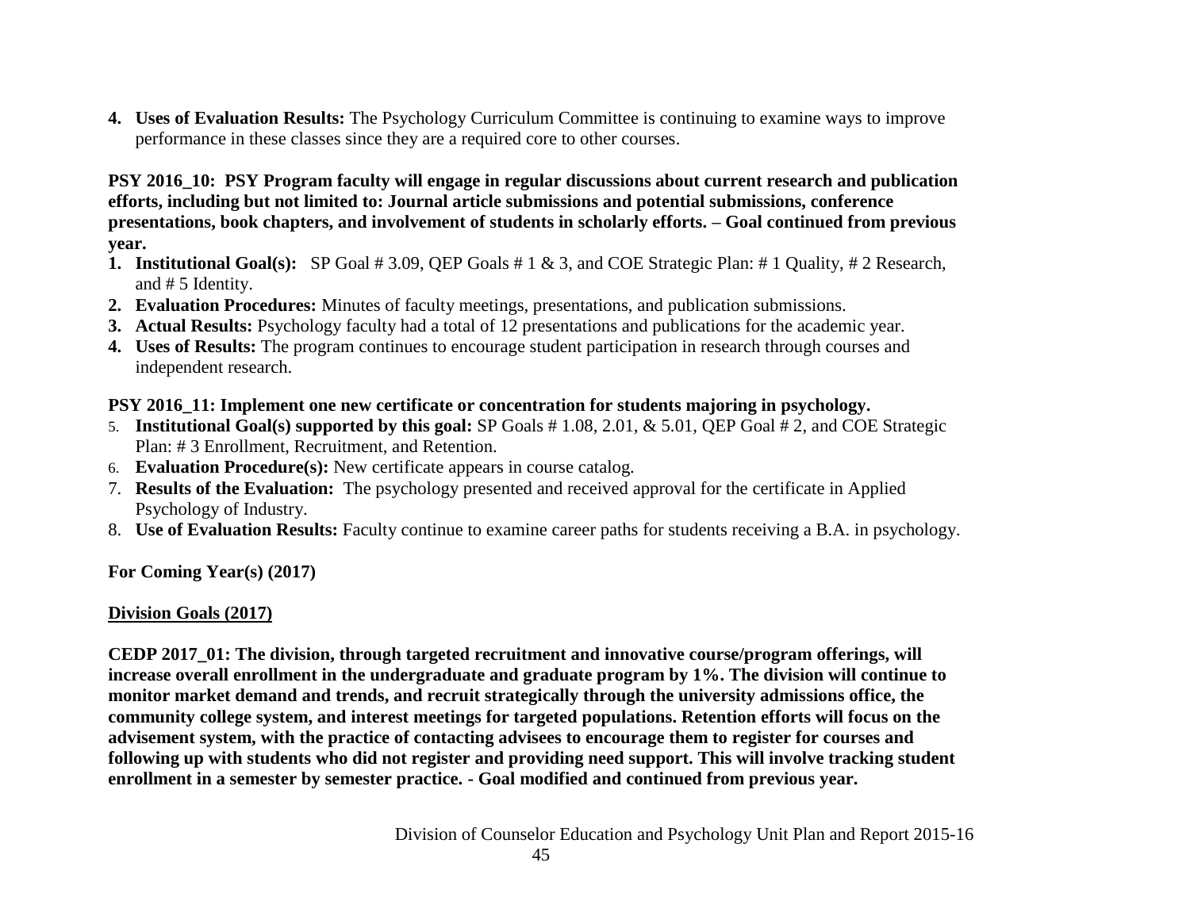4. **Uses of Evaluation Results:** The Psychology Curriculum Committee is continuing to examine ways to improve performance in these classes since they are a required core to other courses.

**PSY 2016_10: PSY Program faculty will engage in regular discussions about current research and publication efforts, including but not limited to: Journal article submissions and potential submissions, conference presentations, book chapters, and involvement of students in scholarly efforts. – Goal continued from previous year.**

1. **Institutional Goal(s):** SP Goal # 3.09, QEP Goals # 1 & 3, and COE Strategic Plan: # 1 Quality, # 2 Research, and # 5 Identity.
2. **Evaluation Procedures:** Minutes of faculty meetings, presentations, and publication submissions.
3. **Actual Results:** Psychology faculty had a total of 12 presentations and publications for the academic year.
4. **Uses of Results:** The program continues to encourage student participation in research through courses and independent research.

**PSY 2016_11: Implement one new certificate or concentration for students majoring in psychology.**

5. **Institutional Goal(s) supported by this goal:** SP Goals # 1.08, 2.01, & 5.01, QEP Goal # 2, and COE Strategic Plan: # 3 Enrollment, Recruitment, and Retention.
6. **Evaluation Procedure(s):** New certificate appears in course catalog.
7. **Results of the Evaluation:** The psychology presented and received approval for the certificate in Applied Psychology of Industry.
8. **Use of Evaluation Results:** Faculty continue to examine career paths for students receiving a B.A. in psychology.

**For Coming Year(s) (2017)**

**<u>Division Goals (2017)</u>**

**CEDP 2017_01: The division, through targeted recruitment and innovative course/program offerings, will increase overall enrollment in the undergraduate and graduate program by 1%. The division will continue to monitor market demand and trends, and recruit strategically through the university admissions office, the community college system, and interest meetings for targeted populations. Retention efforts will focus on the advisement system, with the practice of contacting advisees to encourage them to register for courses and following up with students who did not register and providing need support. This will involve tracking student enrollment in a semester by semester practice. - Goal modified and continued from previous year.**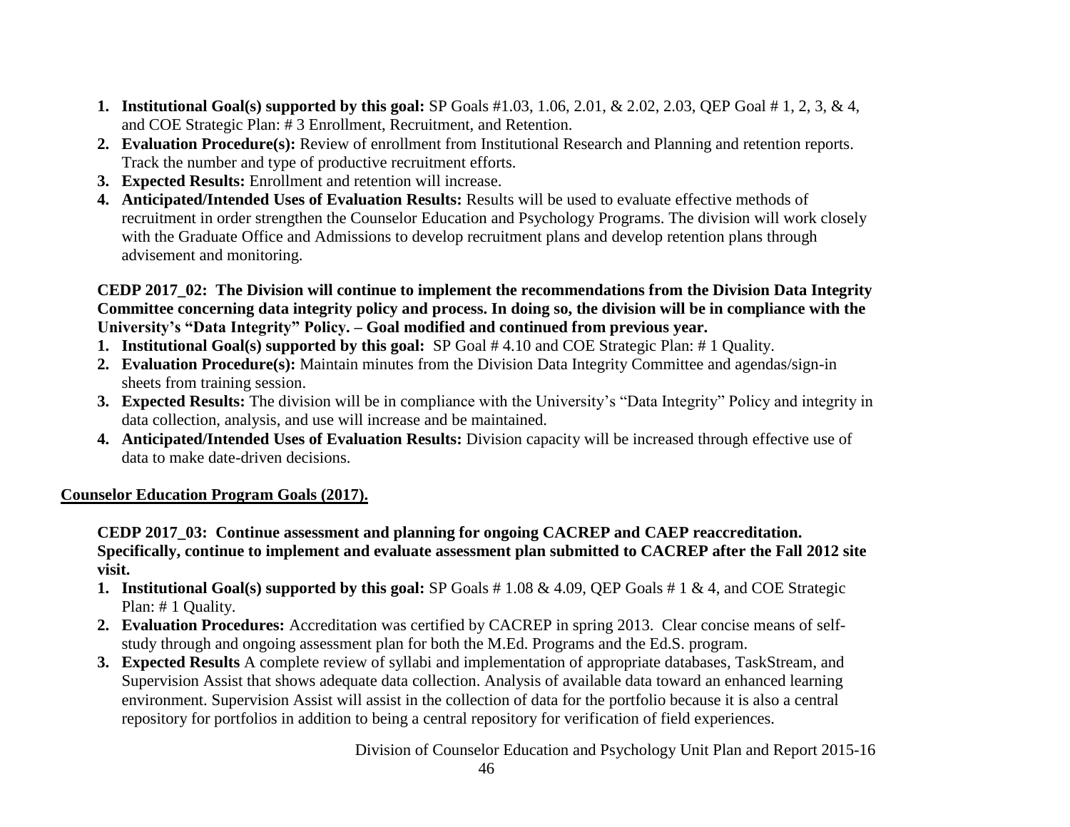1. **Institutional Goal(s) supported by this goal:** SP Goals #1.03, 1.06, 2.01, & 2.02, 2.03, QEP Goal # 1, 2, 3, & 4, and COE Strategic Plan: # 3 Enrollment, Recruitment, and Retention.
2. **Evaluation Procedure(s):** Review of enrollment from Institutional Research and Planning and retention reports. Track the number and type of productive recruitment efforts.
3. **Expected Results:** Enrollment and retention will increase.
4. **Anticipated/Intended Uses of Evaluation Results:** Results will be used to evaluate effective methods of recruitment in order strengthen the Counselor Education and Psychology Programs. The division will work closely with the Graduate Office and Admissions to develop recruitment plans and develop retention plans through advisement and monitoring.

**CEDP 2017_02: The Division will continue to implement the recommendations from the Division Data Integrity Committee concerning data integrity policy and process. In doing so, the division will be in compliance with the University's "Data Integrity" Policy. – Goal modified and continued from previous year.**

1. **Institutional Goal(s) supported by this goal:** SP Goal # 4.10 and COE Strategic Plan: # 1 Quality.
2. **Evaluation Procedure(s):** Maintain minutes from the Division Data Integrity Committee and agendas/sign-in sheets from training session.
3. **Expected Results:** The division will be in compliance with the University's "Data Integrity" Policy and integrity in data collection, analysis, and use will increase and be maintained.
4. **Anticipated/Intended Uses of Evaluation Results:** Division capacity will be increased through effective use of data to make date-driven decisions.

**Counselor Education Program Goals (2017).**

**CEDP 2017_03: Continue assessment and planning for ongoing CACREP and CAEP reaccreditation. Specifically, continue to implement and evaluate assessment plan submitted to CACREP after the Fall 2012 site visit.**

1. **Institutional Goal(s) supported by this goal:** SP Goals # 1.08 & 4.09, QEP Goals # 1 & 4, and COE Strategic Plan: # 1 Quality.
2. **Evaluation Procedures:** Accreditation was certified by CACREP in spring 2013. Clear concise means of self-study through and ongoing assessment plan for both the M.Ed. Programs and the Ed.S. program.
3. **Expected Results** A complete review of syllabi and implementation of appropriate databases, TaskStream, and Supervision Assist that shows adequate data collection. Analysis of available data toward an enhanced learning environment. Supervision Assist will assist in the collection of data for the portfolio because it is also a central repository for portfolios in addition to being a central repository for verification of field experiences.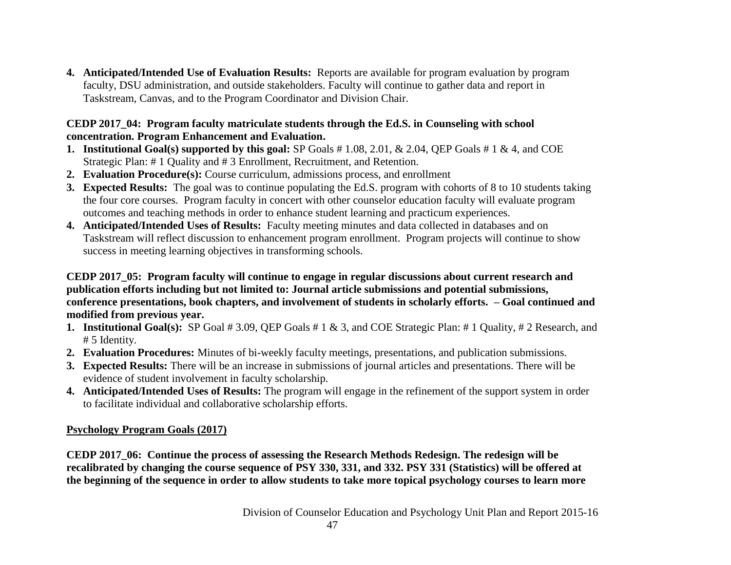4. **Anticipated/Intended Use of Evaluation Results:** Reports are available for program evaluation by program faculty, DSU administration, and outside stakeholders. Faculty will continue to gather data and report in Taskstream, Canvas, and to the Program Coordinator and Division Chair.

**CEDP 2017_04: Program faculty matriculate students through the Ed.S. in Counseling with school concentration. Program Enhancement and Evaluation.**

1. **Institutional Goal(s) supported by this goal:** SP Goals # 1.08, 2.01, & 2.04, QEP Goals # 1 & 4, and COE Strategic Plan: # 1 Quality and # 3 Enrollment, Recruitment, and Retention.
2. **Evaluation Procedure(s):** Course curriculum, admissions process, and enrollment
3. **Expected Results:** The goal was to continue populating the Ed.S. program with cohorts of 8 to 10 students taking the four core courses. Program faculty in concert with other counselor education faculty will evaluate program outcomes and teaching methods in order to enhance student learning and practicum experiences.
4. **Anticipated/Intended Uses of Results:** Faculty meeting minutes and data collected in databases and on Taskstream will reflect discussion to enhancement program enrollment. Program projects will continue to show success in meeting learning objectives in transforming schools.

**CEDP 2017_05: Program faculty will continue to engage in regular discussions about current research and publication efforts including but not limited to: Journal article submissions and potential submissions, conference presentations, book chapters, and involvement of students in scholarly efforts. – Goal continued and modified from previous year.**

1. **Institutional Goal(s):** SP Goal # 3.09, QEP Goals # 1 & 3, and COE Strategic Plan: # 1 Quality, # 2 Research, and # 5 Identity.
2. **Evaluation Procedures:** Minutes of bi-weekly faculty meetings, presentations, and publication submissions.
3. **Expected Results:** There will be an increase in submissions of journal articles and presentations. There will be evidence of student involvement in faculty scholarship.
4. **Anticipated/Intended Uses of Results:** The program will engage in the refinement of the support system in order to facilitate individual and collaborative scholarship efforts.

**Psychology Program Goals (2017)**

**CEDP 2017_06: Continue the process of assessing the Research Methods Redesign. The redesign will be recalibrated by changing the course sequence of PSY 330, 331, and 332. PSY 331 (Statistics) will be offered at the beginning of the sequence in order to allow students to take more topical psychology courses to learn more**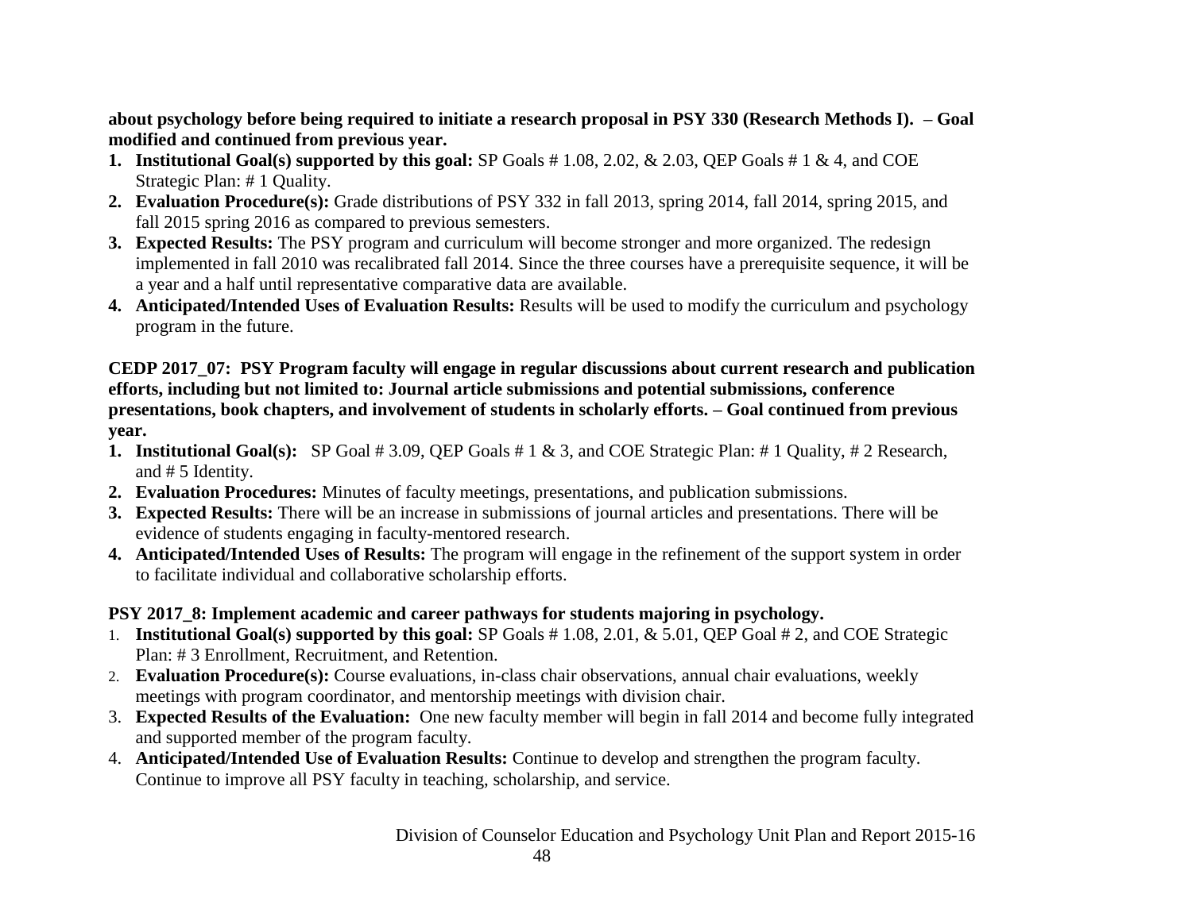**about psychology before being required to initiate a research proposal in PSY 330 (Research Methods I). – Goal modified and continued from previous year.**

1. **Institutional Goal(s) supported by this goal:** SP Goals # 1.08, 2.02, & 2.03, QEP Goals # 1 & 4, and COE Strategic Plan: # 1 Quality.
2. **Evaluation Procedure(s):** Grade distributions of PSY 332 in fall 2013, spring 2014, fall 2014, spring 2015, and fall 2015 spring 2016 as compared to previous semesters.
3. **Expected Results:** The PSY program and curriculum will become stronger and more organized. The redesign implemented in fall 2010 was recalibrated fall 2014. Since the three courses have a prerequisite sequence, it will be a year and a half until representative comparative data are available.
4. **Anticipated/Intended Uses of Evaluation Results:** Results will be used to modify the curriculum and psychology program in the future.

**CEDP 2017_07: PSY Program faculty will engage in regular discussions about current research and publication efforts, including but not limited to: Journal article submissions and potential submissions, conference presentations, book chapters, and involvement of students in scholarly efforts. – Goal continued from previous year.**

1. **Institutional Goal(s):** SP Goal # 3.09, QEP Goals # 1 & 3, and COE Strategic Plan: # 1 Quality, # 2 Research, and # 5 Identity.
2. **Evaluation Procedures:** Minutes of faculty meetings, presentations, and publication submissions.
3. **Expected Results:** There will be an increase in submissions of journal articles and presentations. There will be evidence of students engaging in faculty-mentored research.
4. **Anticipated/Intended Uses of Results:** The program will engage in the refinement of the support system in order to facilitate individual and collaborative scholarship efforts.

**PSY 2017_8: Implement academic and career pathways for students majoring in psychology.**

1. **Institutional Goal(s) supported by this goal:** SP Goals # 1.08, 2.01, & 5.01, QEP Goal # 2, and COE Strategic Plan: # 3 Enrollment, Recruitment, and Retention.
2. **Evaluation Procedure(s):** Course evaluations, in-class chair observations, annual chair evaluations, weekly meetings with program coordinator, and mentorship meetings with division chair.
3. **Expected Results of the Evaluation:** One new faculty member will begin in fall 2014 and become fully integrated and supported member of the program faculty.
4. **Anticipated/Intended Use of Evaluation Results:** Continue to develop and strengthen the program faculty. Continue to improve all PSY faculty in teaching, scholarship, and service.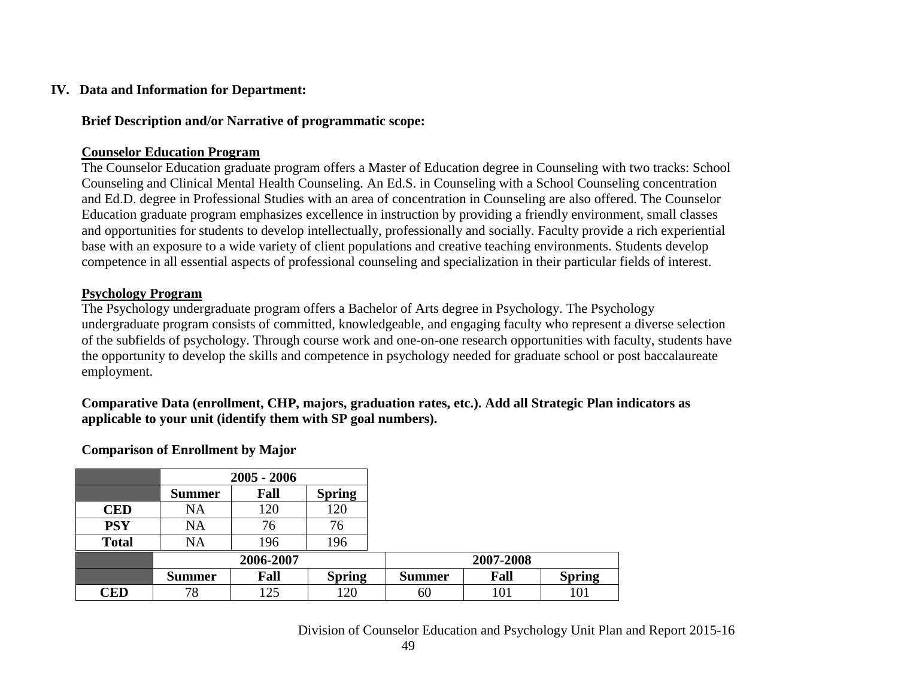## IV. Data and Information for Department:

**Brief Description and/or Narrative of programmatic scope:**

**Counselor Education Program**

The Counselor Education graduate program offers a Master of Education degree in Counseling with two tracks: School Counseling and Clinical Mental Health Counseling. An Ed.S. in Counseling with a School Counseling concentration and Ed.D. degree in Professional Studies with an area of concentration in Counseling are also offered. The Counselor Education graduate program emphasizes excellence in instruction by providing a friendly environment, small classes and opportunities for students to develop intellectually, professionally and socially. Faculty provide a rich experiential base with an exposure to a wide variety of client populations and creative teaching environments. Students develop competence in all essential aspects of professional counseling and specialization in their particular fields of interest.

**Psychology Program**

The Psychology undergraduate program offers a Bachelor of Arts degree in Psychology. The Psychology undergraduate program consists of committed, knowledgeable, and engaging faculty who represent a diverse selection of the subfields of psychology. Through course work and one-on-one research opportunities with faculty, students have the opportunity to develop the skills and competence in psychology needed for graduate school or post baccalaureate employment.

**Comparative Data (enrollment, CHP, majors, graduation rates, etc.). Add all Strategic Plan indicators as applicable to your unit (identify them with SP goal numbers).**

**Comparison of Enrollment by Major**

| | 2005 - 2006 | | |
|---|---|---|---|
| | **Summer** | **Fall** | **Spring** |
| **CED** | NA | 120 | 120 |
| **PSY** | NA | 76 | 76 |
| **Total** | NA | 196 | 196 |

| | 2006-2007 | | | 2007-2008 | | |
|---|---|---|---|---|---|---|
| | **Summer** | **Fall** | **Spring** | **Summer** | **Fall** | **Spring** |
| **CED** | 78 | 125 | 120 | 60 | 101 | 101 |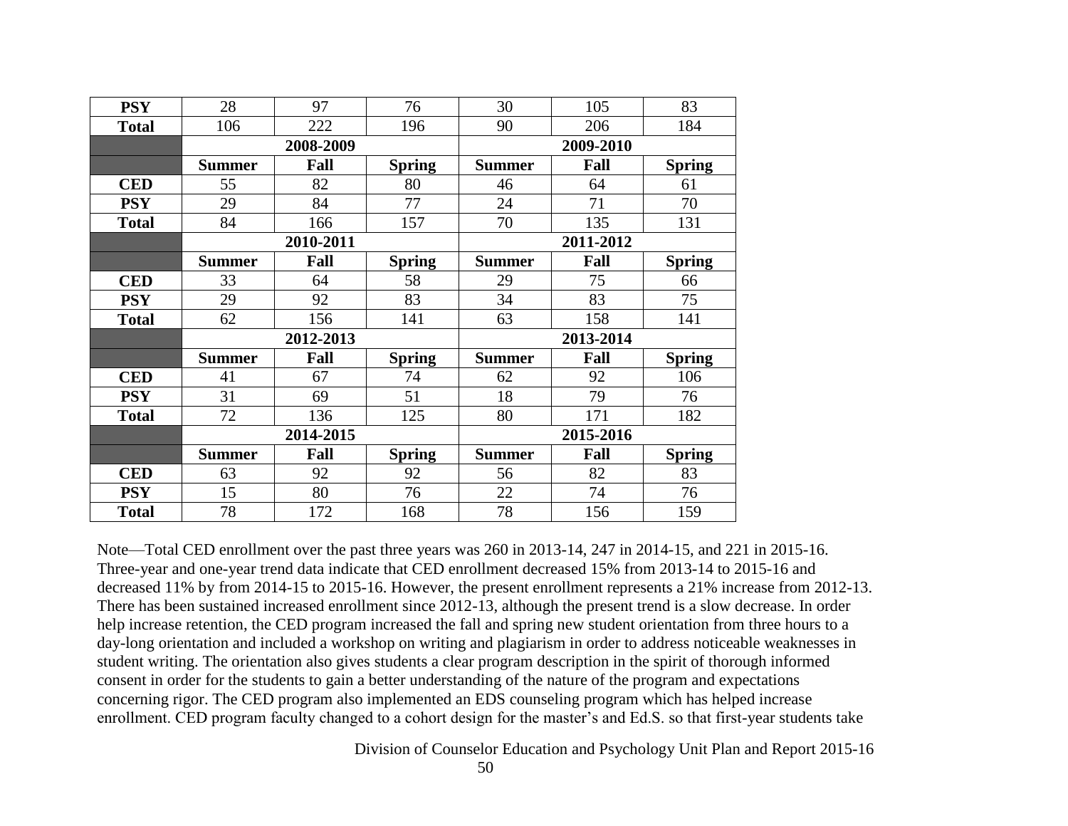| | | | | | | |
|---|---|---|---|---|---|---|
| **PSY** | 28 | 97 | 76 | 30 | 105 | 83 |
| **Total** | 106 | 222 | 196 | 90 | 206 | 184 |
| | **2008-2009** | | | **2009-2010** | | |
| | **Summer** | **Fall** | **Spring** | **Summer** | **Fall** | **Spring** |
| **CED** | 55 | 82 | 80 | 46 | 64 | 61 |
| **PSY** | 29 | 84 | 77 | 24 | 71 | 70 |
| **Total** | 84 | 166 | 157 | 70 | 135 | 131 |
| | **2010-2011** | | | **2011-2012** | | |
| | **Summer** | **Fall** | **Spring** | **Summer** | **Fall** | **Spring** |
| **CED** | 33 | 64 | 58 | 29 | 75 | 66 |
| **PSY** | 29 | 92 | 83 | 34 | 83 | 75 |
| **Total** | 62 | 156 | 141 | 63 | 158 | 141 |
| | **2012-2013** | | | **2013-2014** | | |
| | **Summer** | **Fall** | **Spring** | **Summer** | **Fall** | **Spring** |
| **CED** | 41 | 67 | 74 | 62 | 92 | 106 |
| **PSY** | 31 | 69 | 51 | 18 | 79 | 76 |
| **Total** | 72 | 136 | 125 | 80 | 171 | 182 |
| | **2014-2015** | | | **2015-2016** | | |
| | **Summer** | **Fall** | **Spring** | **Summer** | **Fall** | **Spring** |
| **CED** | 63 | 92 | 92 | 56 | 82 | 83 |
| **PSY** | 15 | 80 | 76 | 22 | 74 | 76 |
| **Total** | 78 | 172 | 168 | 78 | 156 | 159 |

Note—Total CED enrollment over the past three years was 260 in 2013-14, 247 in 2014-15, and 221 in 2015-16. Three-year and one-year trend data indicate that CED enrollment decreased 15% from 2013-14 to 2015-16 and decreased 11% by from 2014-15 to 2015-16. However, the present enrollment represents a 21% increase from 2012-13. There has been sustained increased enrollment since 2012-13, although the present trend is a slow decrease. In order help increase retention, the CED program increased the fall and spring new student orientation from three hours to a day-long orientation and included a workshop on writing and plagiarism in order to address noticeable weaknesses in student writing. The orientation also gives students a clear program description in the spirit of thorough informed consent in order for the students to gain a better understanding of the nature of the program and expectations concerning rigor. The CED program also implemented an EDS counseling program which has helped increase enrollment. CED program faculty changed to a cohort design for the master's and Ed.S. so that first-year students take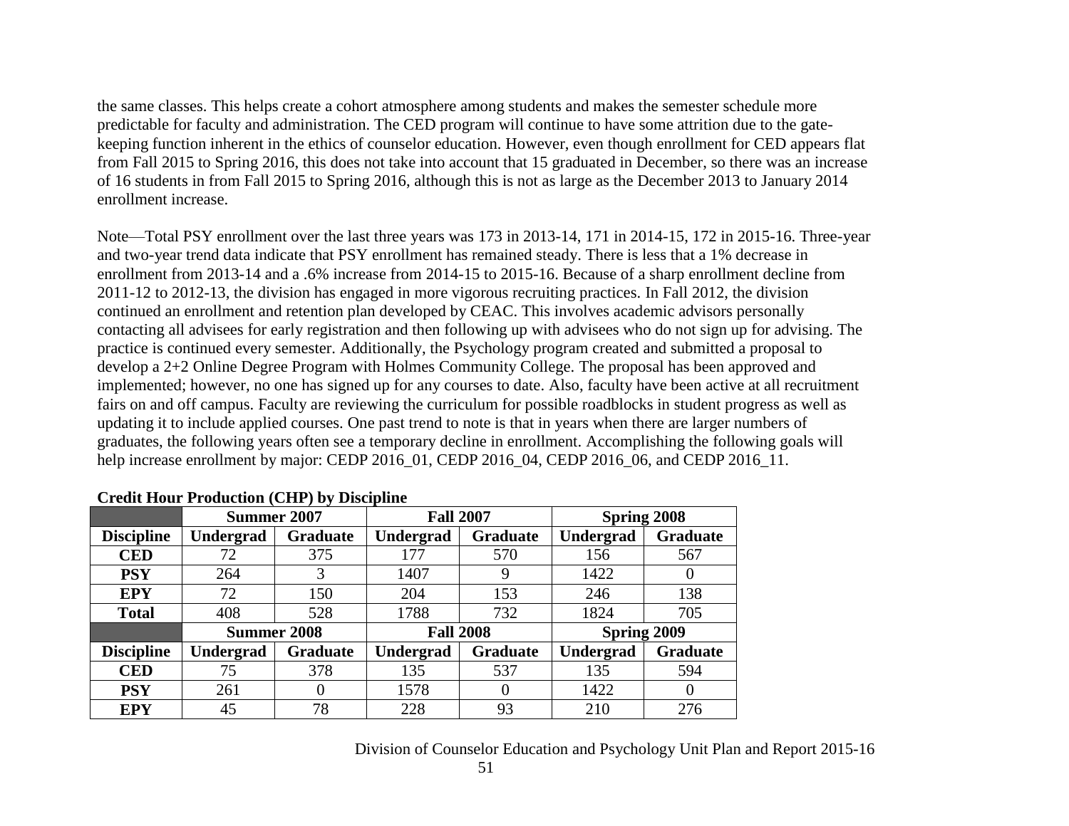the same classes. This helps create a cohort atmosphere among students and makes the semester schedule more predictable for faculty and administration. The CED program will continue to have some attrition due to the gate-keeping function inherent in the ethics of counselor education. However, even though enrollment for CED appears flat from Fall 2015 to Spring 2016, this does not take into account that 15 graduated in December, so there was an increase of 16 students in from Fall 2015 to Spring 2016, although this is not as large as the December 2013 to January 2014 enrollment increase.

Note—Total PSY enrollment over the last three years was 173 in 2013-14, 171 in 2014-15, 172 in 2015-16. Three-year and two-year trend data indicate that PSY enrollment has remained steady. There is less that a 1% decrease in enrollment from 2013-14 and a .6% increase from 2014-15 to 2015-16. Because of a sharp enrollment decline from 2011-12 to 2012-13, the division has engaged in more vigorous recruiting practices. In Fall 2012, the division continued an enrollment and retention plan developed by CEAC. This involves academic advisors personally contacting all advisees for early registration and then following up with advisees who do not sign up for advising. The practice is continued every semester. Additionally, the Psychology program created and submitted a proposal to develop a 2+2 Online Degree Program with Holmes Community College. The proposal has been approved and implemented; however, no one has signed up for any courses to date. Also, faculty have been active at all recruitment fairs on and off campus. Faculty are reviewing the curriculum for possible roadblocks in student progress as well as updating it to include applied courses. One past trend to note is that in years when there are larger numbers of graduates, the following years often see a temporary decline in enrollment. Accomplishing the following goals will help increase enrollment by major: CEDP 2016_01, CEDP 2016_04, CEDP 2016_06, and CEDP 2016_11.

**Credit Hour Production (CHP) by Discipline**

| | Summer 2007 | | Fall 2007 | | Spring 2008 | |
|---|---|---|---|---|---|---|
| **Discipline** | **Undergrad** | **Graduate** | **Undergrad** | **Graduate** | **Undergrad** | **Graduate** |
| **CED** | 72 | 375 | 177 | 570 | 156 | 567 |
| **PSY** | 264 | 3 | 1407 | 9 | 1422 | 0 |
| **EPY** | 72 | 150 | 204 | 153 | 246 | 138 |
| **Total** | 408 | 528 | 1788 | 732 | 1824 | 705 |
| | **Summer 2008** | | **Fall 2008** | | **Spring 2009** | |
| **Discipline** | **Undergrad** | **Graduate** | **Undergrad** | **Graduate** | **Undergrad** | **Graduate** |
| **CED** | 75 | 378 | 135 | 537 | 135 | 594 |
| **PSY** | 261 | 0 | 1578 | 0 | 1422 | 0 |
| **EPY** | 45 | 78 | 228 | 93 | 210 | 276 |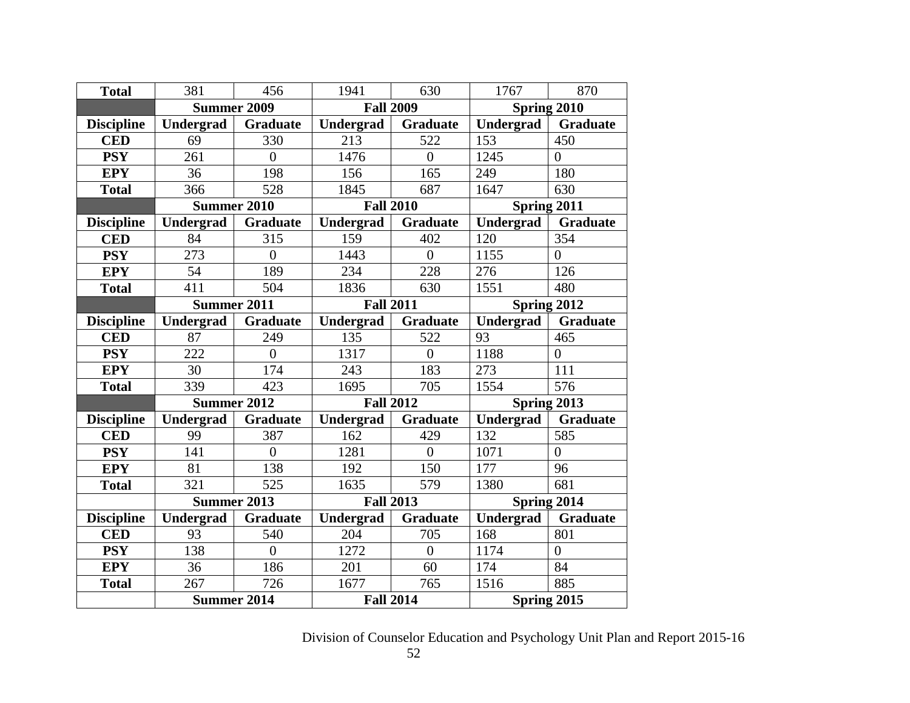| Total | 381 | 456 | 1941 | 630 | 1767 | 870 |
|---|---|---|---|---|---|---|
| | **Summer 2009** | | **Fall 2009** | | **Spring 2010** | |
| **Discipline** | **Undergrad** | **Graduate** | **Undergrad** | **Graduate** | **Undergrad** | **Graduate** |
| **CED** | 69 | 330 | 213 | 522 | 153 | 450 |
| **PSY** | 261 | 0 | 1476 | 0 | 1245 | 0 |
| **EPY** | 36 | 198 | 156 | 165 | 249 | 180 |
| **Total** | 366 | 528 | 1845 | 687 | 1647 | 630 |
| | **Summer 2010** | | **Fall 2010** | | **Spring 2011** | |
| **Discipline** | **Undergrad** | **Graduate** | **Undergrad** | **Graduate** | **Undergrad** | **Graduate** |
| **CED** | 84 | 315 | 159 | 402 | 120 | 354 |
| **PSY** | 273 | 0 | 1443 | 0 | 1155 | 0 |
| **EPY** | 54 | 189 | 234 | 228 | 276 | 126 |
| **Total** | 411 | 504 | 1836 | 630 | 1551 | 480 |
| | **Summer 2011** | | **Fall 2011** | | **Spring 2012** | |
| **Discipline** | **Undergrad** | **Graduate** | **Undergrad** | **Graduate** | **Undergrad** | **Graduate** |
| **CED** | 87 | 249 | 135 | 522 | 93 | 465 |
| **PSY** | 222 | 0 | 1317 | 0 | 1188 | 0 |
| **EPY** | 30 | 174 | 243 | 183 | 273 | 111 |
| **Total** | 339 | 423 | 1695 | 705 | 1554 | 576 |
| | **Summer 2012** | | **Fall 2012** | | **Spring 2013** | |
| **Discipline** | **Undergrad** | **Graduate** | **Undergrad** | **Graduate** | **Undergrad** | **Graduate** |
| **CED** | 99 | 387 | 162 | 429 | 132 | 585 |
| **PSY** | 141 | 0 | 1281 | 0 | 1071 | 0 |
| **EPY** | 81 | 138 | 192 | 150 | 177 | 96 |
| **Total** | 321 | 525 | 1635 | 579 | 1380 | 681 |
| | **Summer 2013** | | **Fall 2013** | | **Spring 2014** | |
| **Discipline** | **Undergrad** | **Graduate** | **Undergrad** | **Graduate** | **Undergrad** | **Graduate** |
| **CED** | 93 | 540 | 204 | 705 | 168 | 801 |
| **PSY** | 138 | 0 | 1272 | 0 | 1174 | 0 |
| **EPY** | 36 | 186 | 201 | 60 | 174 | 84 |
| **Total** | 267 | 726 | 1677 | 765 | 1516 | 885 |
| | **Summer 2014** | | **Fall 2014** | | **Spring 2015** | |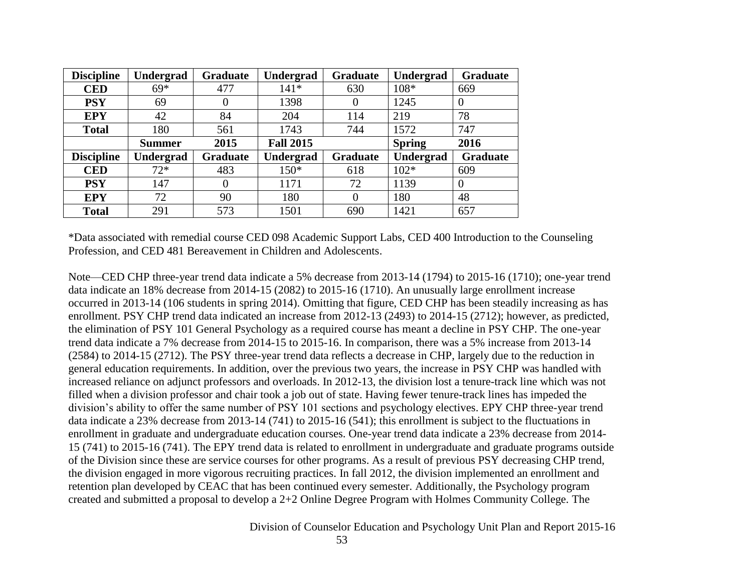| Discipline | Undergrad | Graduate | Undergrad | Graduate | Undergrad | Graduate |
|---|---|---|---|---|---|---|
| **CED** | 69* | 477 | 141* | 630 | 108* | 669 |
| **PSY** | 69 | 0 | 1398 | 0 | 1245 | 0 |
| **EPY** | 42 | 84 | 204 | 114 | 219 | 78 |
| **Total** | 180 | 561 | 1743 | 744 | 1572 | 747 |
| | **Summer** | **2015** | **Fall 2015** | | **Spring** | **2016** |
| **Discipline** | **Undergrad** | **Graduate** | **Undergrad** | **Graduate** | **Undergrad** | **Graduate** |
| **CED** | 72* | 483 | 150* | 618 | 102* | 609 |
| **PSY** | 147 | 0 | 1171 | 72 | 1139 | 0 |
| **EPY** | 72 | 90 | 180 | 0 | 180 | 48 |
| **Total** | 291 | 573 | 1501 | 690 | 1421 | 657 |

*Data associated with remedial course CED 098 Academic Support Labs, CED 400 Introduction to the Counseling Profession, and CED 481 Bereavement in Children and Adolescents.

Note—CED CHP three-year trend data indicate a 5% decrease from 2013-14 (1794) to 2015-16 (1710); one-year trend data indicate an 18% decrease from 2014-15 (2082) to 2015-16 (1710). An unusually large enrollment increase occurred in 2013-14 (106 students in spring 2014). Omitting that figure, CED CHP has been steadily increasing as has enrollment. PSY CHP trend data indicated an increase from 2012-13 (2493) to 2014-15 (2712); however, as predicted, the elimination of PSY 101 General Psychology as a required course has meant a decline in PSY CHP. The one-year trend data indicate a 7% decrease from 2014-15 to 2015-16. In comparison, there was a 5% increase from 2013-14 (2584) to 2014-15 (2712). The PSY three-year trend data reflects a decrease in CHP, largely due to the reduction in general education requirements. In addition, over the previous two years, the increase in PSY CHP was handled with increased reliance on adjunct professors and overloads. In 2012-13, the division lost a tenure-track line which was not filled when a division professor and chair took a job out of state. Having fewer tenure-track lines has impeded the division's ability to offer the same number of PSY 101 sections and psychology electives. EPY CHP three-year trend data indicate a 23% decrease from 2013-14 (741) to 2015-16 (541); this enrollment is subject to the fluctuations in enrollment in graduate and undergraduate education courses. One-year trend data indicate a 23% decrease from 2014-15 (741) to 2015-16 (741). The EPY trend data is related to enrollment in undergraduate and graduate programs outside of the Division since these are service courses for other programs. As a result of previous PSY decreasing CHP trend, the division engaged in more vigorous recruiting practices. In fall 2012, the division implemented an enrollment and retention plan developed by CEAC that has been continued every semester. Additionally, the Psychology program created and submitted a proposal to develop a 2+2 Online Degree Program with Holmes Community College. The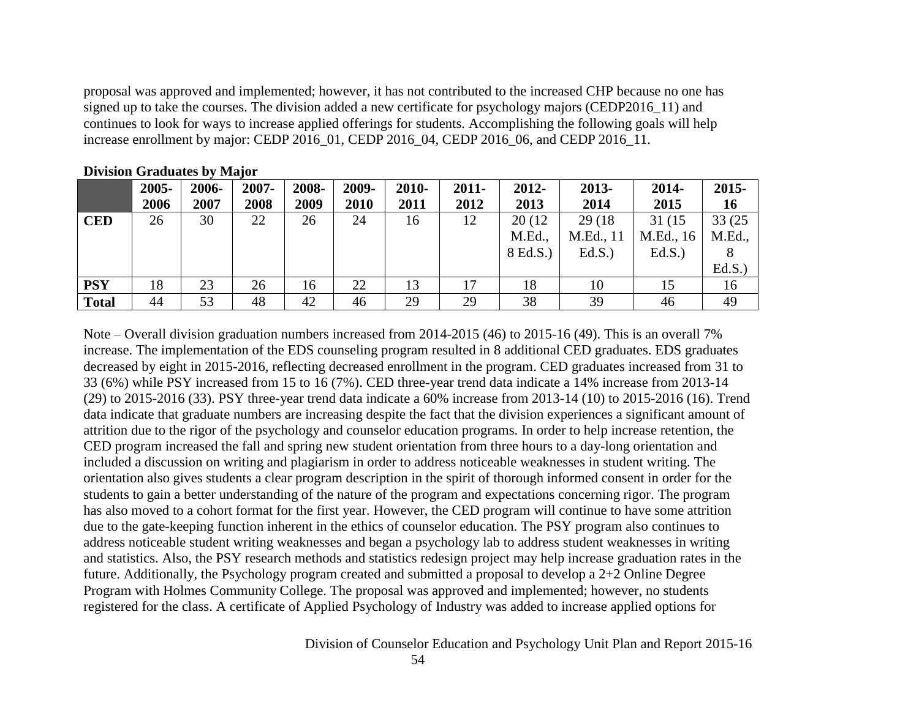proposal was approved and implemented; however, it has not contributed to the increased CHP because no one has signed up to take the courses. The division added a new certificate for psychology majors (CEDP2016_11) and continues to look for ways to increase applied offerings for students. Accomplishing the following goals will help increase enrollment by major: CEDP 2016_01, CEDP 2016_04, CEDP 2016_06, and CEDP 2016_11.

**Division Graduates by Major**

| | 2005-2006 | 2006-2007 | 2007-2008 | 2008-2009 | 2009-2010 | 2010-2011 | 2011-2012 | 2012-2013 | 2013-2014 | 2014-2015 | 2015-16 |
|---|---|---|---|---|---|---|---|---|---|---|---|
| **CED** | 26 | 30 | 22 | 26 | 24 | 16 | 12 | 20 (12 M.Ed., 8 Ed.S.) | 29 (18 M.Ed., 11 Ed.S.) | 31 (15 M.Ed., 16 Ed.S.) | 33 (25 M.Ed., 8 Ed.S.) |
| **PSY** | 18 | 23 | 26 | 16 | 22 | 13 | 17 | 18 | 10 | 15 | 16 |
| **Total** | 44 | 53 | 48 | 42 | 46 | 29 | 29 | 38 | 39 | 46 | 49 |

Note – Overall division graduation numbers increased from 2014-2015 (46) to 2015-16 (49). This is an overall 7% increase. The implementation of the EDS counseling program resulted in 8 additional CED graduates. EDS graduates decreased by eight in 2015-2016, reflecting decreased enrollment in the program. CED graduates increased from 31 to 33 (6%) while PSY increased from 15 to 16 (7%). CED three-year trend data indicate a 14% increase from 2013-14 (29) to 2015-2016 (33). PSY three-year trend data indicate a 60% increase from 2013-14 (10) to 2015-2016 (16). Trend data indicate that graduate numbers are increasing despite the fact that the division experiences a significant amount of attrition due to the rigor of the psychology and counselor education programs. In order to help increase retention, the CED program increased the fall and spring new student orientation from three hours to a day-long orientation and included a discussion on writing and plagiarism in order to address noticeable weaknesses in student writing. The orientation also gives students a clear program description in the spirit of thorough informed consent in order for the students to gain a better understanding of the nature of the program and expectations concerning rigor. The program has also moved to a cohort format for the first year. However, the CED program will continue to have some attrition due to the gate-keeping function inherent in the ethics of counselor education. The PSY program also continues to address noticeable student writing weaknesses and began a psychology lab to address student weaknesses in writing and statistics. Also, the PSY research methods and statistics redesign project may help increase graduation rates in the future. Additionally, the Psychology program created and submitted a proposal to develop a 2+2 Online Degree Program with Holmes Community College. The proposal was approved and implemented; however, no students registered for the class. A certificate of Applied Psychology of Industry was added to increase applied options for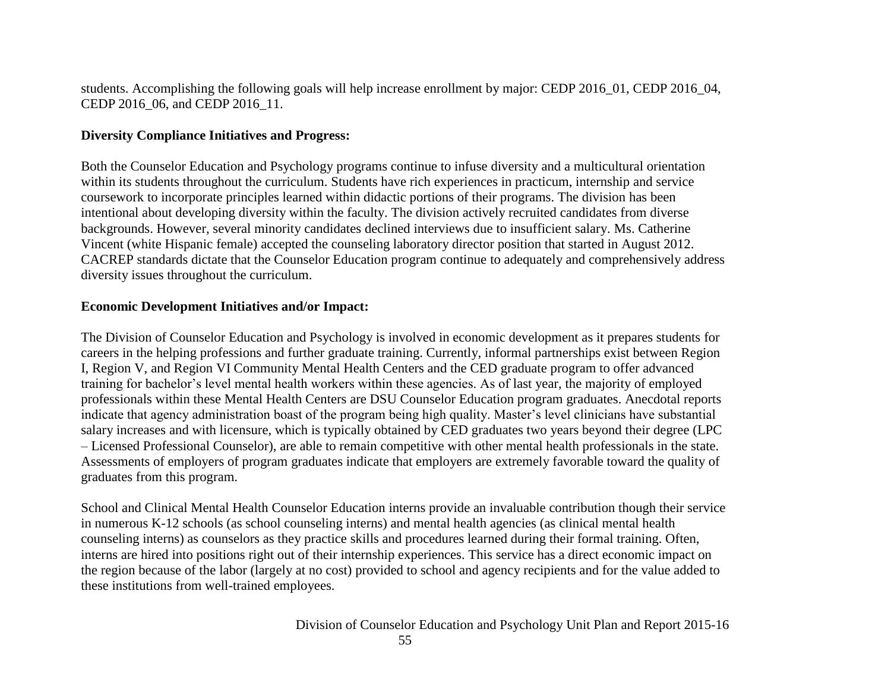students. Accomplishing the following goals will help increase enrollment by major: CEDP 2016_01, CEDP 2016_04, CEDP 2016_06, and CEDP 2016_11.

**Diversity Compliance Initiatives and Progress:**

Both the Counselor Education and Psychology programs continue to infuse diversity and a multicultural orientation within its students throughout the curriculum. Students have rich experiences in practicum, internship and service coursework to incorporate principles learned within didactic portions of their programs. The division has been intentional about developing diversity within the faculty. The division actively recruited candidates from diverse backgrounds. However, several minority candidates declined interviews due to insufficient salary. Ms. Catherine Vincent (white Hispanic female) accepted the counseling laboratory director position that started in August 2012. CACREP standards dictate that the Counselor Education program continue to adequately and comprehensively address diversity issues throughout the curriculum.

**Economic Development Initiatives and/or Impact:**

The Division of Counselor Education and Psychology is involved in economic development as it prepares students for careers in the helping professions and further graduate training. Currently, informal partnerships exist between Region I, Region V, and Region VI Community Mental Health Centers and the CED graduate program to offer advanced training for bachelor's level mental health workers within these agencies. As of last year, the majority of employed professionals within these Mental Health Centers are DSU Counselor Education program graduates. Anecdotal reports indicate that agency administration boast of the program being high quality. Master's level clinicians have substantial salary increases and with licensure, which is typically obtained by CED graduates two years beyond their degree (LPC – Licensed Professional Counselor), are able to remain competitive with other mental health professionals in the state. Assessments of employers of program graduates indicate that employers are extremely favorable toward the quality of graduates from this program.

School and Clinical Mental Health Counselor Education interns provide an invaluable contribution though their service in numerous K-12 schools (as school counseling interns) and mental health agencies (as clinical mental health counseling interns) as counselors as they practice skills and procedures learned during their formal training. Often, interns are hired into positions right out of their internship experiences. This service has a direct economic impact on the region because of the labor (largely at no cost) provided to school and agency recipients and for the value added to these institutions from well-trained employees.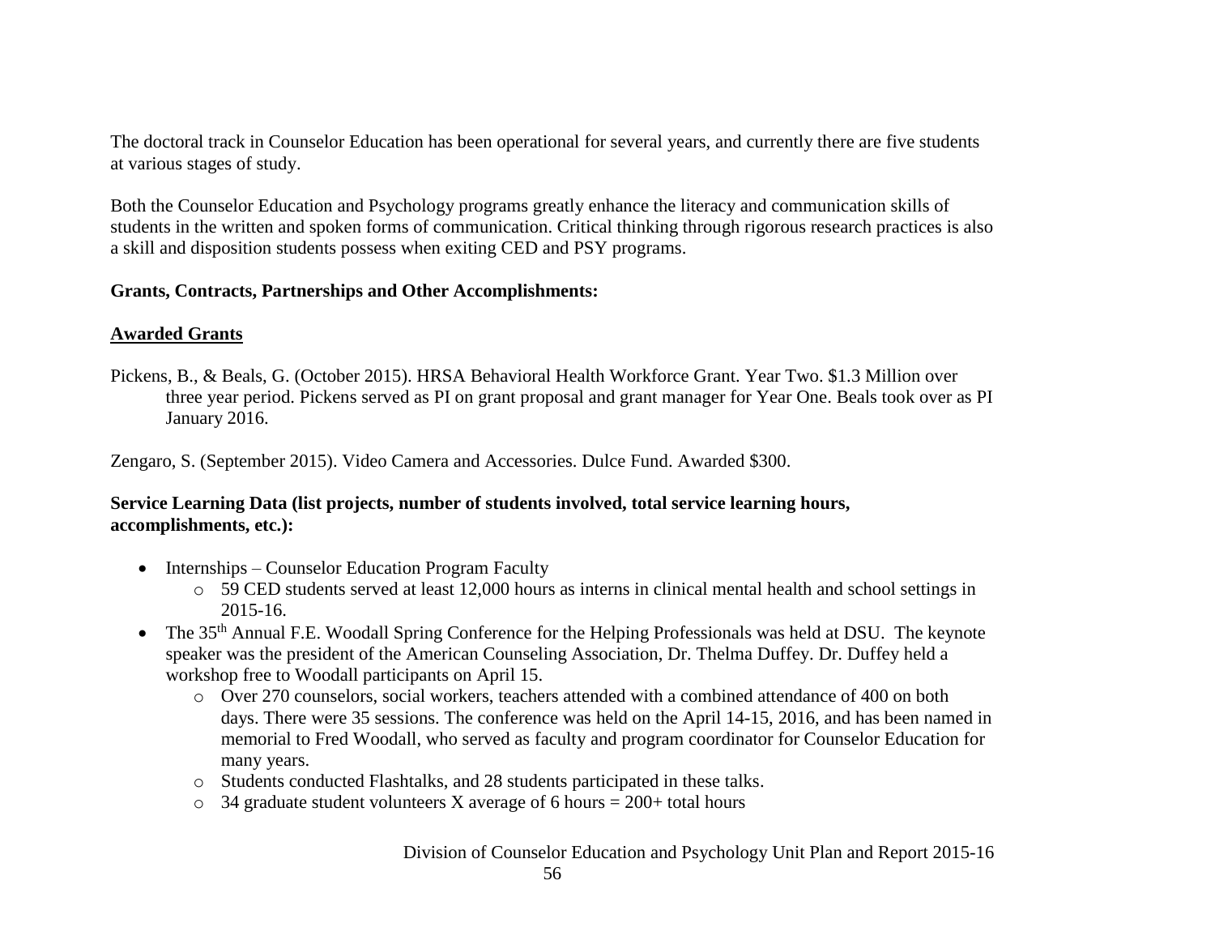The doctoral track in Counselor Education has been operational for several years, and currently there are five students at various stages of study.

Both the Counselor Education and Psychology programs greatly enhance the literacy and communication skills of students in the written and spoken forms of communication. Critical thinking through rigorous research practices is also a skill and disposition students possess when exiting CED and PSY programs.

**Grants, Contracts, Partnerships and Other Accomplishments:**

**Awarded Grants**

Pickens, B., & Beals, G. (October 2015). HRSA Behavioral Health Workforce Grant. Year Two. $1.3 Million over three year period. Pickens served as PI on grant proposal and grant manager for Year One. Beals took over as PI January 2016.

Zengaro, S. (September 2015). Video Camera and Accessories. Dulce Fund. Awarded $300.

**Service Learning Data (list projects, number of students involved, total service learning hours, accomplishments, etc.):**

- Internships – Counselor Education Program Faculty
  - 59 CED students served at least 12,000 hours as interns in clinical mental health and school settings in 2015-16.
- The 35th Annual F.E. Woodall Spring Conference for the Helping Professionals was held at DSU. The keynote speaker was the president of the American Counseling Association, Dr. Thelma Duffey. Dr. Duffey held a workshop free to Woodall participants on April 15.
  - Over 270 counselors, social workers, teachers attended with a combined attendance of 400 on both days. There were 35 sessions. The conference was held on the April 14-15, 2016, and has been named in memorial to Fred Woodall, who served as faculty and program coordinator for Counselor Education for many years.
  - Students conducted Flashtalks, and 28 students participated in these talks.
  - 34 graduate student volunteers X average of 6 hours = 200+ total hours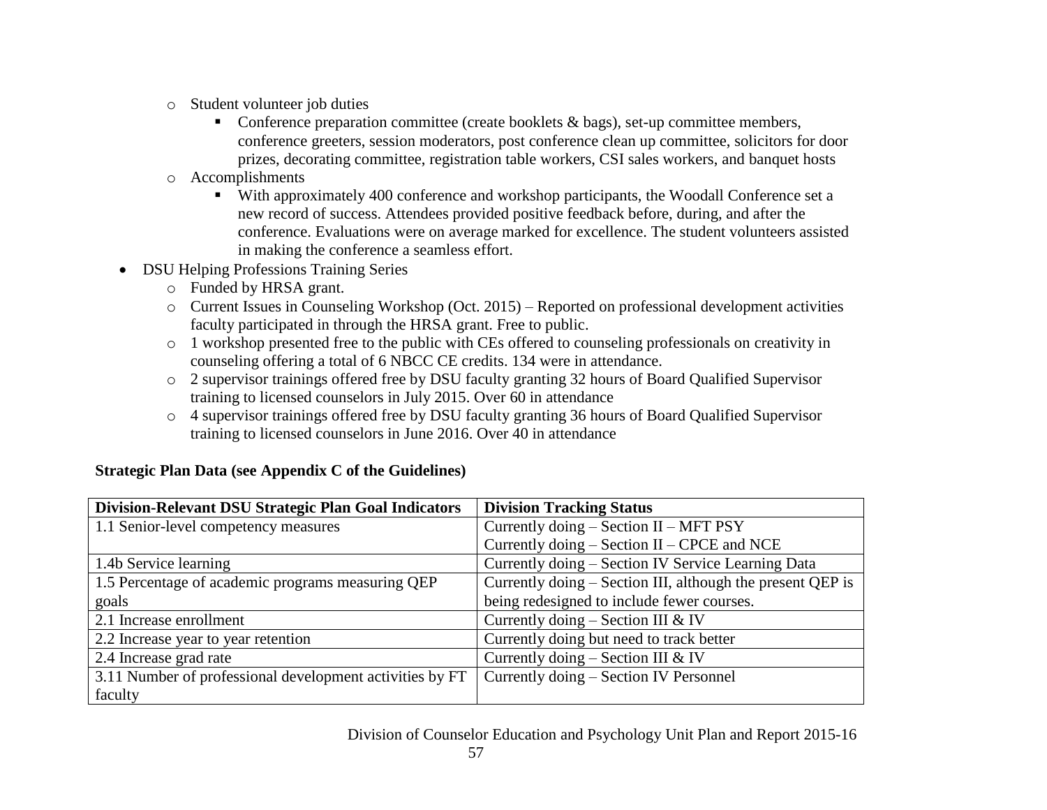- Student volunteer job duties
  - Conference preparation committee (create booklets & bags), set-up committee members, conference greeters, session moderators, post conference clean up committee, solicitors for door prizes, decorating committee, registration table workers, CSI sales workers, and banquet hosts
- Accomplishments
  - With approximately 400 conference and workshop participants, the Woodall Conference set a new record of success. Attendees provided positive feedback before, during, and after the conference. Evaluations were on average marked for excellence. The student volunteers assisted in making the conference a seamless effort.

- DSU Helping Professions Training Series
  - Funded by HRSA grant.
  - Current Issues in Counseling Workshop (Oct. 2015) – Reported on professional development activities faculty participated in through the HRSA grant. Free to public.
  - 1 workshop presented free to the public with CEs offered to counseling professionals on creativity in counseling offering a total of 6 NBCC CE credits. 134 were in attendance.
  - 2 supervisor trainings offered free by DSU faculty granting 32 hours of Board Qualified Supervisor training to licensed counselors in July 2015. Over 60 in attendance
  - 4 supervisor trainings offered free by DSU faculty granting 36 hours of Board Qualified Supervisor training to licensed counselors in June 2016. Over 40 in attendance

**Strategic Plan Data (see Appendix C of the Guidelines)**

| Division-Relevant DSU Strategic Plan Goal Indicators | Division Tracking Status |
|---|---|
| 1.1 Senior-level competency measures | Currently doing – Section II – MFT PSY<br>Currently doing – Section II – CPCE and NCE |
| 1.4b Service learning | Currently doing – Section IV Service Learning Data |
| 1.5 Percentage of academic programs measuring QEP goals | Currently doing – Section III, although the present QEP is being redesigned to include fewer courses. |
| 2.1 Increase enrollment | Currently doing – Section III & IV |
| 2.2 Increase year to year retention | Currently doing but need to track better |
| 2.4 Increase grad rate | Currently doing – Section III & IV |
| 3.11 Number of professional development activities by FT faculty | Currently doing – Section IV Personnel |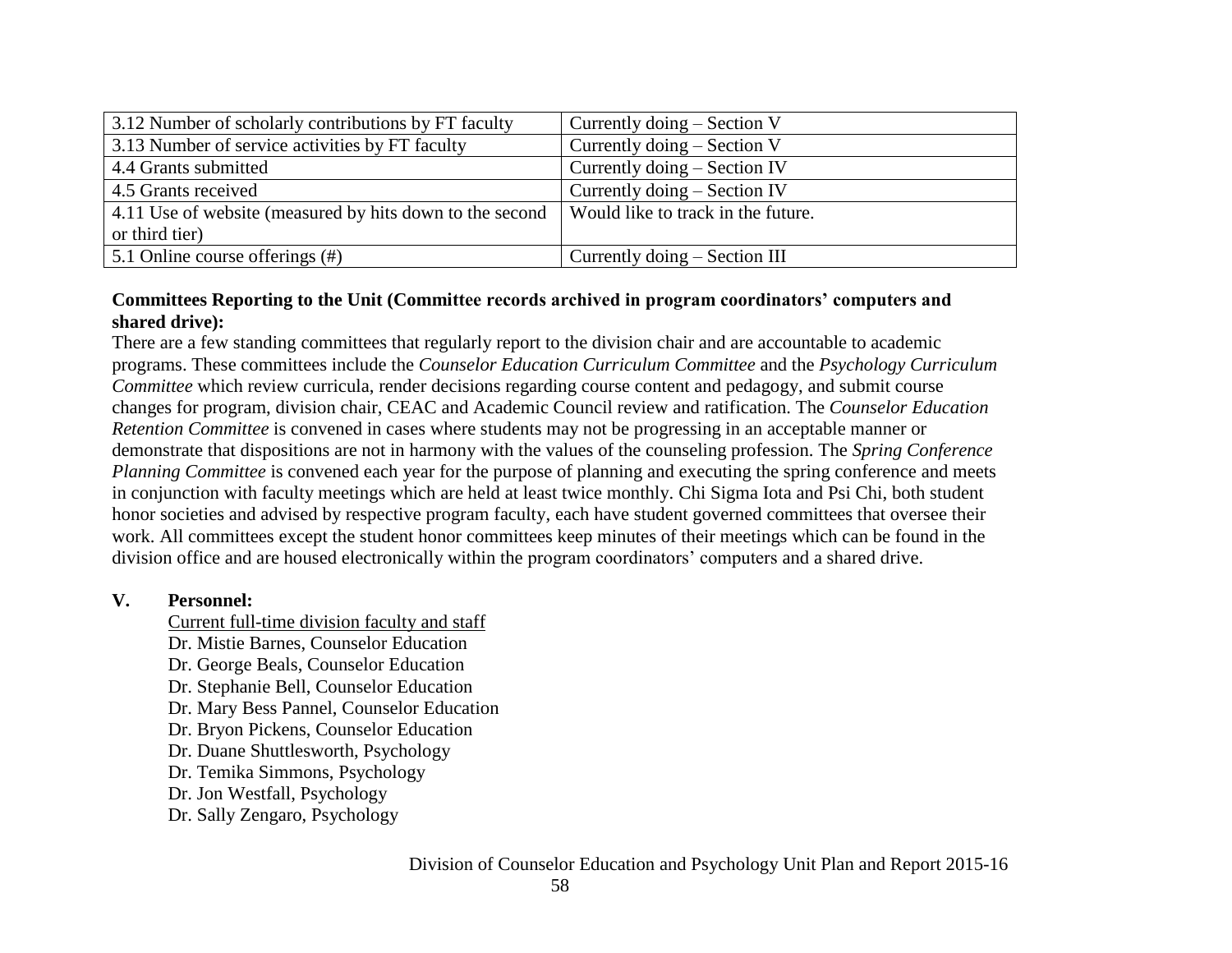| 3.12 Number of scholarly contributions by FT faculty | Currently doing – Section V |
| --- | --- |
| 3.13 Number of service activities by FT faculty | Currently doing – Section V |
| 4.4 Grants submitted | Currently doing – Section IV |
| 4.5 Grants received | Currently doing – Section IV |
| 4.11 Use of website (measured by hits down to the second or third tier) | Would like to track in the future. |
| 5.1 Online course offerings (#) | Currently doing – Section III |

**Committees Reporting to the Unit (Committee records archived in program coordinators' computers and shared drive):**

There are a few standing committees that regularly report to the division chair and are accountable to academic programs. These committees include the *Counselor Education Curriculum Committee* and the *Psychology Curriculum Committee* which review curricula, render decisions regarding course content and pedagogy, and submit course changes for program, division chair, CEAC and Academic Council review and ratification. The *Counselor Education Retention Committee* is convened in cases where students may not be progressing in an acceptable manner or demonstrate that dispositions are not in harmony with the values of the counseling profession. The *Spring Conference Planning Committee* is convened each year for the purpose of planning and executing the spring conference and meets in conjunction with faculty meetings which are held at least twice monthly. Chi Sigma Iota and Psi Chi, both student honor societies and advised by respective program faculty, each have student governed committees that oversee their work. All committees except the student honor committees keep minutes of their meetings which can be found in the division office and are housed electronically within the program coordinators' computers and a shared drive.

## V. Personnel:

<u>Current full-time division faculty and staff</u>

Dr. Mistie Barnes, Counselor Education
Dr. George Beals, Counselor Education
Dr. Stephanie Bell, Counselor Education
Dr. Mary Bess Pannel, Counselor Education
Dr. Bryon Pickens, Counselor Education
Dr. Duane Shuttlesworth, Psychology
Dr. Temika Simmons, Psychology
Dr. Jon Westfall, Psychology
Dr. Sally Zengaro, Psychology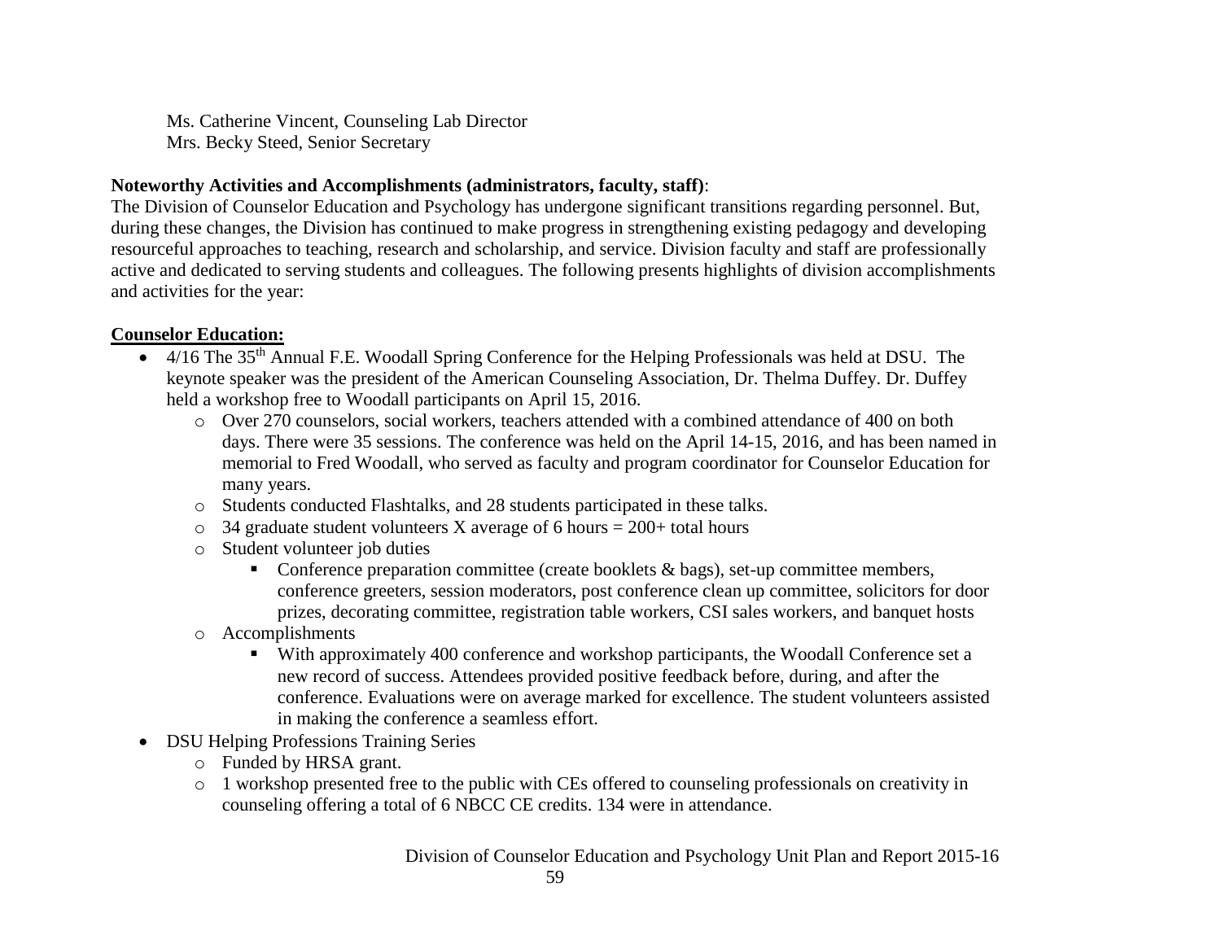Ms. Catherine Vincent, Counseling Lab Director
Mrs. Becky Steed, Senior Secretary

**Noteworthy Activities and Accomplishments (administrators, faculty, staff)**:
The Division of Counselor Education and Psychology has undergone significant transitions regarding personnel. But, during these changes, the Division has continued to make progress in strengthening existing pedagogy and developing resourceful approaches to teaching, research and scholarship, and service. Division faculty and staff are professionally active and dedicated to serving students and colleagues. The following presents highlights of division accomplishments and activities for the year:

**Counselor Education:**

- 4/16 The 35th Annual F.E. Woodall Spring Conference for the Helping Professionals was held at DSU. The keynote speaker was the president of the American Counseling Association, Dr. Thelma Duffey. Dr. Duffey held a workshop free to Woodall participants on April 15, 2016.
  - Over 270 counselors, social workers, teachers attended with a combined attendance of 400 on both days. There were 35 sessions. The conference was held on the April 14-15, 2016, and has been named in memorial to Fred Woodall, who served as faculty and program coordinator for Counselor Education for many years.
  - Students conducted Flashtalks, and 28 students participated in these talks.
  - 34 graduate student volunteers X average of 6 hours = 200+ total hours
  - Student volunteer job duties
    - Conference preparation committee (create booklets & bags), set-up committee members, conference greeters, session moderators, post conference clean up committee, solicitors for door prizes, decorating committee, registration table workers, CSI sales workers, and banquet hosts
  - Accomplishments
    - With approximately 400 conference and workshop participants, the Woodall Conference set a new record of success. Attendees provided positive feedback before, during, and after the conference. Evaluations were on average marked for excellence. The student volunteers assisted in making the conference a seamless effort.
- DSU Helping Professions Training Series
  - Funded by HRSA grant.
  - 1 workshop presented free to the public with CEs offered to counseling professionals on creativity in counseling offering a total of 6 NBCC CE credits. 134 were in attendance.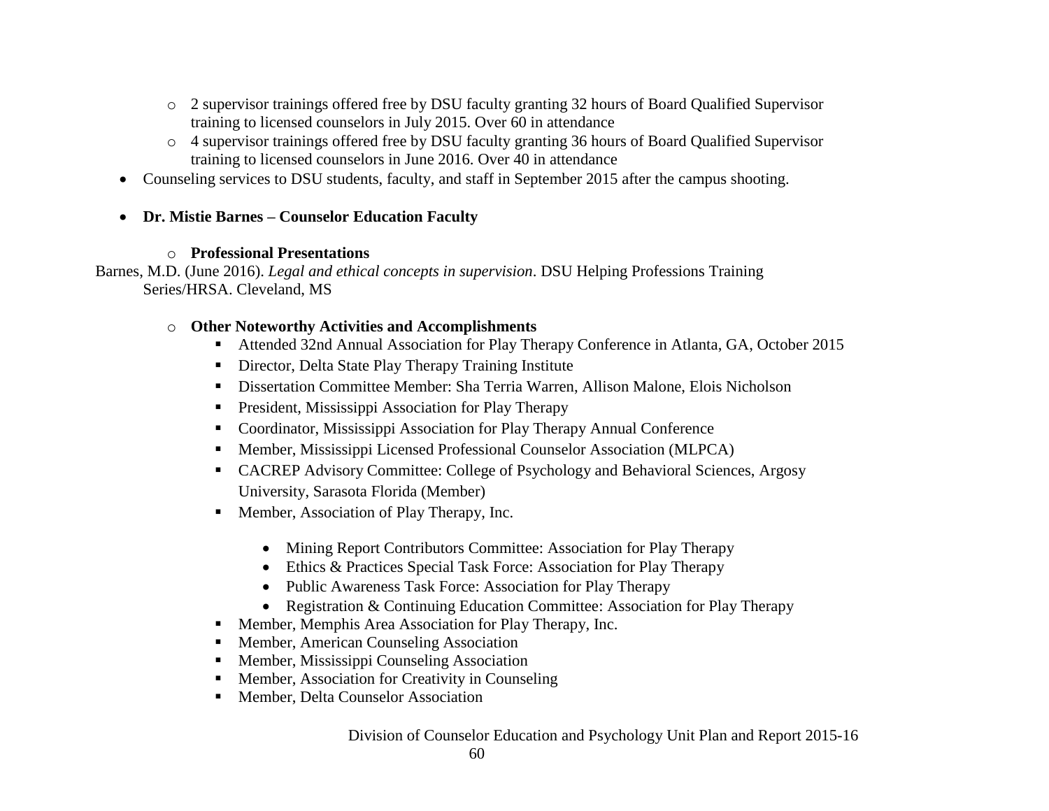- 2 supervisor trainings offered free by DSU faculty granting 32 hours of Board Qualified Supervisor training to licensed counselors in July 2015. Over 60 in attendance
  - 4 supervisor trainings offered free by DSU faculty granting 36 hours of Board Qualified Supervisor training to licensed counselors in June 2016. Over 40 in attendance
- Counseling services to DSU students, faculty, and staff in September 2015 after the campus shooting.

- **Dr. Mistie Barnes – Counselor Education Faculty**

  - **Professional Presentations**

Barnes, M.D. (June 2016). *Legal and ethical concepts in supervision*. DSU Helping Professions Training Series/HRSA. Cleveland, MS

  - **Other Noteworthy Activities and Accomplishments**
    - Attended 32nd Annual Association for Play Therapy Conference in Atlanta, GA, October 2015
    - Director, Delta State Play Therapy Training Institute
    - Dissertation Committee Member: Sha Terria Warren, Allison Malone, Elois Nicholson
    - President, Mississippi Association for Play Therapy
    - Coordinator, Mississippi Association for Play Therapy Annual Conference
    - Member, Mississippi Licensed Professional Counselor Association (MLPCA)
    - CACREP Advisory Committee: College of Psychology and Behavioral Sciences, Argosy University, Sarasota Florida (Member)
    - Member, Association of Play Therapy, Inc.
      - Mining Report Contributors Committee: Association for Play Therapy
      - Ethics & Practices Special Task Force: Association for Play Therapy
      - Public Awareness Task Force: Association for Play Therapy
      - Registration & Continuing Education Committee: Association for Play Therapy
    - Member, Memphis Area Association for Play Therapy, Inc.
    - Member, American Counseling Association
    - Member, Mississippi Counseling Association
    - Member, Association for Creativity in Counseling
    - Member, Delta Counselor Association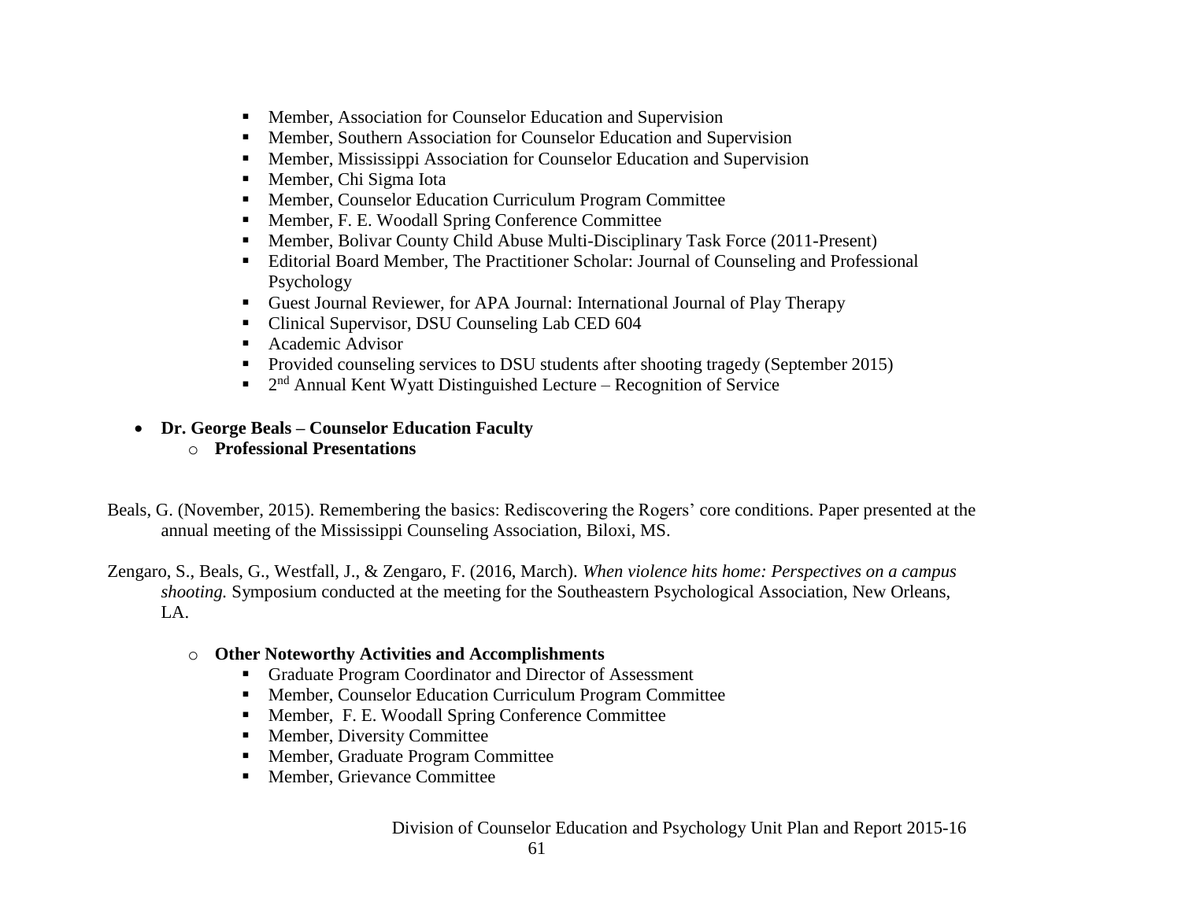- Member, Association for Counselor Education and Supervision
- Member, Southern Association for Counselor Education and Supervision
- Member, Mississippi Association for Counselor Education and Supervision
- Member, Chi Sigma Iota
- Member, Counselor Education Curriculum Program Committee
- Member, F. E. Woodall Spring Conference Committee
- Member, Bolivar County Child Abuse Multi-Disciplinary Task Force (2011-Present)
- Editorial Board Member, The Practitioner Scholar: Journal of Counseling and Professional Psychology
- Guest Journal Reviewer, for APA Journal: International Journal of Play Therapy
- Clinical Supervisor, DSU Counseling Lab CED 604
- Academic Advisor
- Provided counseling services to DSU students after shooting tragedy (September 2015)
- 2nd Annual Kent Wyatt Distinguished Lecture – Recognition of Service

- **Dr. George Beals – Counselor Education Faculty**
  - **Professional Presentations**

Beals, G. (November, 2015). Remembering the basics: Rediscovering the Rogers' core conditions. Paper presented at the annual meeting of the Mississippi Counseling Association, Biloxi, MS.

Zengaro, S., Beals, G., Westfall, J., & Zengaro, F. (2016, March). *When violence hits home: Perspectives on a campus shooting.* Symposium conducted at the meeting for the Southeastern Psychological Association, New Orleans, LA.

- **Other Noteworthy Activities and Accomplishments**
  - Graduate Program Coordinator and Director of Assessment
  - Member, Counselor Education Curriculum Program Committee
  - Member, F. E. Woodall Spring Conference Committee
  - Member, Diversity Committee
  - Member, Graduate Program Committee
  - Member, Grievance Committee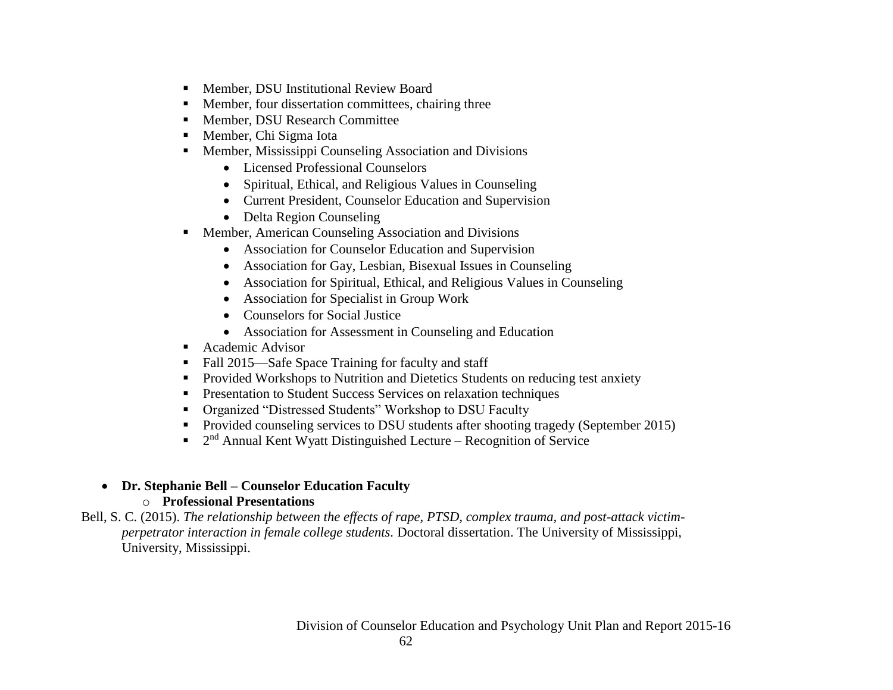- Member, DSU Institutional Review Board
- Member, four dissertation committees, chairing three
- Member, DSU Research Committee
- Member, Chi Sigma Iota
- Member, Mississippi Counseling Association and Divisions
  - Licensed Professional Counselors
  - Spiritual, Ethical, and Religious Values in Counseling
  - Current President, Counselor Education and Supervision
  - Delta Region Counseling
- Member, American Counseling Association and Divisions
  - Association for Counselor Education and Supervision
  - Association for Gay, Lesbian, Bisexual Issues in Counseling
  - Association for Spiritual, Ethical, and Religious Values in Counseling
  - Association for Specialist in Group Work
  - Counselors for Social Justice
  - Association for Assessment in Counseling and Education
- Academic Advisor
- Fall 2015—Safe Space Training for faculty and staff
- Provided Workshops to Nutrition and Dietetics Students on reducing test anxiety
- Presentation to Student Success Services on relaxation techniques
- Organized "Distressed Students" Workshop to DSU Faculty
- Provided counseling services to DSU students after shooting tragedy (September 2015)
- 2nd Annual Kent Wyatt Distinguished Lecture – Recognition of Service

- **Dr. Stephanie Bell – Counselor Education Faculty**
  - **Professional Presentations**

Bell, S. C. (2015). *The relationship between the effects of rape, PTSD, complex trauma, and post-attack victim-perpetrator interaction in female college students.* Doctoral dissertation. The University of Mississippi, University, Mississippi.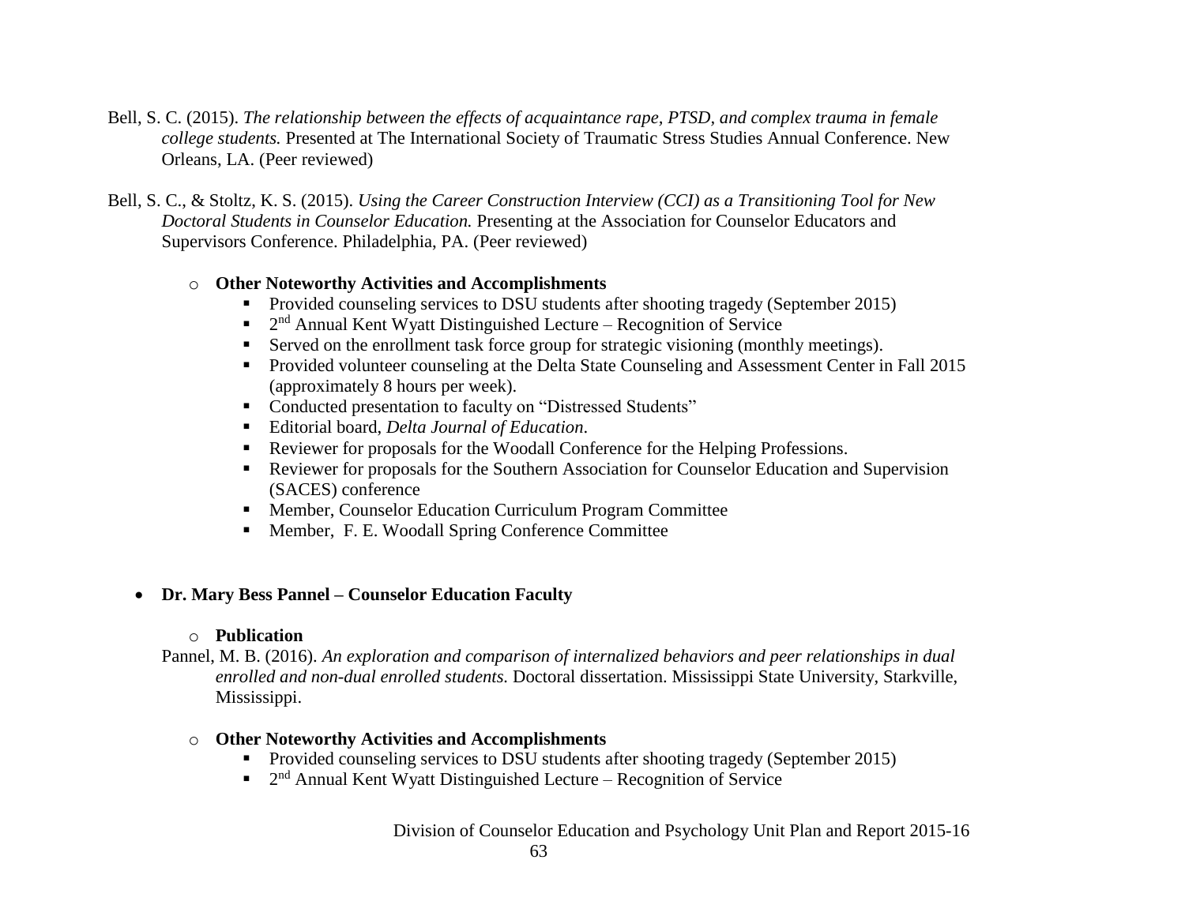Bell, S. C. (2015). *The relationship between the effects of acquaintance rape, PTSD, and complex trauma in female college students.* Presented at The International Society of Traumatic Stress Studies Annual Conference. New Orleans, LA. (Peer reviewed)

Bell, S. C., & Stoltz, K. S. (2015). *Using the Career Construction Interview (CCI) as a Transitioning Tool for New Doctoral Students in Counselor Education.* Presenting at the Association for Counselor Educators and Supervisors Conference. Philadelphia, PA. (Peer reviewed)

- **Other Noteworthy Activities and Accomplishments**
  - Provided counseling services to DSU students after shooting tragedy (September 2015)
  - 2nd Annual Kent Wyatt Distinguished Lecture – Recognition of Service
  - Served on the enrollment task force group for strategic visioning (monthly meetings).
  - Provided volunteer counseling at the Delta State Counseling and Assessment Center in Fall 2015 (approximately 8 hours per week).
  - Conducted presentation to faculty on "Distressed Students"
  - Editorial board, *Delta Journal of Education*.
  - Reviewer for proposals for the Woodall Conference for the Helping Professions.
  - Reviewer for proposals for the Southern Association for Counselor Education and Supervision (SACES) conference
  - Member, Counselor Education Curriculum Program Committee
  - Member, F. E. Woodall Spring Conference Committee

- **Dr. Mary Bess Pannel – Counselor Education Faculty**
  - **Publication**

Pannel, M. B. (2016). *An exploration and comparison of internalized behaviors and peer relationships in dual enrolled and non-dual enrolled students.* Doctoral dissertation. Mississippi State University, Starkville, Mississippi.

- **Other Noteworthy Activities and Accomplishments**
  - Provided counseling services to DSU students after shooting tragedy (September 2015)
  - 2nd Annual Kent Wyatt Distinguished Lecture – Recognition of Service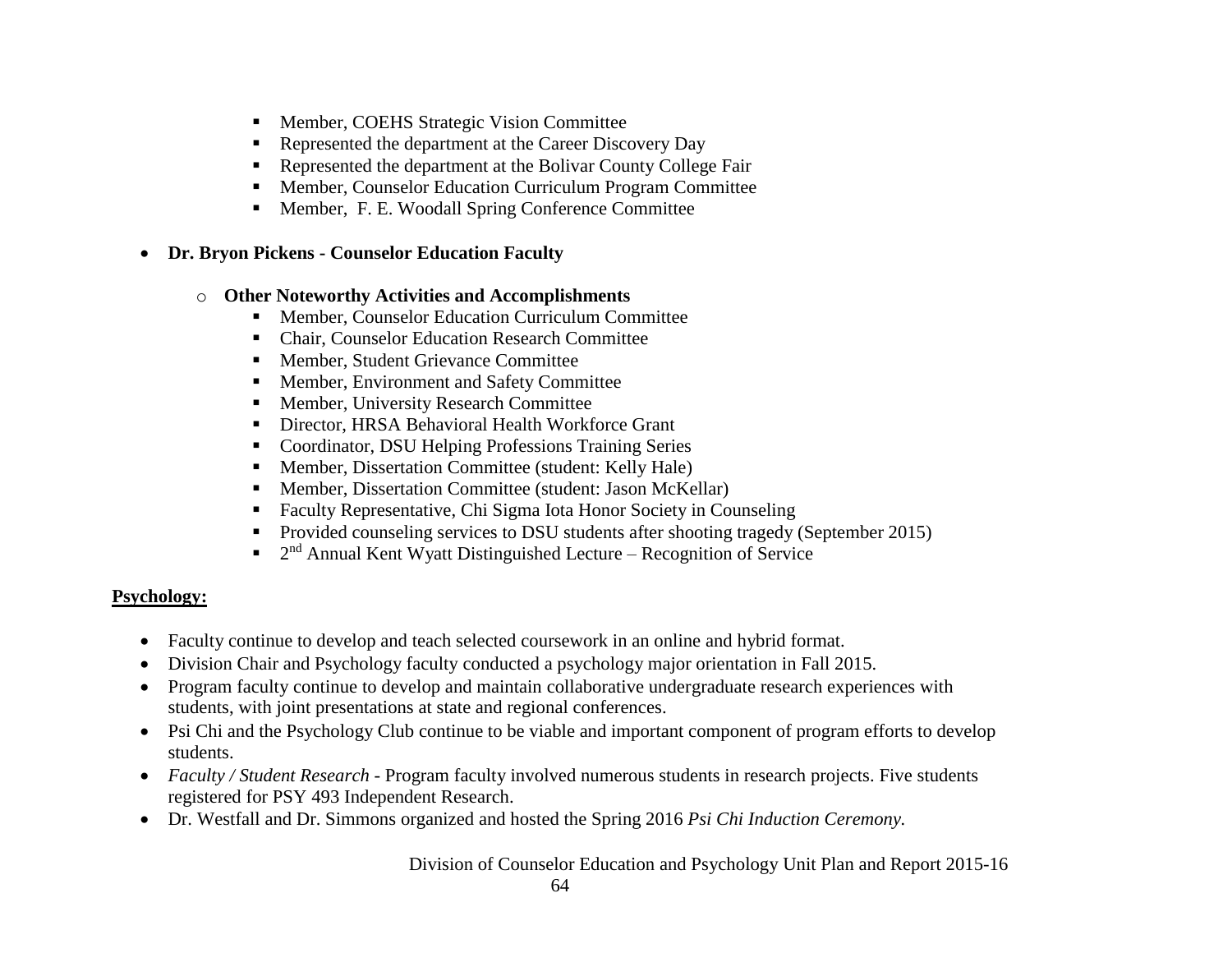- Member, COEHS Strategic Vision Committee
- Represented the department at the Career Discovery Day
- Represented the department at the Bolivar County College Fair
- Member, Counselor Education Curriculum Program Committee
- Member, F. E. Woodall Spring Conference Committee

- **Dr. Bryon Pickens - Counselor Education Faculty**
  - **Other Noteworthy Activities and Accomplishments**
    - Member, Counselor Education Curriculum Committee
    - Chair, Counselor Education Research Committee
    - Member, Student Grievance Committee
    - Member, Environment and Safety Committee
    - Member, University Research Committee
    - Director, HRSA Behavioral Health Workforce Grant
    - Coordinator, DSU Helping Professions Training Series
    - Member, Dissertation Committee (student: Kelly Hale)
    - Member, Dissertation Committee (student: Jason McKellar)
    - Faculty Representative, Chi Sigma Iota Honor Society in Counseling
    - Provided counseling services to DSU students after shooting tragedy (September 2015)
    - 2nd Annual Kent Wyatt Distinguished Lecture – Recognition of Service

**Psychology:**

- Faculty continue to develop and teach selected coursework in an online and hybrid format.
- Division Chair and Psychology faculty conducted a psychology major orientation in Fall 2015.
- Program faculty continue to develop and maintain collaborative undergraduate research experiences with students, with joint presentations at state and regional conferences.
- Psi Chi and the Psychology Club continue to be viable and important component of program efforts to develop students.
- *Faculty / Student Research* - Program faculty involved numerous students in research projects. Five students registered for PSY 493 Independent Research.
- Dr. Westfall and Dr. Simmons organized and hosted the Spring 2016 *Psi Chi Induction Ceremony.*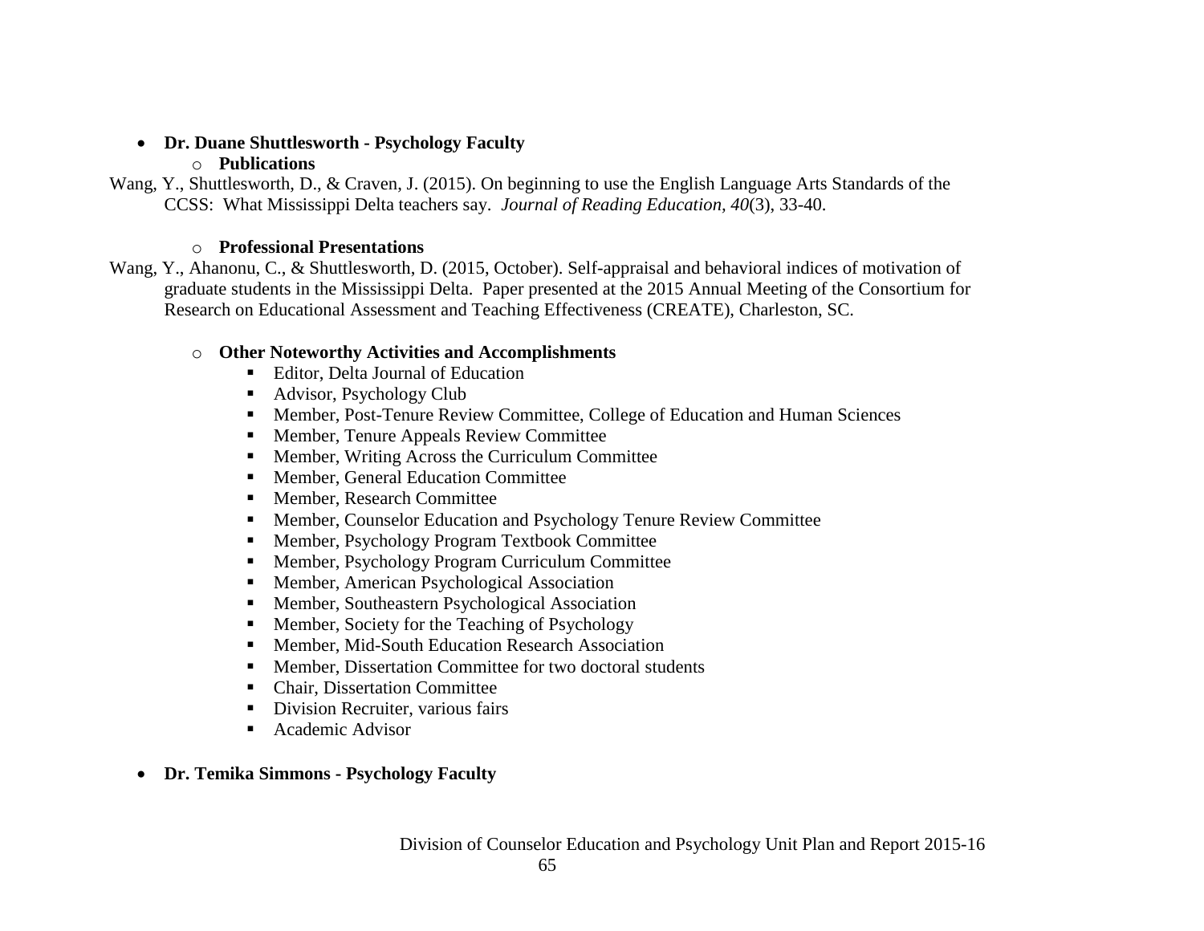- **Dr. Duane Shuttlesworth - Psychology Faculty**
    - **Publications**

Wang, Y., Shuttlesworth, D., & Craven, J. (2015). On beginning to use the English Language Arts Standards of the CCSS: What Mississippi Delta teachers say. *Journal of Reading Education*, *40*(3), 33-40.

- 
    - **Professional Presentations**

Wang, Y., Ahanonu, C., & Shuttlesworth, D. (2015, October). Self-appraisal and behavioral indices of motivation of graduate students in the Mississippi Delta. Paper presented at the 2015 Annual Meeting of the Consortium for Research on Educational Assessment and Teaching Effectiveness (CREATE), Charleston, SC.

- 
    - **Other Noteworthy Activities and Accomplishments**
        - Editor, Delta Journal of Education
        - Advisor, Psychology Club
        - Member, Post-Tenure Review Committee, College of Education and Human Sciences
        - Member, Tenure Appeals Review Committee
        - Member, Writing Across the Curriculum Committee
        - Member, General Education Committee
        - Member, Research Committee
        - Member, Counselor Education and Psychology Tenure Review Committee
        - Member, Psychology Program Textbook Committee
        - Member, Psychology Program Curriculum Committee
        - Member, American Psychological Association
        - Member, Southeastern Psychological Association
        - Member, Society for the Teaching of Psychology
        - Member, Mid-South Education Research Association
        - Member, Dissertation Committee for two doctoral students
        - Chair, Dissertation Committee
        - Division Recruiter, various fairs
        - Academic Advisor

- **Dr. Temika Simmons - Psychology Faculty**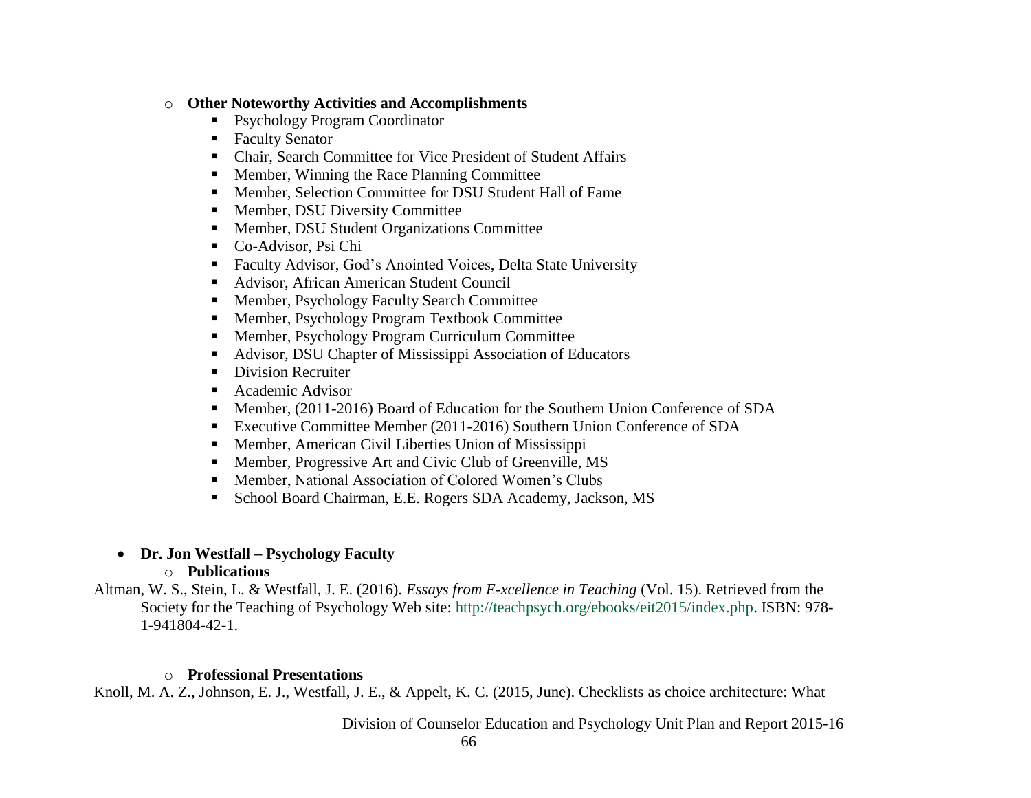- **Other Noteworthy Activities and Accomplishments**
  - Psychology Program Coordinator
  - Faculty Senator
  - Chair, Search Committee for Vice President of Student Affairs
  - Member, Winning the Race Planning Committee
  - Member, Selection Committee for DSU Student Hall of Fame
  - Member, DSU Diversity Committee
  - Member, DSU Student Organizations Committee
  - Co-Advisor, Psi Chi
  - Faculty Advisor, God's Anointed Voices, Delta State University
  - Advisor, African American Student Council
  - Member, Psychology Faculty Search Committee
  - Member, Psychology Program Textbook Committee
  - Member, Psychology Program Curriculum Committee
  - Advisor, DSU Chapter of Mississippi Association of Educators
  - Division Recruiter
  - Academic Advisor
  - Member, (2011-2016) Board of Education for the Southern Union Conference of SDA
  - Executive Committee Member (2011-2016) Southern Union Conference of SDA
  - Member, American Civil Liberties Union of Mississippi
  - Member, Progressive Art and Civic Club of Greenville, MS
  - Member, National Association of Colored Women's Clubs
  - School Board Chairman, E.E. Rogers SDA Academy, Jackson, MS

- **Dr. Jon Westfall – Psychology Faculty**
  - **Publications**

Altman, W. S., Stein, L. & Westfall, J. E. (2016). *Essays from E-xcellence in Teaching* (Vol. 15). Retrieved from the Society for the Teaching of Psychology Web site: http://teachpsych.org/ebooks/eit2015/index.php. ISBN: 978-1-941804-42-1.

  - **Professional Presentations**

Knoll, M. A. Z., Johnson, E. J., Westfall, J. E., & Appelt, K. C. (2015, June). Checklists as choice architecture: What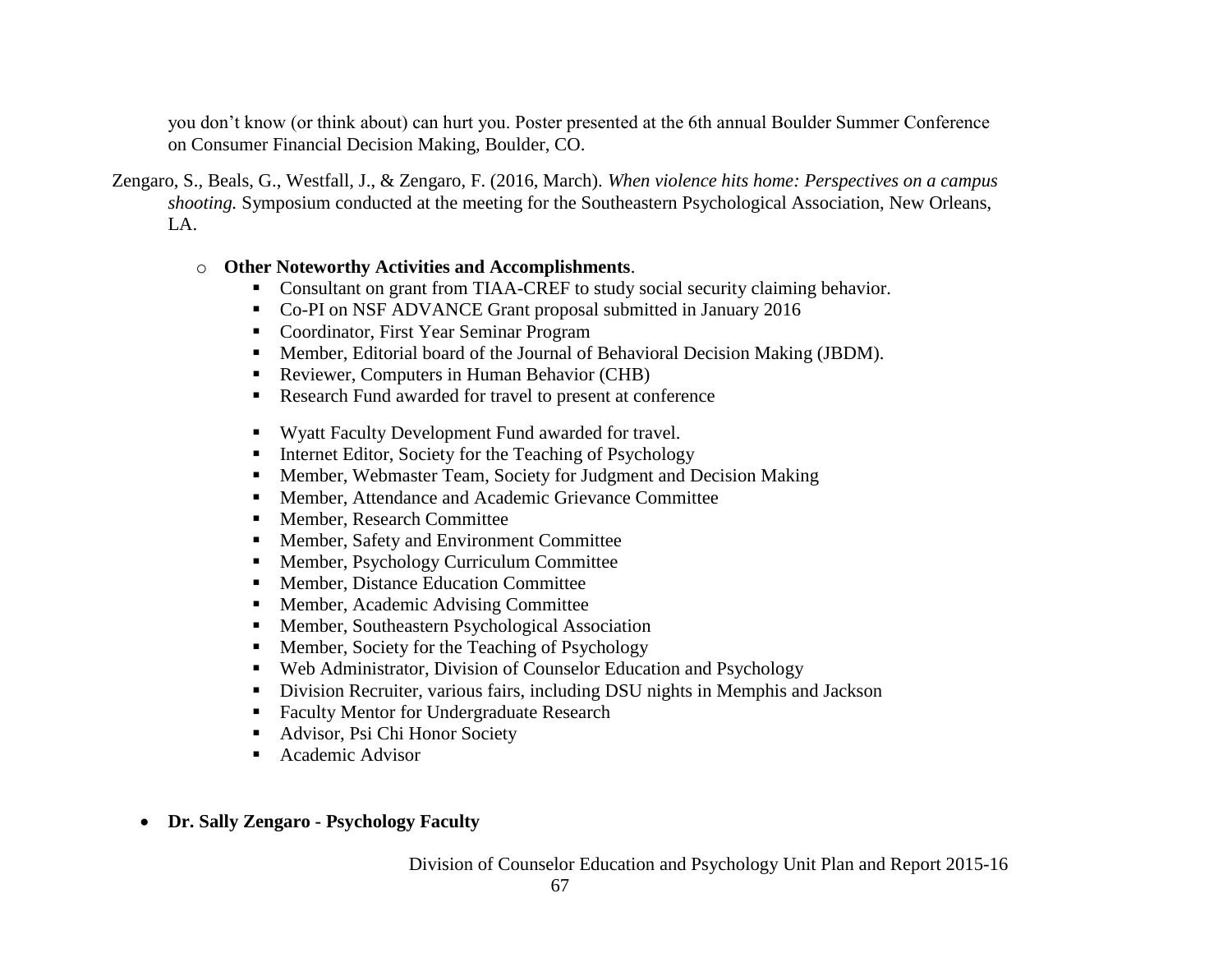you don't know (or think about) can hurt you. Poster presented at the 6th annual Boulder Summer Conference on Consumer Financial Decision Making, Boulder, CO.

Zengaro, S., Beals, G., Westfall, J., & Zengaro, F. (2016, March). *When violence hits home: Perspectives on a campus shooting.* Symposium conducted at the meeting for the Southeastern Psychological Association, New Orleans, LA.

- **Other Noteworthy Activities and Accomplishments**.
  - Consultant on grant from TIAA-CREF to study social security claiming behavior.
  - Co-PI on NSF ADVANCE Grant proposal submitted in January 2016
  - Coordinator, First Year Seminar Program
  - Member, Editorial board of the Journal of Behavioral Decision Making (JBDM).
  - Reviewer, Computers in Human Behavior (CHB)
  - Research Fund awarded for travel to present at conference
  - Wyatt Faculty Development Fund awarded for travel.
  - Internet Editor, Society for the Teaching of Psychology
  - Member, Webmaster Team, Society for Judgment and Decision Making
  - Member, Attendance and Academic Grievance Committee
  - Member, Research Committee
  - Member, Safety and Environment Committee
  - Member, Psychology Curriculum Committee
  - Member, Distance Education Committee
  - Member, Academic Advising Committee
  - Member, Southeastern Psychological Association
  - Member, Society for the Teaching of Psychology
  - Web Administrator, Division of Counselor Education and Psychology
  - Division Recruiter, various fairs, including DSU nights in Memphis and Jackson
  - Faculty Mentor for Undergraduate Research
  - Advisor, Psi Chi Honor Society
  - Academic Advisor

- **Dr. Sally Zengaro - Psychology Faculty**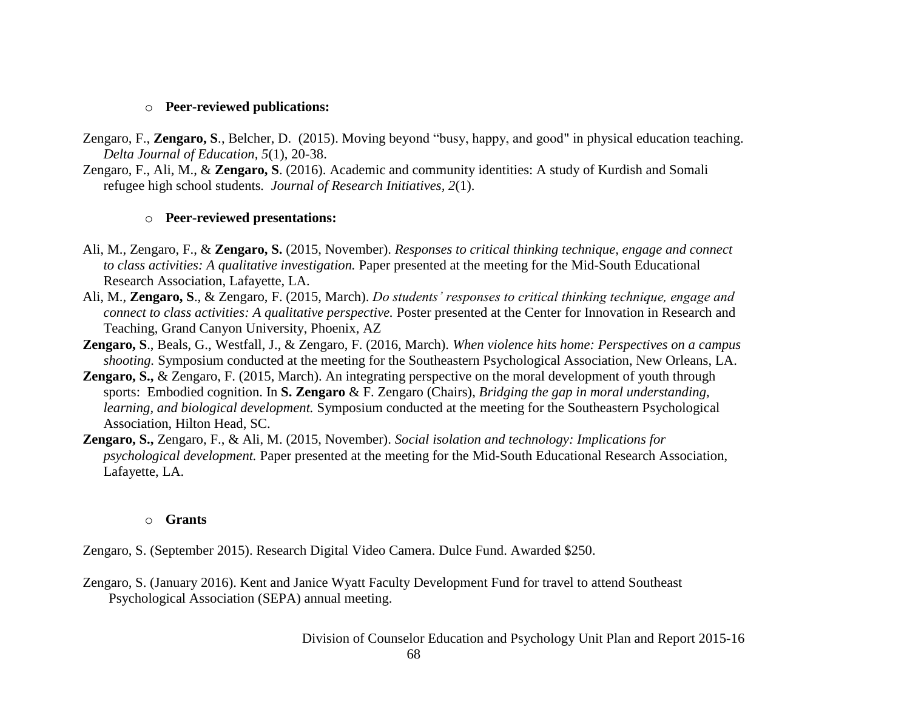- **Peer-reviewed publications:**

Zengaro, F., **Zengaro, S**., Belcher, D. (2015). Moving beyond "busy, happy, and good" in physical education teaching. *Delta Journal of Education*, *5*(1), 20-38.

Zengaro, F., Ali, M., & **Zengaro, S**. (2016). Academic and community identities: A study of Kurdish and Somali refugee high school students. *Journal of Research Initiatives*, *2*(1).

- **Peer-reviewed presentations:**

Ali, M., Zengaro, F., & **Zengaro, S.** (2015, November). *Responses to critical thinking technique, engage and connect to class activities: A qualitative investigation.* Paper presented at the meeting for the Mid-South Educational Research Association, Lafayette, LA.

Ali, M., **Zengaro, S**., & Zengaro, F. (2015, March). *Do students' responses to critical thinking technique, engage and connect to class activities: A qualitative perspective.* Poster presented at the Center for Innovation in Research and Teaching, Grand Canyon University, Phoenix, AZ

**Zengaro, S**., Beals, G., Westfall, J., & Zengaro, F. (2016, March). *When violence hits home: Perspectives on a campus shooting.* Symposium conducted at the meeting for the Southeastern Psychological Association, New Orleans, LA.

**Zengaro, S.,** & Zengaro, F. (2015, March). An integrating perspective on the moral development of youth through sports: Embodied cognition. In **S. Zengaro** & F. Zengaro (Chairs), *Bridging the gap in moral understanding, learning, and biological development.* Symposium conducted at the meeting for the Southeastern Psychological Association, Hilton Head, SC.

**Zengaro, S.,** Zengaro, F., & Ali, M. (2015, November). *Social isolation and technology: Implications for psychological development.* Paper presented at the meeting for the Mid-South Educational Research Association, Lafayette, LA.

- **Grants**

Zengaro, S. (September 2015). Research Digital Video Camera. Dulce Fund. Awarded $250.

Zengaro, S. (January 2016). Kent and Janice Wyatt Faculty Development Fund for travel to attend Southeast Psychological Association (SEPA) annual meeting.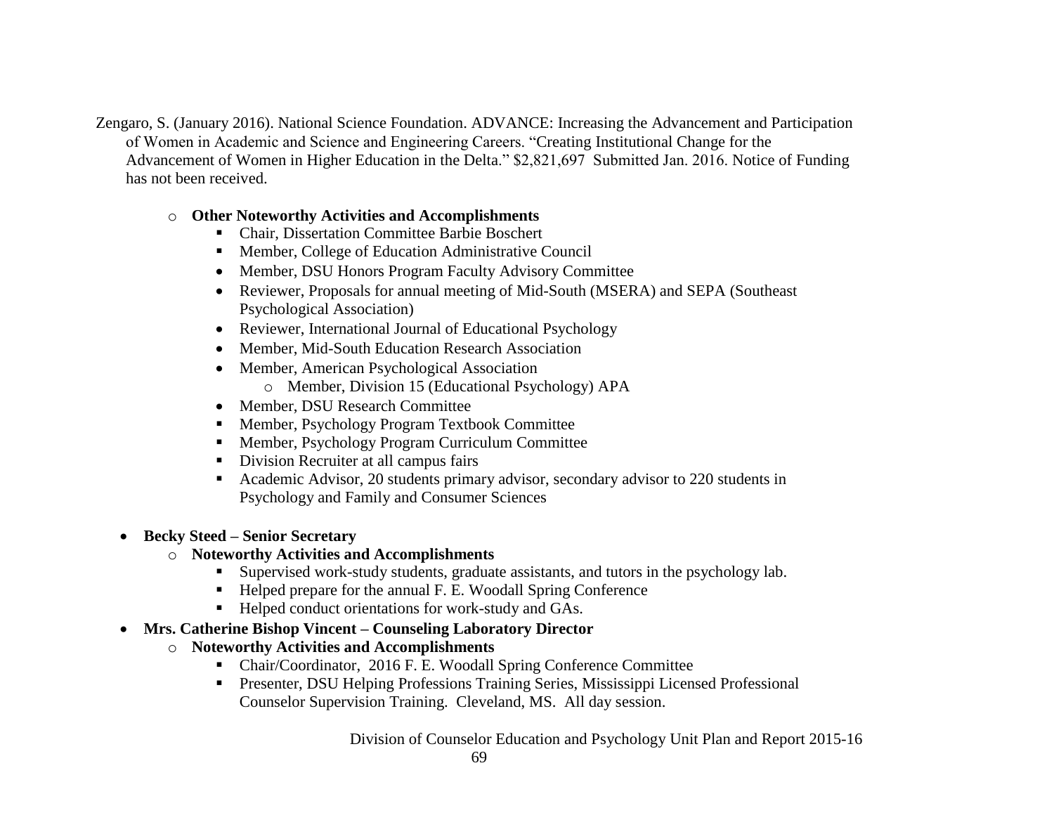Zengaro, S. (January 2016). National Science Foundation. ADVANCE: Increasing the Advancement and Participation of Women in Academic and Science and Engineering Careers. "Creating Institutional Change for the Advancement of Women in Higher Education in the Delta." $2,821,697 Submitted Jan. 2016. Notice of Funding has not been received.

- **Other Noteworthy Activities and Accomplishments**
  - Chair, Dissertation Committee Barbie Boschert
  - Member, College of Education Administrative Council
  - Member, DSU Honors Program Faculty Advisory Committee
  - Reviewer, Proposals for annual meeting of Mid-South (MSERA) and SEPA (Southeast Psychological Association)
  - Reviewer, International Journal of Educational Psychology
  - Member, Mid-South Education Research Association
  - Member, American Psychological Association
    - Member, Division 15 (Educational Psychology) APA
  - Member, DSU Research Committee
  - Member, Psychology Program Textbook Committee
  - Member, Psychology Program Curriculum Committee
  - Division Recruiter at all campus fairs
  - Academic Advisor, 20 students primary advisor, secondary advisor to 220 students in Psychology and Family and Consumer Sciences

- **Becky Steed – Senior Secretary**
  - **Noteworthy Activities and Accomplishments**
    - Supervised work-study students, graduate assistants, and tutors in the psychology lab.
    - Helped prepare for the annual F. E. Woodall Spring Conference
    - Helped conduct orientations for work-study and GAs.
- **Mrs. Catherine Bishop Vincent – Counseling Laboratory Director**
  - **Noteworthy Activities and Accomplishments**
    - Chair/Coordinator, 2016 F. E. Woodall Spring Conference Committee
    - Presenter, DSU Helping Professions Training Series, Mississippi Licensed Professional Counselor Supervision Training. Cleveland, MS. All day session.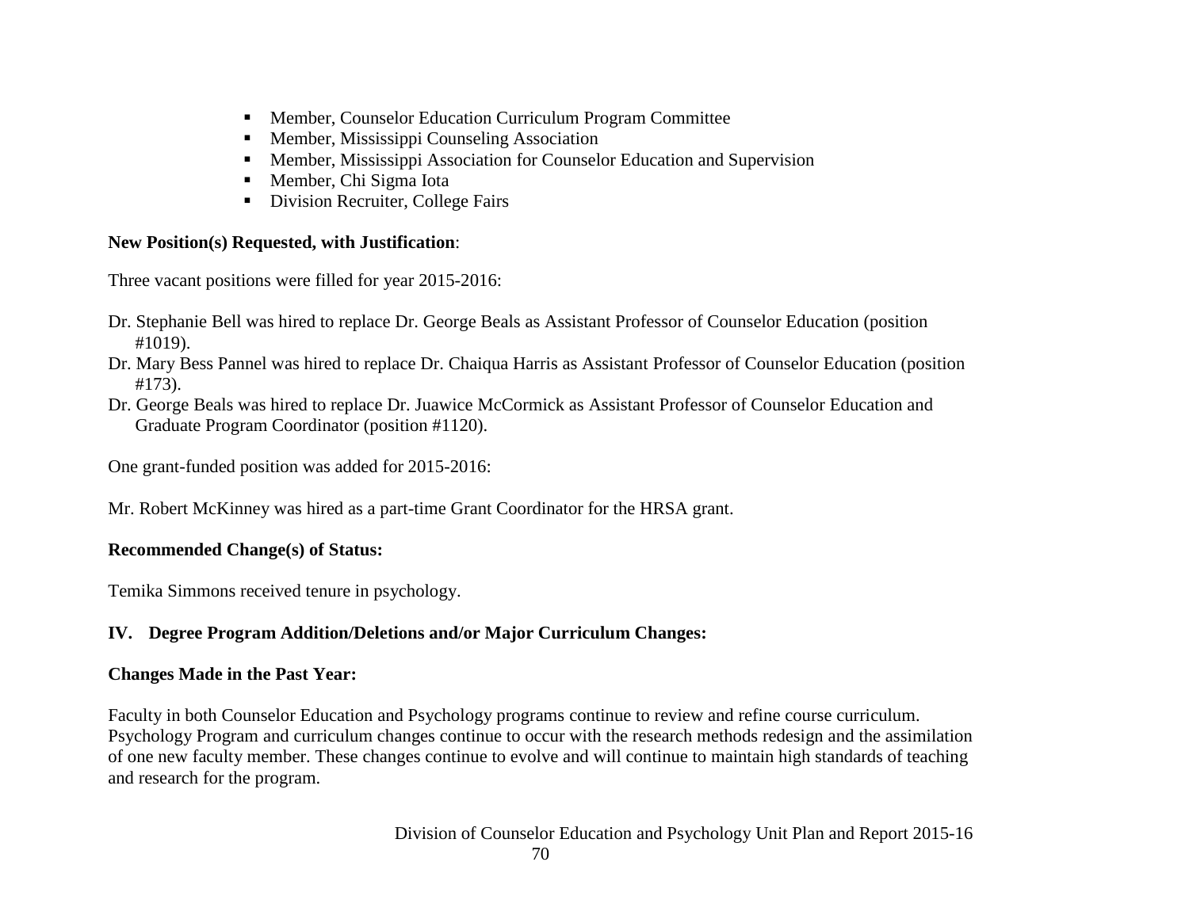- Member, Counselor Education Curriculum Program Committee
- Member, Mississippi Counseling Association
- Member, Mississippi Association for Counselor Education and Supervision
- Member, Chi Sigma Iota
- Division Recruiter, College Fairs

**New Position(s) Requested, with Justification**:

Three vacant positions were filled for year 2015-2016:

Dr. Stephanie Bell was hired to replace Dr. George Beals as Assistant Professor of Counselor Education (position #1019).

Dr. Mary Bess Pannel was hired to replace Dr. Chaiqua Harris as Assistant Professor of Counselor Education (position #173).

Dr. George Beals was hired to replace Dr. Juawice McCormick as Assistant Professor of Counselor Education and Graduate Program Coordinator (position #1120).

One grant-funded position was added for 2015-2016:

Mr. Robert McKinney was hired as a part-time Grant Coordinator for the HRSA grant.

**Recommended Change(s) of Status:**

Temika Simmons received tenure in psychology.

## IV. Degree Program Addition/Deletions and/or Major Curriculum Changes:

**Changes Made in the Past Year:**

Faculty in both Counselor Education and Psychology programs continue to review and refine course curriculum. Psychology Program and curriculum changes continue to occur with the research methods redesign and the assimilation of one new faculty member. These changes continue to evolve and will continue to maintain high standards of teaching and research for the program.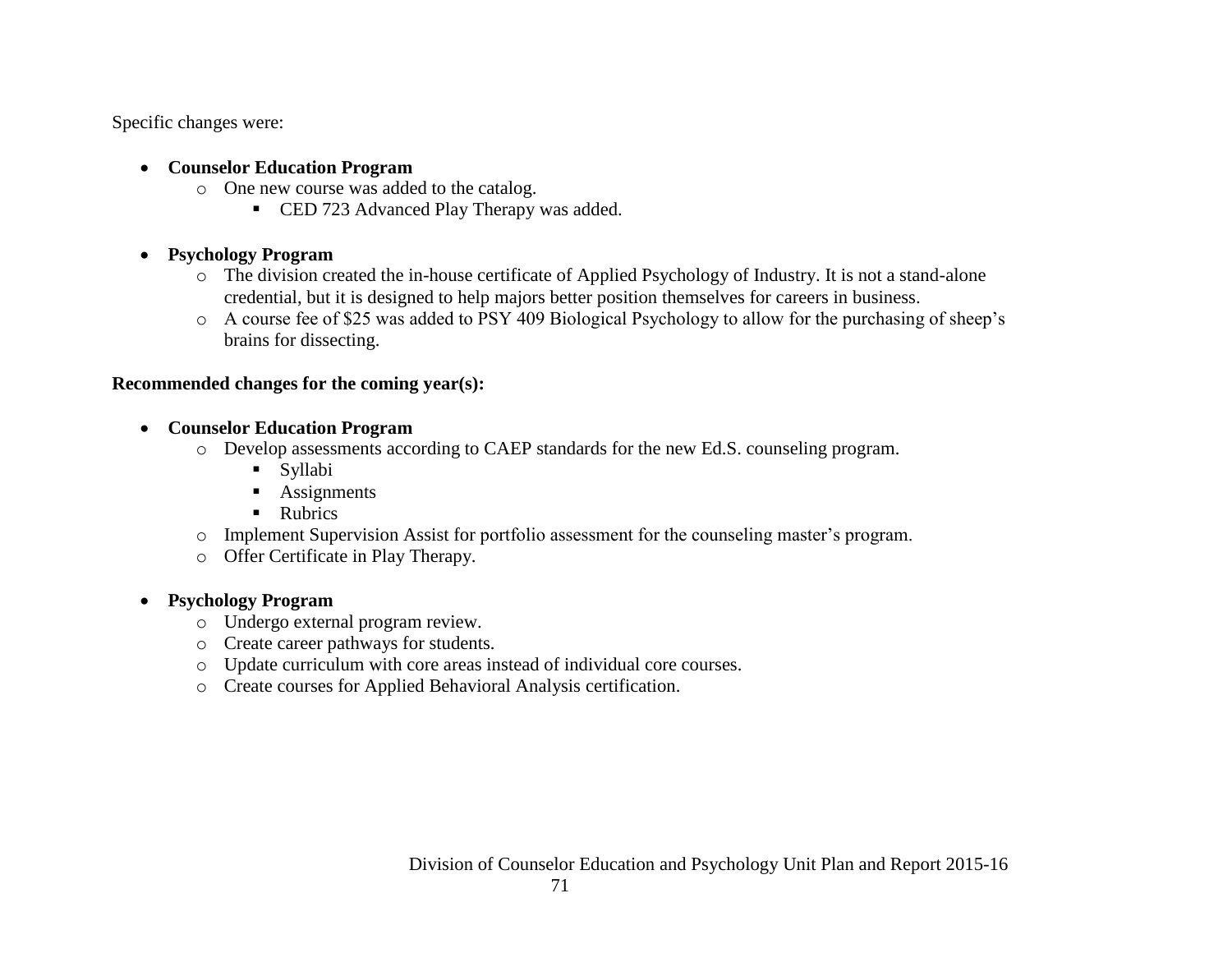Specific changes were:

- **Counselor Education Program**
  - One new course was added to the catalog.
    - CED 723 Advanced Play Therapy was added.

- **Psychology Program**
  - The division created the in-house certificate of Applied Psychology of Industry. It is not a stand-alone credential, but it is designed to help majors better position themselves for careers in business.
  - A course fee of $25 was added to PSY 409 Biological Psychology to allow for the purchasing of sheep's brains for dissecting.

**Recommended changes for the coming year(s):**

- **Counselor Education Program**
  - Develop assessments according to CAEP standards for the new Ed.S. counseling program.
    - Syllabi
    - Assignments
    - Rubrics
  - Implement Supervision Assist for portfolio assessment for the counseling master's program.
  - Offer Certificate in Play Therapy.

- **Psychology Program**
  - Undergo external program review.
  - Create career pathways for students.
  - Update curriculum with core areas instead of individual core courses.
  - Create courses for Applied Behavioral Analysis certification.